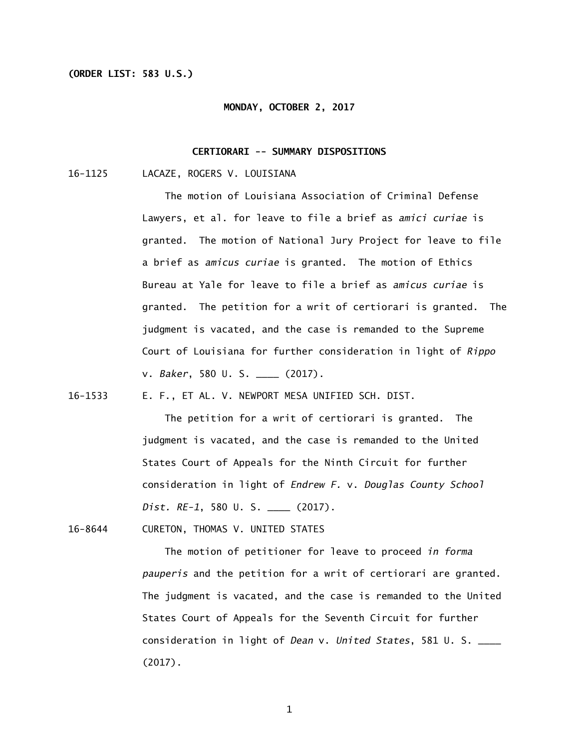**(ORDER LIST: 583 U.S.)**

**MONDAY, OCTOBER 2, 2017**

**CERTIORARI -- SUMMARY DISPOSITIONS**

16-1125 LACAZE, ROGERS V. LOUISIANA

The motion of Louisiana Association of Criminal Defense Lawyers, et al. for leave to file a brief as *amici curiae* is granted. The motion of National Jury Project for leave to file a brief as *amicus curiae* is granted. The motion of Ethics Bureau at Yale for leave to file a brief as *amicus curiae* is granted. The petition for a writ of certiorari is granted. The judgment is vacated, and the case is remanded to the Supreme Court of Louisiana for further consideration in light of *Rippo* v. *Baker*, 580 U. S. ____ (2017).

16-1533 E. F., ET AL. V. NEWPORT MESA UNIFIED SCH. DIST.

The petition for a writ of certiorari is granted. The judgment is vacated, and the case is remanded to the United States Court of Appeals for the Ninth Circuit for further consideration in light of *Endrew F.* v. *Douglas County School Dist. RE-1*, 580 U. S. ____ (2017).

16-8644 CURETON, THOMAS V. UNITED STATES

The motion of petitioner for leave to proceed *in forma pauperis* and the petition for a writ of certiorari are granted. The judgment is vacated, and the case is remanded to the United States Court of Appeals for the Seventh Circuit for further consideration in light of *Dean* v. *United States*, 581 U. S. ____ (2017).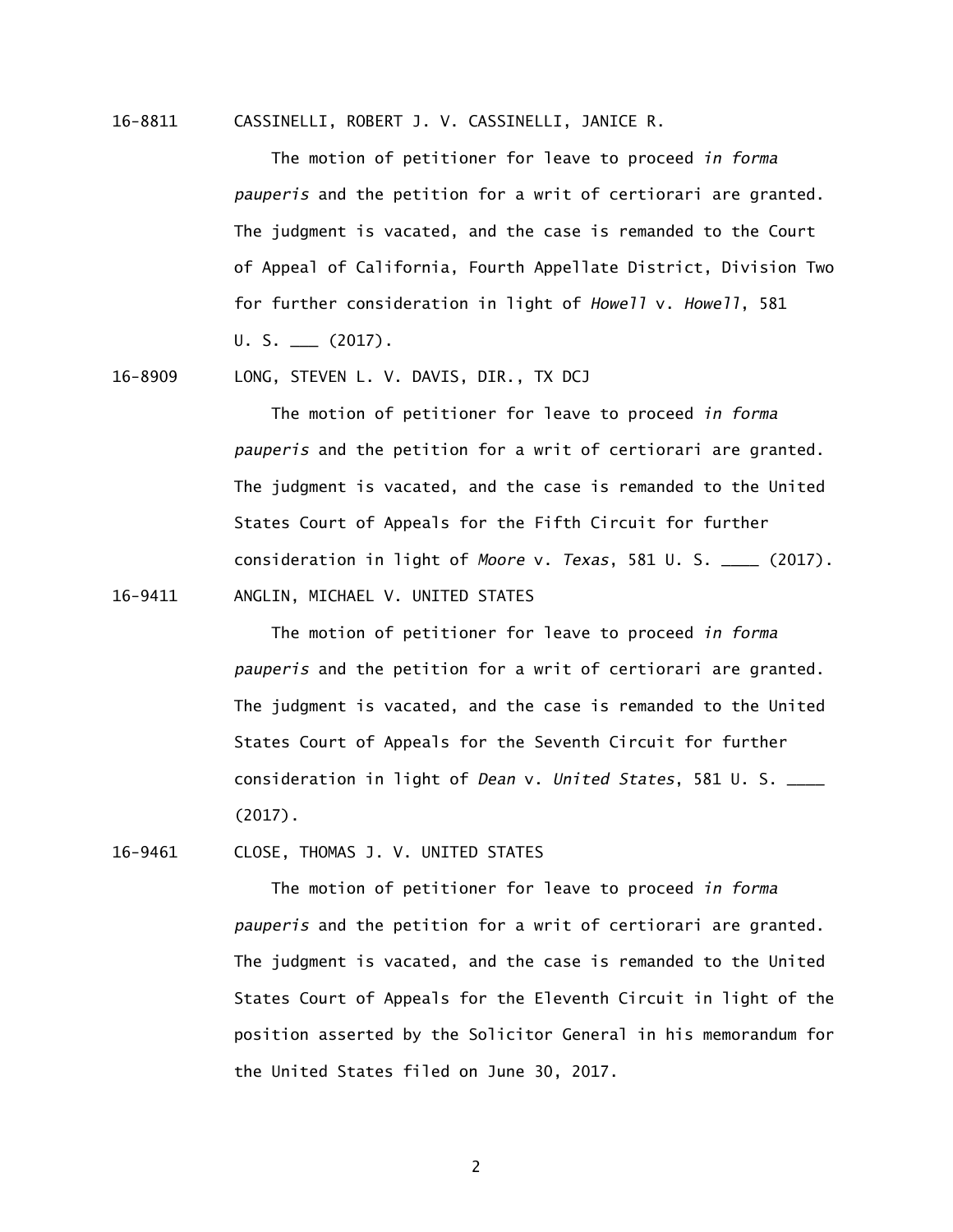16-8811 CASSINELLI, ROBERT J. V. CASSINELLI, JANICE R.

The motion of petitioner for leave to proceed *in forma pauperis* and the petition for a writ of certiorari are granted. The judgment is vacated, and the case is remanded to the Court of Appeal of California, Fourth Appellate District, Division Two for further consideration in light of *Howell* v. *Howell*, 581 U. S. ___ (2017).

16-8909 LONG, STEVEN L. V. DAVIS, DIR., TX DCJ

The motion of petitioner for leave to proceed *in forma pauperis* and the petition for a writ of certiorari are granted. The judgment is vacated, and the case is remanded to the United States Court of Appeals for the Fifth Circuit for further consideration in light of *Moore* v. *Texas*, 581 U. S. ____ (2017).

16-9411 ANGLIN, MICHAEL V. UNITED STATES

The motion of petitioner for leave to proceed *in forma pauperis* and the petition for a writ of certiorari are granted. The judgment is vacated, and the case is remanded to the United States Court of Appeals for the Seventh Circuit for further consideration in light of *Dean* v. *United States*, 581 U. S. ____ (2017).

16-9461 CLOSE, THOMAS J. V. UNITED STATES

The motion of petitioner for leave to proceed *in forma pauperis* and the petition for a writ of certiorari are granted. The judgment is vacated, and the case is remanded to the United States Court of Appeals for the Eleventh Circuit in light of the position asserted by the Solicitor General in his memorandum for the United States filed on June 30, 2017.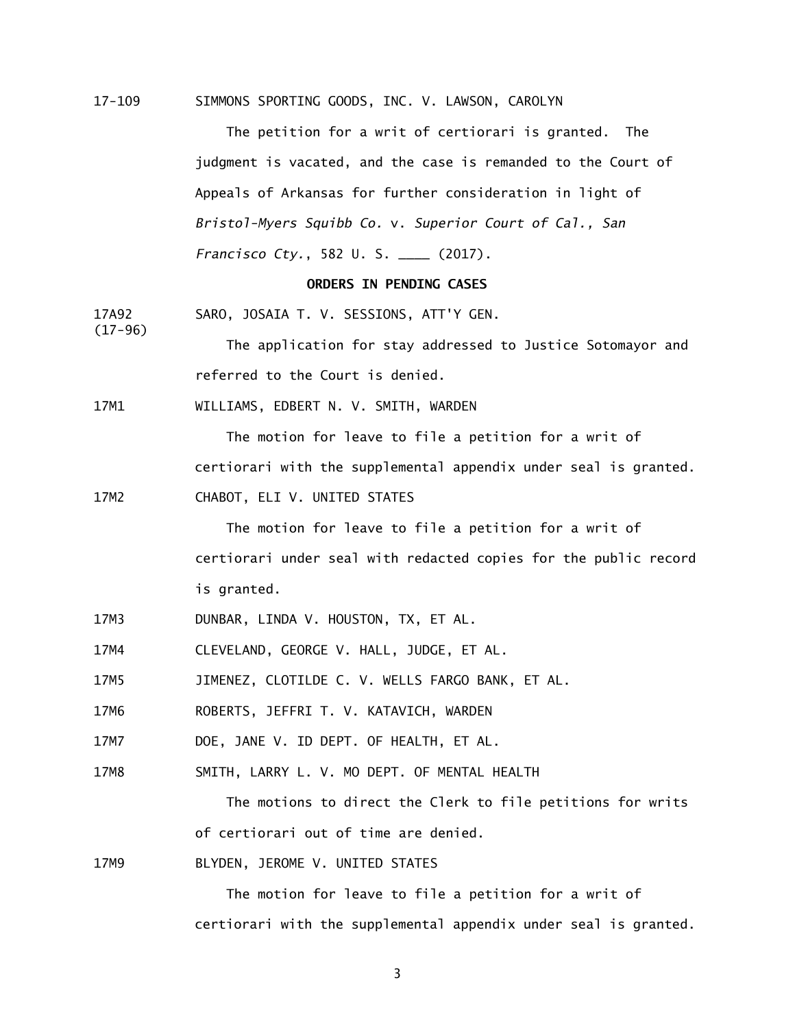17-109 SIMMONS SPORTING GOODS, INC. V. LAWSON, CAROLYN

The petition for a writ of certiorari is granted. The judgment is vacated, and the case is remanded to the Court of Appeals of Arkansas for further consideration in light of *Bristol-Myers Squibb Co.* v. *Superior Court of Cal., San Francisco Cty.*, 582 U. S. ____ (2017).

**ORDERS IN PENDING CASES**

17A92 (17-96) SARO, JOSAIA T. V. SESSIONS, ATT'Y GEN.

The application for stay addressed to Justice Sotomayor and referred to the Court is denied.

17M1 WILLIAMS, EDBERT N. V. SMITH, WARDEN

The motion for leave to file a petition for a writ of certiorari with the supplemental appendix under seal is granted.

17M2 CHABOT, ELI V. UNITED STATES

The motion for leave to file a petition for a writ of certiorari under seal with redacted copies for the public record is granted.

17M3 DUNBAR, LINDA V. HOUSTON, TX, ET AL.

17M4 CLEVELAND, GEORGE V. HALL, JUDGE, ET AL.

17M5 JIMENEZ, CLOTILDE C. V. WELLS FARGO BANK, ET AL.

17M6 ROBERTS, JEFFRI T. V. KATAVICH, WARDEN

17M7 DOE, JANE V. ID DEPT. OF HEALTH, ET AL.

17M8 SMITH, LARRY L. V. MO DEPT. OF MENTAL HEALTH

The motions to direct the Clerk to file petitions for writs of certiorari out of time are denied.

17M9 BLYDEN, JEROME V. UNITED STATES

The motion for leave to file a petition for a writ of certiorari with the supplemental appendix under seal is granted.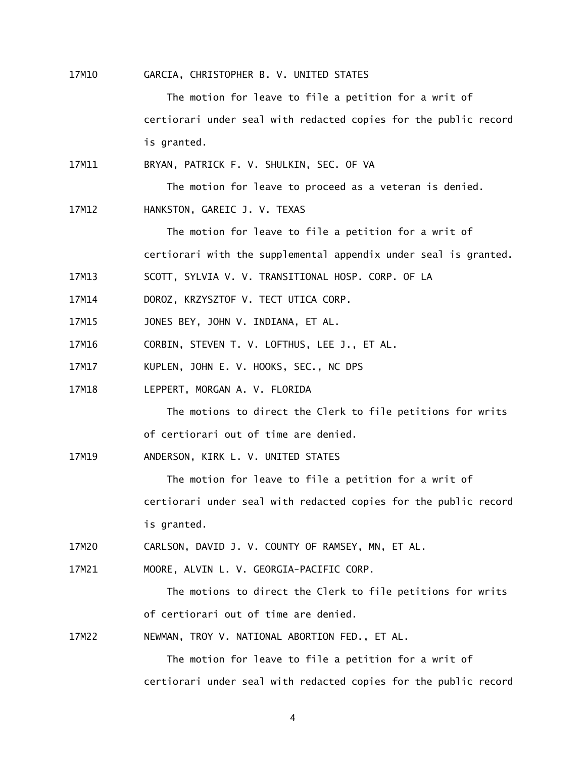17M10 GARCIA, CHRISTOPHER B. V. UNITED STATES

The motion for leave to file a petition for a writ of certiorari under seal with redacted copies for the public record is granted.

17M11 BRYAN, PATRICK F. V. SHULKIN, SEC. OF VA

The motion for leave to proceed as a veteran is denied.

17M12 HANKSTON, GAREIC J. V. TEXAS

The motion for leave to file a petition for a writ of certiorari with the supplemental appendix under seal is granted.

17M13 SCOTT, SYLVIA V. V. TRANSITIONAL HOSP. CORP. OF LA

17M14 DOROZ, KRZYSZTOF V. TECT UTICA CORP.

17M15 JONES BEY, JOHN V. INDIANA, ET AL.

17M16 CORBIN, STEVEN T. V. LOFTHUS, LEE J., ET AL.

17M17 KUPLEN, JOHN E. V. HOOKS, SEC., NC DPS

17M18 LEPPERT, MORGAN A. V. FLORIDA

The motions to direct the Clerk to file petitions for writs of certiorari out of time are denied.

17M19 ANDERSON, KIRK L. V. UNITED STATES

The motion for leave to file a petition for a writ of certiorari under seal with redacted copies for the public record is granted.

17M20 CARLSON, DAVID J. V. COUNTY OF RAMSEY, MN, ET AL.

17M21 MOORE, ALVIN L. V. GEORGIA-PACIFIC CORP.

The motions to direct the Clerk to file petitions for writs of certiorari out of time are denied.

17M22 NEWMAN, TROY V. NATIONAL ABORTION FED., ET AL.

The motion for leave to file a petition for a writ of certiorari under seal with redacted copies for the public record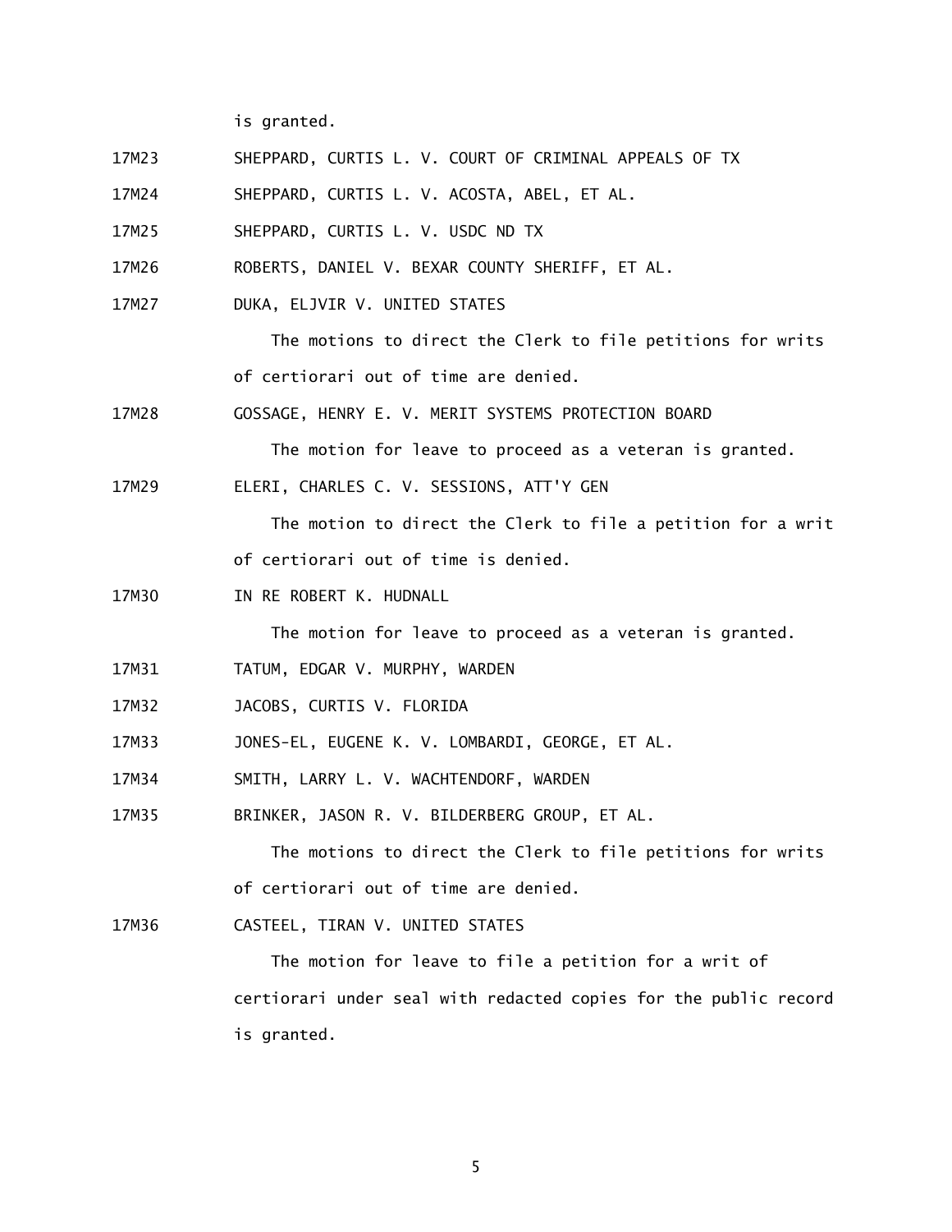is granted.

17M23 SHEPPARD, CURTIS L. V. COURT OF CRIMINAL APPEALS OF TX

17M24 SHEPPARD, CURTIS L. V. ACOSTA, ABEL, ET AL.

17M25 SHEPPARD, CURTIS L. V. USDC ND TX

17M26 ROBERTS, DANIEL V. BEXAR COUNTY SHERIFF, ET AL.

17M27 DUKA, ELJVIR V. UNITED STATES

The motions to direct the Clerk to file petitions for writs of certiorari out of time are denied.

17M28 GOSSAGE, HENRY E. V. MERIT SYSTEMS PROTECTION BOARD

The motion for leave to proceed as a veteran is granted.

17M29 ELERI, CHARLES C. V. SESSIONS, ATT'Y GEN

The motion to direct the Clerk to file a petition for a writ of certiorari out of time is denied.

17M30 IN RE ROBERT K. HUDNALL

The motion for leave to proceed as a veteran is granted.

17M31 TATUM, EDGAR V. MURPHY, WARDEN

17M32 JACOBS, CURTIS V. FLORIDA

17M33 JONES-EL, EUGENE K. V. LOMBARDI, GEORGE, ET AL.

17M34 SMITH, LARRY L. V. WACHTENDORF, WARDEN

17M35 BRINKER, JASON R. V. BILDERBERG GROUP, ET AL.

The motions to direct the Clerk to file petitions for writs of certiorari out of time are denied.

17M36 CASTEEL, TIRAN V. UNITED STATES

The motion for leave to file a petition for a writ of certiorari under seal with redacted copies for the public record is granted.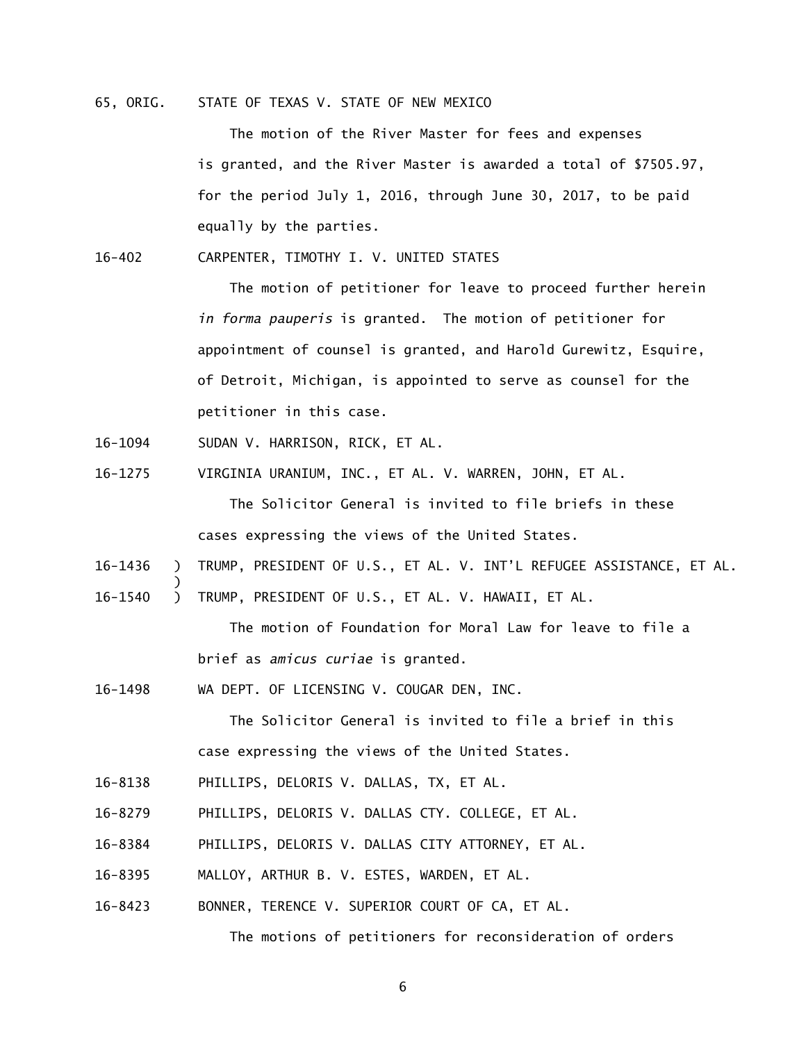65, ORIG. STATE OF TEXAS V. STATE OF NEW MEXICO

The motion of the River Master for fees and expenses is granted, and the River Master is awarded a total of $7505.97, for the period July 1, 2016, through June 30, 2017, to be paid equally by the parties.

16-402 CARPENTER, TIMOTHY I. V. UNITED STATES

The motion of petitioner for leave to proceed further herein *in forma pauperis* is granted. The motion of petitioner for appointment of counsel is granted, and Harold Gurewitz, Esquire, of Detroit, Michigan, is appointed to serve as counsel for the petitioner in this case.

16-1094 SUDAN V. HARRISON, RICK, ET AL.

16-1275 VIRGINIA URANIUM, INC., ET AL. V. WARREN, JOHN, ET AL.

The Solicitor General is invited to file briefs in these cases expressing the views of the United States.

16-1436 ) TRUMP, PRESIDENT OF U.S., ET AL. V. INT'L REFUGEE ASSISTANCE, ET AL.
)
16-1540 ) TRUMP, PRESIDENT OF U.S., ET AL. V. HAWAII, ET AL.

The motion of Foundation for Moral Law for leave to file a brief as *amicus curiae* is granted.

16-1498 WA DEPT. OF LICENSING V. COUGAR DEN, INC.

The Solicitor General is invited to file a brief in this case expressing the views of the United States.

16-8138 PHILLIPS, DELORIS V. DALLAS, TX, ET AL.

16-8279 PHILLIPS, DELORIS V. DALLAS CTY. COLLEGE, ET AL.

16-8384 PHILLIPS, DELORIS V. DALLAS CITY ATTORNEY, ET AL.

16-8395 MALLOY, ARTHUR B. V. ESTES, WARDEN, ET AL.

16-8423 BONNER, TERENCE V. SUPERIOR COURT OF CA, ET AL.

The motions of petitioners for reconsideration of orders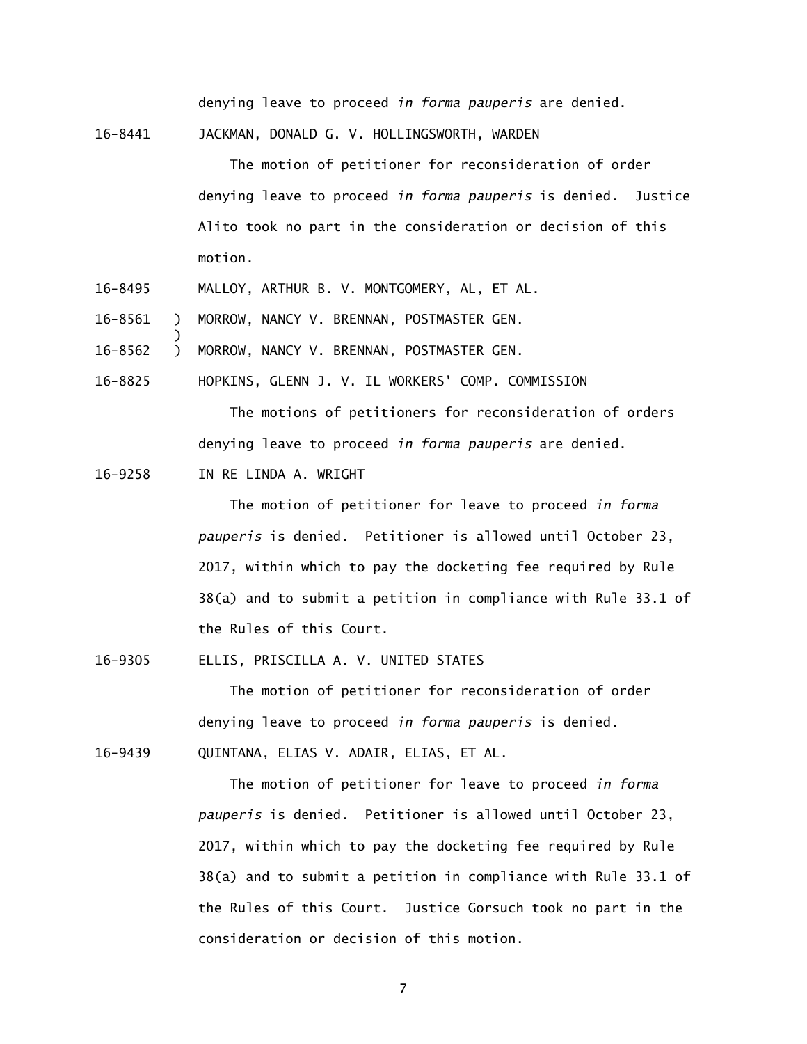denying leave to proceed *in forma pauperis* are denied.

16-8441 JACKMAN, DONALD G. V. HOLLINGSWORTH, WARDEN

The motion of petitioner for reconsideration of order denying leave to proceed *in forma pauperis* is denied. Justice Alito took no part in the consideration or decision of this motion.

16-8495 MALLOY, ARTHUR B. V. MONTGOMERY, AL, ET AL.

16-8561 ) MORROW, NANCY V. BRENNAN, POSTMASTER GEN.
)
16-8562 ) MORROW, NANCY V. BRENNAN, POSTMASTER GEN.

16-8825 HOPKINS, GLENN J. V. IL WORKERS' COMP. COMMISSION

The motions of petitioners for reconsideration of orders denying leave to proceed *in forma pauperis* are denied.

16-9258 IN RE LINDA A. WRIGHT

The motion of petitioner for leave to proceed *in forma pauperis* is denied. Petitioner is allowed until October 23, 2017, within which to pay the docketing fee required by Rule 38(a) and to submit a petition in compliance with Rule 33.1 of the Rules of this Court.

16-9305 ELLIS, PRISCILLA A. V. UNITED STATES

The motion of petitioner for reconsideration of order denying leave to proceed *in forma pauperis* is denied.

16-9439 QUINTANA, ELIAS V. ADAIR, ELIAS, ET AL.

The motion of petitioner for leave to proceed *in forma pauperis* is denied. Petitioner is allowed until October 23, 2017, within which to pay the docketing fee required by Rule 38(a) and to submit a petition in compliance with Rule 33.1 of the Rules of this Court. Justice Gorsuch took no part in the consideration or decision of this motion.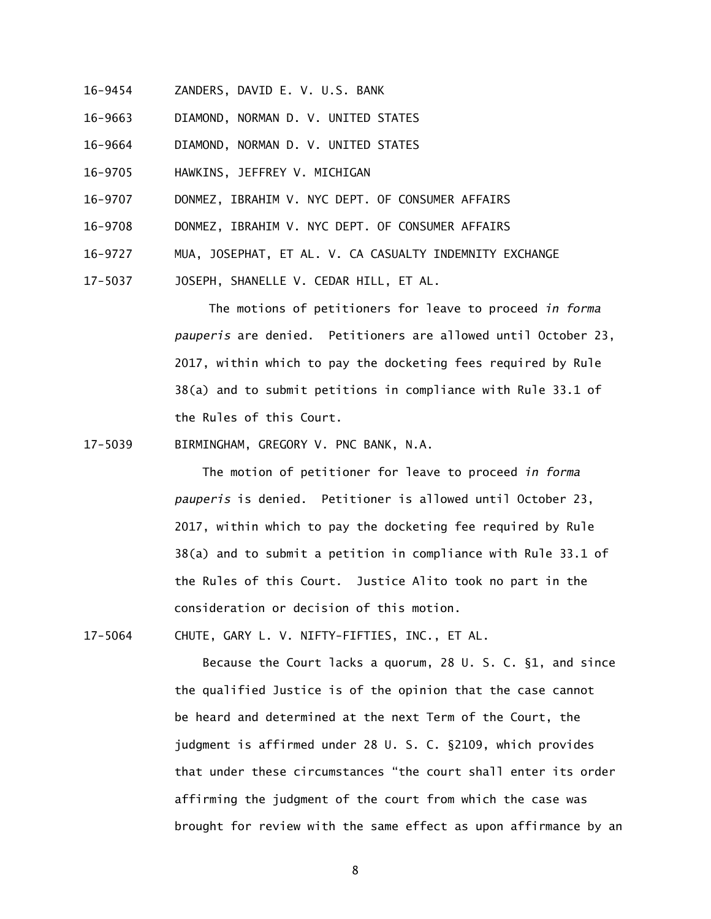16-9454 ZANDERS, DAVID E. V. U.S. BANK

16-9663 DIAMOND, NORMAN D. V. UNITED STATES

16-9664 DIAMOND, NORMAN D. V. UNITED STATES

16-9705 HAWKINS, JEFFREY V. MICHIGAN

16-9707 DONMEZ, IBRAHIM V. NYC DEPT. OF CONSUMER AFFAIRS

16-9708 DONMEZ, IBRAHIM V. NYC DEPT. OF CONSUMER AFFAIRS

16-9727 MUA, JOSEPHAT, ET AL. V. CA CASUALTY INDEMNITY EXCHANGE

17-5037 JOSEPH, SHANELLE V. CEDAR HILL, ET AL.

The motions of petitioners for leave to proceed *in forma pauperis* are denied. Petitioners are allowed until October 23, 2017, within which to pay the docketing fees required by Rule 38(a) and to submit petitions in compliance with Rule 33.1 of the Rules of this Court.

17-5039 BIRMINGHAM, GREGORY V. PNC BANK, N.A.

The motion of petitioner for leave to proceed *in forma pauperis* is denied. Petitioner is allowed until October 23, 2017, within which to pay the docketing fee required by Rule 38(a) and to submit a petition in compliance with Rule 33.1 of the Rules of this Court. Justice Alito took no part in the consideration or decision of this motion.

17-5064 CHUTE, GARY L. V. NIFTY-FIFTIES, INC., ET AL.

Because the Court lacks a quorum, 28 U. S. C. §1, and since the qualified Justice is of the opinion that the case cannot be heard and determined at the next Term of the Court, the judgment is affirmed under 28 U. S. C. §2109, which provides that under these circumstances "the court shall enter its order affirming the judgment of the court from which the case was brought for review with the same effect as upon affirmance by an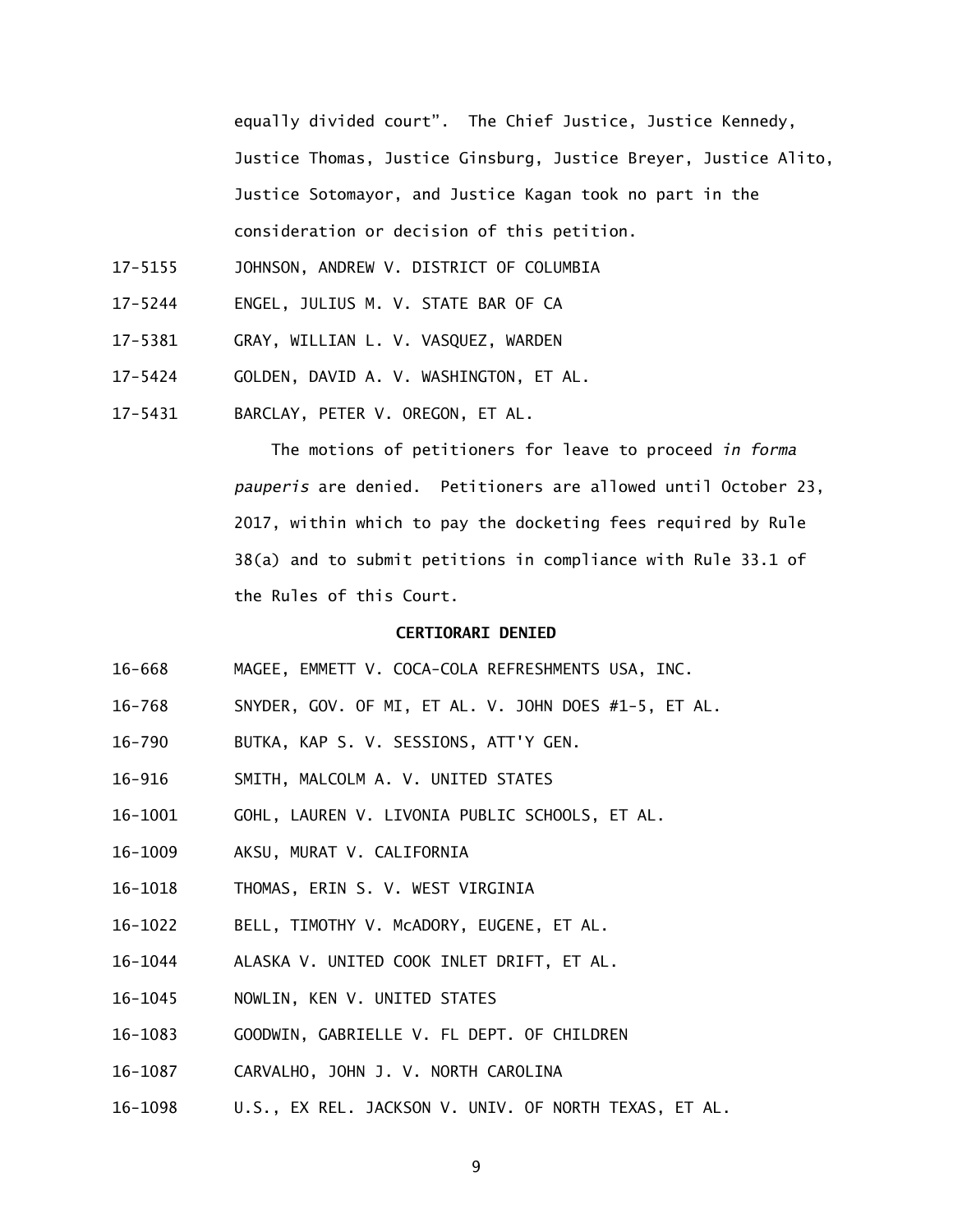equally divided court". The Chief Justice, Justice Kennedy, Justice Thomas, Justice Ginsburg, Justice Breyer, Justice Alito, Justice Sotomayor, and Justice Kagan took no part in the consideration or decision of this petition.

17-5155 JOHNSON, ANDREW V. DISTRICT OF COLUMBIA

17-5244 ENGEL, JULIUS M. V. STATE BAR OF CA

17-5381 GRAY, WILLIAN L. V. VASQUEZ, WARDEN

17-5424 GOLDEN, DAVID A. V. WASHINGTON, ET AL.

17-5431 BARCLAY, PETER V. OREGON, ET AL.

The motions of petitioners for leave to proceed *in forma pauperis* are denied. Petitioners are allowed until October 23, 2017, within which to pay the docketing fees required by Rule 38(a) and to submit petitions in compliance with Rule 33.1 of the Rules of this Court.

**CERTIORARI DENIED**

16-668 MAGEE, EMMETT V. COCA-COLA REFRESHMENTS USA, INC.

16-768 SNYDER, GOV. OF MI, ET AL. V. JOHN DOES #1-5, ET AL.

16-790 BUTKA, KAP S. V. SESSIONS, ATT'Y GEN.

16-916 SMITH, MALCOLM A. V. UNITED STATES

16-1001 GOHL, LAUREN V. LIVONIA PUBLIC SCHOOLS, ET AL.

16-1009 AKSU, MURAT V. CALIFORNIA

16-1018 THOMAS, ERIN S. V. WEST VIRGINIA

16-1022 BELL, TIMOTHY V. McADORY, EUGENE, ET AL.

16-1044 ALASKA V. UNITED COOK INLET DRIFT, ET AL.

16-1045 NOWLIN, KEN V. UNITED STATES

16-1083 GOODWIN, GABRIELLE V. FL DEPT. OF CHILDREN

16-1087 CARVALHO, JOHN J. V. NORTH CAROLINA

16-1098 U.S., EX REL. JACKSON V. UNIV. OF NORTH TEXAS, ET AL.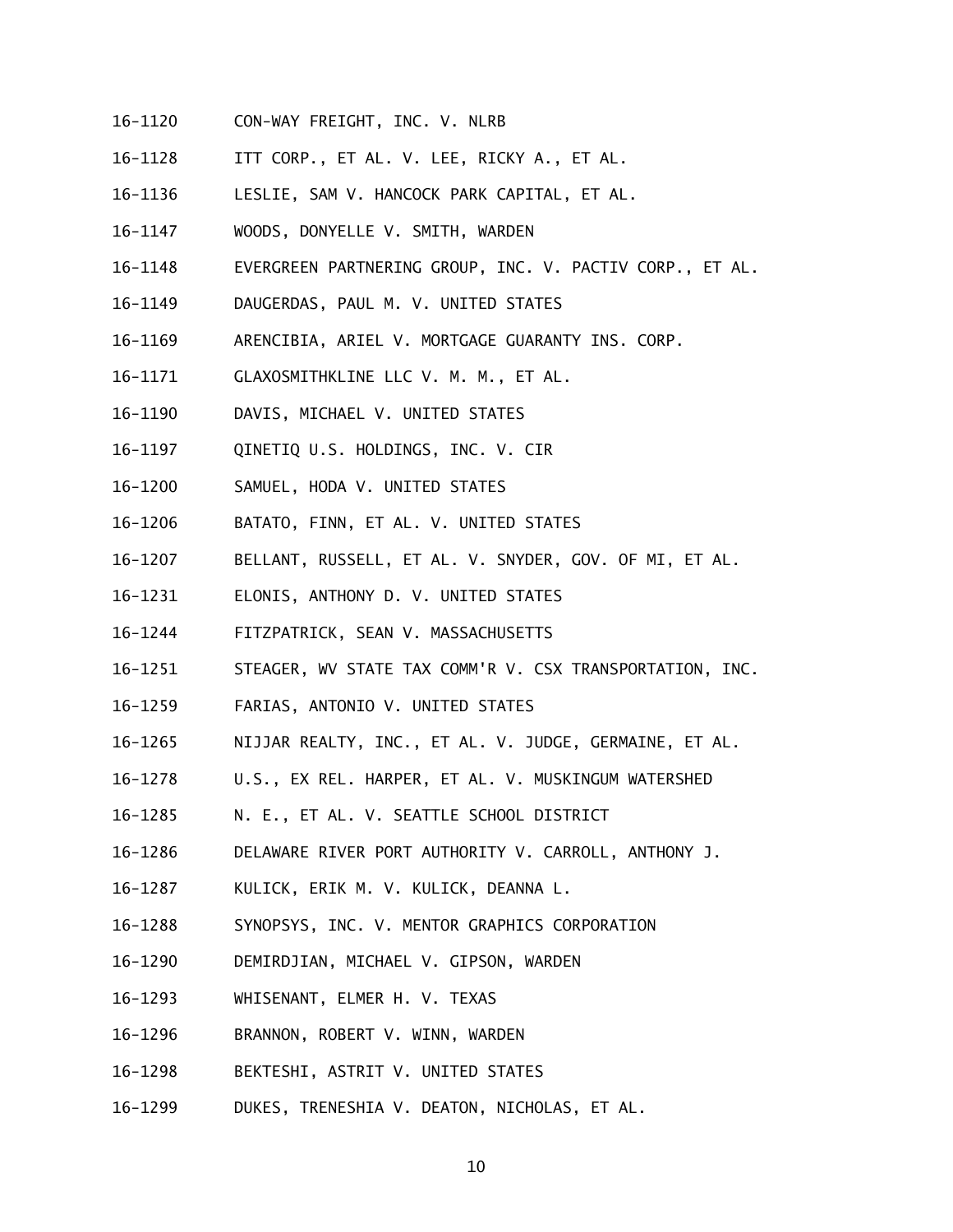16-1120 CON-WAY FREIGHT, INC. V. NLRB

16-1128 ITT CORP., ET AL. V. LEE, RICKY A., ET AL.

16-1136 LESLIE, SAM V. HANCOCK PARK CAPITAL, ET AL.

16-1147 WOODS, DONYELLE V. SMITH, WARDEN

16-1148 EVERGREEN PARTNERING GROUP, INC. V. PACTIV CORP., ET AL.

16-1149 DAUGERDAS, PAUL M. V. UNITED STATES

16-1169 ARENCIBIA, ARIEL V. MORTGAGE GUARANTY INS. CORP.

16-1171 GLAXOSMITHKLINE LLC V. M. M., ET AL.

16-1190 DAVIS, MICHAEL V. UNITED STATES

16-1197 QINETIQ U.S. HOLDINGS, INC. V. CIR

16-1200 SAMUEL, HODA V. UNITED STATES

16-1206 BATATO, FINN, ET AL. V. UNITED STATES

16-1207 BELLANT, RUSSELL, ET AL. V. SNYDER, GOV. OF MI, ET AL.

16-1231 ELONIS, ANTHONY D. V. UNITED STATES

16-1244 FITZPATRICK, SEAN V. MASSACHUSETTS

16-1251 STEAGER, WV STATE TAX COMM'R V. CSX TRANSPORTATION, INC.

16-1259 FARIAS, ANTONIO V. UNITED STATES

16-1265 NIJJAR REALTY, INC., ET AL. V. JUDGE, GERMAINE, ET AL.

16-1278 U.S., EX REL. HARPER, ET AL. V. MUSKINGUM WATERSHED

16-1285 N. E., ET AL. V. SEATTLE SCHOOL DISTRICT

16-1286 DELAWARE RIVER PORT AUTHORITY V. CARROLL, ANTHONY J.

16-1287 KULICK, ERIK M. V. KULICK, DEANNA L.

16-1288 SYNOPSYS, INC. V. MENTOR GRAPHICS CORPORATION

16-1290 DEMIRDJIAN, MICHAEL V. GIPSON, WARDEN

16-1293 WHISENANT, ELMER H. V. TEXAS

16-1296 BRANNON, ROBERT V. WINN, WARDEN

16-1298 BEKTESHI, ASTRIT V. UNITED STATES

16-1299 DUKES, TRENESHIA V. DEATON, NICHOLAS, ET AL.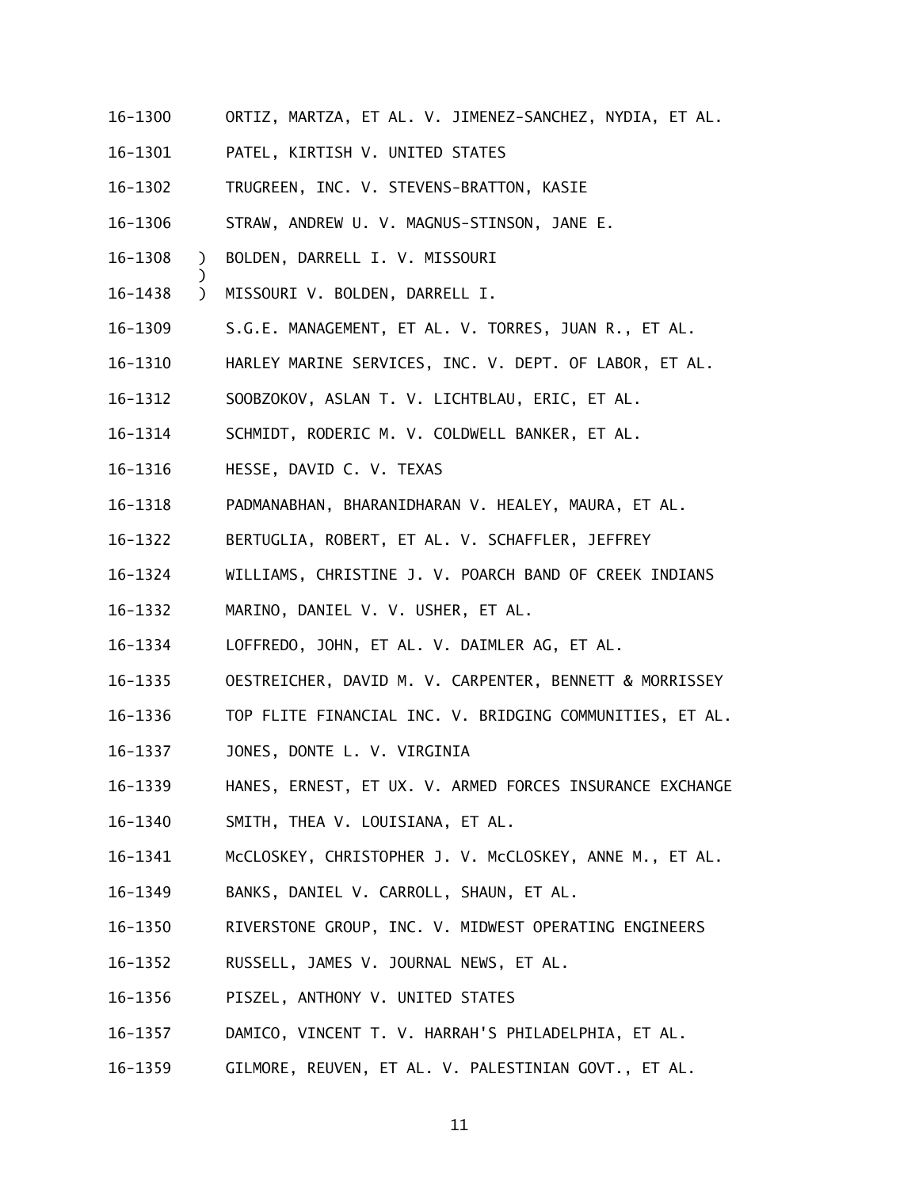16-1300 ORTIZ, MARTZA, ET AL. V. JIMENEZ-SANCHEZ, NYDIA, ET AL.

16-1301 PATEL, KIRTISH V. UNITED STATES

16-1302 TRUGREEN, INC. V. STEVENS-BRATTON, KASIE

16-1306 STRAW, ANDREW U. V. MAGNUS-STINSON, JANE E.

16-1308 ) BOLDEN, DARRELL I. V. MISSOURI
)
16-1438 ) MISSOURI V. BOLDEN, DARRELL I.

16-1309 S.G.E. MANAGEMENT, ET AL. V. TORRES, JUAN R., ET AL.

16-1310 HARLEY MARINE SERVICES, INC. V. DEPT. OF LABOR, ET AL.

16-1312 SOOBZOKOV, ASLAN T. V. LICHTBLAU, ERIC, ET AL.

16-1314 SCHMIDT, RODERIC M. V. COLDWELL BANKER, ET AL.

16-1316 HESSE, DAVID C. V. TEXAS

16-1318 PADMANABHAN, BHARANIDHARAN V. HEALEY, MAURA, ET AL.

16-1322 BERTUGLIA, ROBERT, ET AL. V. SCHAFFLER, JEFFREY

16-1324 WILLIAMS, CHRISTINE J. V. POARCH BAND OF CREEK INDIANS

16-1332 MARINO, DANIEL V. V. USHER, ET AL.

16-1334 LOFFREDO, JOHN, ET AL. V. DAIMLER AG, ET AL.

16-1335 OESTREICHER, DAVID M. V. CARPENTER, BENNETT & MORRISSEY

16-1336 TOP FLITE FINANCIAL INC. V. BRIDGING COMMUNITIES, ET AL.

16-1337 JONES, DONTE L. V. VIRGINIA

16-1339 HANES, ERNEST, ET UX. V. ARMED FORCES INSURANCE EXCHANGE

16-1340 SMITH, THEA V. LOUISIANA, ET AL.

16-1341 McCLOSKEY, CHRISTOPHER J. V. McCLOSKEY, ANNE M., ET AL.

16-1349 BANKS, DANIEL V. CARROLL, SHAUN, ET AL.

16-1350 RIVERSTONE GROUP, INC. V. MIDWEST OPERATING ENGINEERS

16-1352 RUSSELL, JAMES V. JOURNAL NEWS, ET AL.

16-1356 PISZEL, ANTHONY V. UNITED STATES

16-1357 DAMICO, VINCENT T. V. HARRAH'S PHILADELPHIA, ET AL.

16-1359 GILMORE, REUVEN, ET AL. V. PALESTINIAN GOVT., ET AL.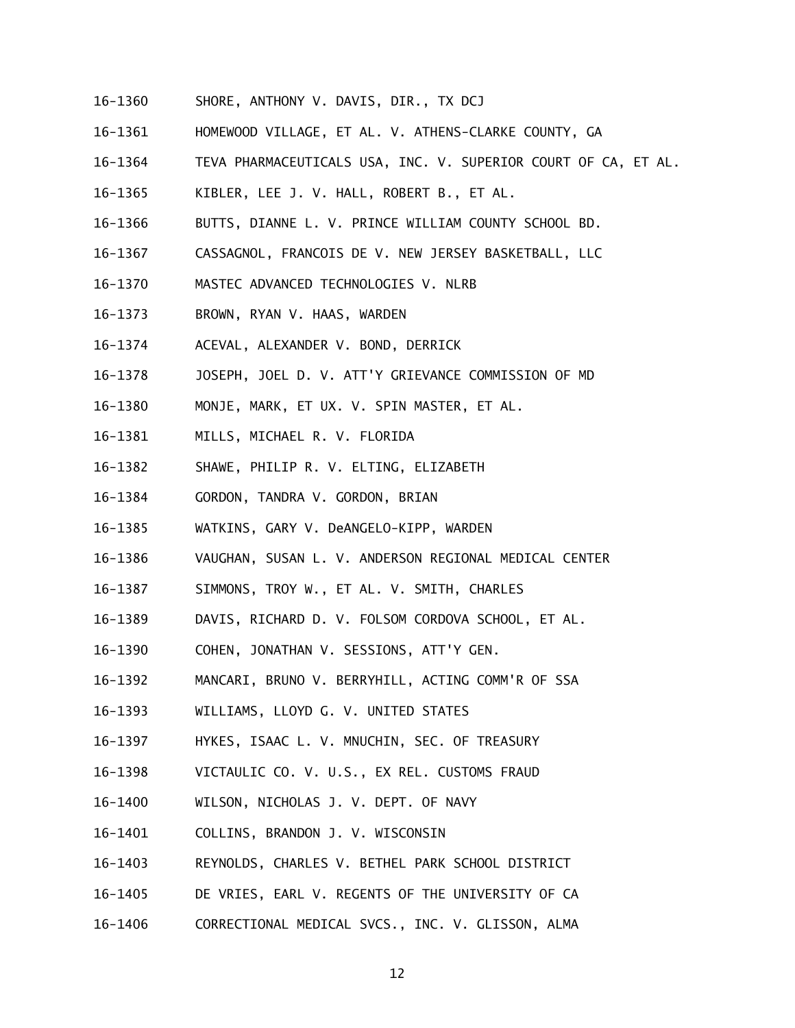16-1360 SHORE, ANTHONY V. DAVIS, DIR., TX DCJ

16-1361 HOMEWOOD VILLAGE, ET AL. V. ATHENS-CLARKE COUNTY, GA

16-1364 TEVA PHARMACEUTICALS USA, INC. V. SUPERIOR COURT OF CA, ET AL.

16-1365 KIBLER, LEE J. V. HALL, ROBERT B., ET AL.

16-1366 BUTTS, DIANNE L. V. PRINCE WILLIAM COUNTY SCHOOL BD.

16-1367 CASSAGNOL, FRANCOIS DE V. NEW JERSEY BASKETBALL, LLC

16-1370 MASTEC ADVANCED TECHNOLOGIES V. NLRB

16-1373 BROWN, RYAN V. HAAS, WARDEN

16-1374 ACEVAL, ALEXANDER V. BOND, DERRICK

16-1378 JOSEPH, JOEL D. V. ATT'Y GRIEVANCE COMMISSION OF MD

16-1380 MONJE, MARK, ET UX. V. SPIN MASTER, ET AL.

16-1381 MILLS, MICHAEL R. V. FLORIDA

16-1382 SHAWE, PHILIP R. V. ELTING, ELIZABETH

16-1384 GORDON, TANDRA V. GORDON, BRIAN

16-1385 WATKINS, GARY V. DeANGELO-KIPP, WARDEN

16-1386 VAUGHAN, SUSAN L. V. ANDERSON REGIONAL MEDICAL CENTER

16-1387 SIMMONS, TROY W., ET AL. V. SMITH, CHARLES

16-1389 DAVIS, RICHARD D. V. FOLSOM CORDOVA SCHOOL, ET AL.

16-1390 COHEN, JONATHAN V. SESSIONS, ATT'Y GEN.

16-1392 MANCARI, BRUNO V. BERRYHILL, ACTING COMM'R OF SSA

16-1393 WILLIAMS, LLOYD G. V. UNITED STATES

16-1397 HYKES, ISAAC L. V. MNUCHIN, SEC. OF TREASURY

16-1398 VICTAULIC CO. V. U.S., EX REL. CUSTOMS FRAUD

16-1400 WILSON, NICHOLAS J. V. DEPT. OF NAVY

16-1401 COLLINS, BRANDON J. V. WISCONSIN

16-1403 REYNOLDS, CHARLES V. BETHEL PARK SCHOOL DISTRICT

16-1405 DE VRIES, EARL V. REGENTS OF THE UNIVERSITY OF CA

16-1406 CORRECTIONAL MEDICAL SVCS., INC. V. GLISSON, ALMA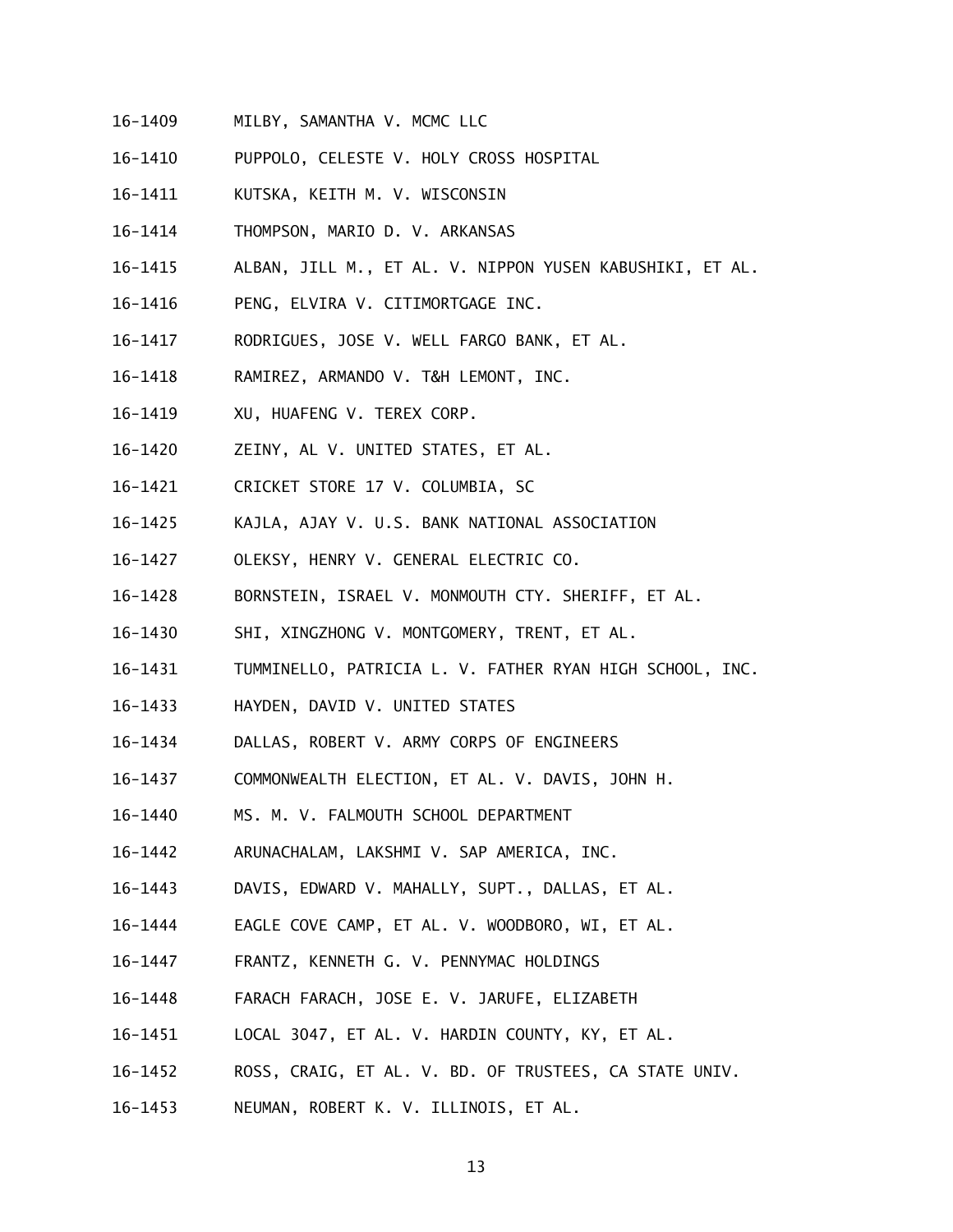16-1409 MILBY, SAMANTHA V. MCMC LLC

16-1410 PUPPOLO, CELESTE V. HOLY CROSS HOSPITAL

16-1411 KUTSKA, KEITH M. V. WISCONSIN

16-1414 THOMPSON, MARIO D. V. ARKANSAS

16-1415 ALBAN, JILL M., ET AL. V. NIPPON YUSEN KABUSHIKI, ET AL.

16-1416 PENG, ELVIRA V. CITIMORTGAGE INC.

16-1417 RODRIGUES, JOSE V. WELL FARGO BANK, ET AL.

16-1418 RAMIREZ, ARMANDO V. T&H LEMONT, INC.

16-1419 XU, HUAFENG V. TEREX CORP.

16-1420 ZEINY, AL V. UNITED STATES, ET AL.

16-1421 CRICKET STORE 17 V. COLUMBIA, SC

16-1425 KAJLA, AJAY V. U.S. BANK NATIONAL ASSOCIATION

16-1427 OLEKSY, HENRY V. GENERAL ELECTRIC CO.

16-1428 BORNSTEIN, ISRAEL V. MONMOUTH CTY. SHERIFF, ET AL.

16-1430 SHI, XINGZHONG V. MONTGOMERY, TRENT, ET AL.

16-1431 TUMMINELLO, PATRICIA L. V. FATHER RYAN HIGH SCHOOL, INC.

16-1433 HAYDEN, DAVID V. UNITED STATES

16-1434 DALLAS, ROBERT V. ARMY CORPS OF ENGINEERS

16-1437 COMMONWEALTH ELECTION, ET AL. V. DAVIS, JOHN H.

16-1440 MS. M. V. FALMOUTH SCHOOL DEPARTMENT

16-1442 ARUNACHALAM, LAKSHMI V. SAP AMERICA, INC.

16-1443 DAVIS, EDWARD V. MAHALLY, SUPT., DALLAS, ET AL.

16-1444 EAGLE COVE CAMP, ET AL. V. WOODBORO, WI, ET AL.

16-1447 FRANTZ, KENNETH G. V. PENNYMAC HOLDINGS

16-1448 FARACH FARACH, JOSE E. V. JARUFE, ELIZABETH

16-1451 LOCAL 3047, ET AL. V. HARDIN COUNTY, KY, ET AL.

16-1452 ROSS, CRAIG, ET AL. V. BD. OF TRUSTEES, CA STATE UNIV.

16-1453 NEUMAN, ROBERT K. V. ILLINOIS, ET AL.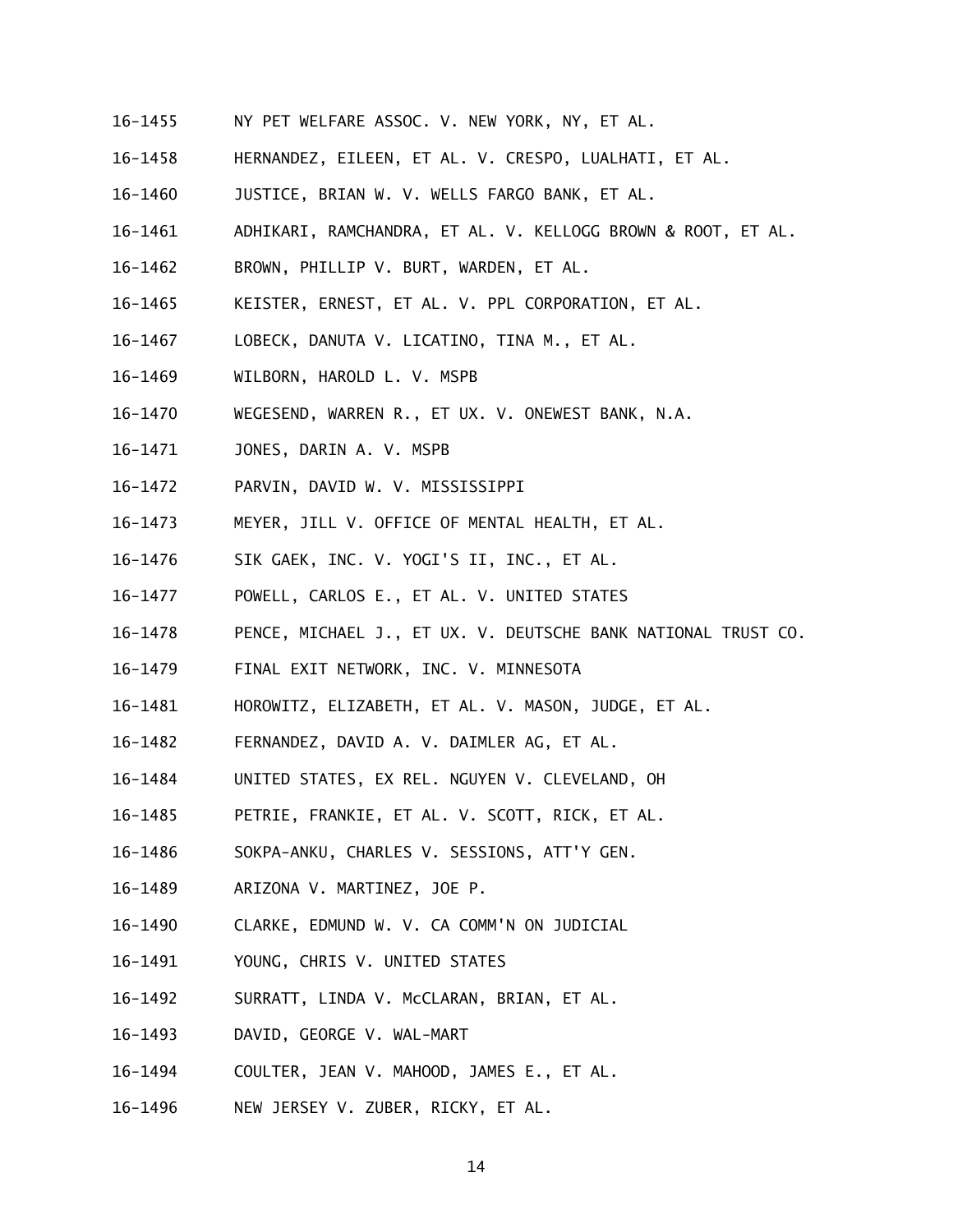16-1455 NY PET WELFARE ASSOC. V. NEW YORK, NY, ET AL.

16-1458 HERNANDEZ, EILEEN, ET AL. V. CRESPO, LUALHATI, ET AL.

16-1460 JUSTICE, BRIAN W. V. WELLS FARGO BANK, ET AL.

16-1461 ADHIKARI, RAMCHANDRA, ET AL. V. KELLOGG BROWN & ROOT, ET AL.

16-1462 BROWN, PHILLIP V. BURT, WARDEN, ET AL.

16-1465 KEISTER, ERNEST, ET AL. V. PPL CORPORATION, ET AL.

16-1467 LOBECK, DANUTA V. LICATINO, TINA M., ET AL.

16-1469 WILBORN, HAROLD L. V. MSPB

16-1470 WEGESEND, WARREN R., ET UX. V. ONEWEST BANK, N.A.

16-1471 JONES, DARIN A. V. MSPB

16-1472 PARVIN, DAVID W. V. MISSISSIPPI

16-1473 MEYER, JILL V. OFFICE OF MENTAL HEALTH, ET AL.

16-1476 SIK GAEK, INC. V. YOGI'S II, INC., ET AL.

16-1477 POWELL, CARLOS E., ET AL. V. UNITED STATES

16-1478 PENCE, MICHAEL J., ET UX. V. DEUTSCHE BANK NATIONAL TRUST CO.

16-1479 FINAL EXIT NETWORK, INC. V. MINNESOTA

16-1481 HOROWITZ, ELIZABETH, ET AL. V. MASON, JUDGE, ET AL.

16-1482 FERNANDEZ, DAVID A. V. DAIMLER AG, ET AL.

16-1484 UNITED STATES, EX REL. NGUYEN V. CLEVELAND, OH

16-1485 PETRIE, FRANKIE, ET AL. V. SCOTT, RICK, ET AL.

16-1486 SOKPA-ANKU, CHARLES V. SESSIONS, ATT'Y GEN.

16-1489 ARIZONA V. MARTINEZ, JOE P.

16-1490 CLARKE, EDMUND W. V. CA COMM'N ON JUDICIAL

16-1491 YOUNG, CHRIS V. UNITED STATES

16-1492 SURRATT, LINDA V. McCLARAN, BRIAN, ET AL.

16-1493 DAVID, GEORGE V. WAL-MART

16-1494 COULTER, JEAN V. MAHOOD, JAMES E., ET AL.

16-1496 NEW JERSEY V. ZUBER, RICKY, ET AL.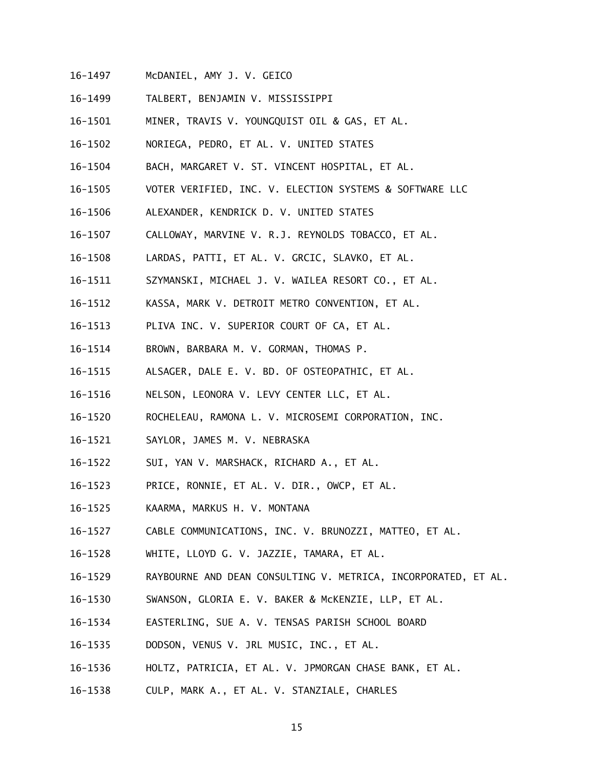16-1497 McDANIEL, AMY J. V. GEICO

16-1499 TALBERT, BENJAMIN V. MISSISSIPPI

16-1501 MINER, TRAVIS V. YOUNGQUIST OIL & GAS, ET AL.

16-1502 NORIEGA, PEDRO, ET AL. V. UNITED STATES

16-1504 BACH, MARGARET V. ST. VINCENT HOSPITAL, ET AL.

16-1505 VOTER VERIFIED, INC. V. ELECTION SYSTEMS & SOFTWARE LLC

16-1506 ALEXANDER, KENDRICK D. V. UNITED STATES

16-1507 CALLOWAY, MARVINE V. R.J. REYNOLDS TOBACCO, ET AL.

16-1508 LARDAS, PATTI, ET AL. V. GRCIC, SLAVKO, ET AL.

16-1511 SZYMANSKI, MICHAEL J. V. WAILEA RESORT CO., ET AL.

16-1512 KASSA, MARK V. DETROIT METRO CONVENTION, ET AL.

16-1513 PLIVA INC. V. SUPERIOR COURT OF CA, ET AL.

16-1514 BROWN, BARBARA M. V. GORMAN, THOMAS P.

16-1515 ALSAGER, DALE E. V. BD. OF OSTEOPATHIC, ET AL.

16-1516 NELSON, LEONORA V. LEVY CENTER LLC, ET AL.

16-1520 ROCHELEAU, RAMONA L. V. MICROSEMI CORPORATION, INC.

16-1521 SAYLOR, JAMES M. V. NEBRASKA

16-1522 SUI, YAN V. MARSHACK, RICHARD A., ET AL.

16-1523 PRICE, RONNIE, ET AL. V. DIR., OWCP, ET AL.

16-1525 KAARMA, MARKUS H. V. MONTANA

16-1527 CABLE COMMUNICATIONS, INC. V. BRUNOZZI, MATTEO, ET AL.

16-1528 WHITE, LLOYD G. V. JAZZIE, TAMARA, ET AL.

16-1529 RAYBOURNE AND DEAN CONSULTING V. METRICA, INCORPORATED, ET AL.

16-1530 SWANSON, GLORIA E. V. BAKER & McKENZIE, LLP, ET AL.

16-1534 EASTERLING, SUE A. V. TENSAS PARISH SCHOOL BOARD

16-1535 DODSON, VENUS V. JRL MUSIC, INC., ET AL.

16-1536 HOLTZ, PATRICIA, ET AL. V. JPMORGAN CHASE BANK, ET AL.

16-1538 CULP, MARK A., ET AL. V. STANZIALE, CHARLES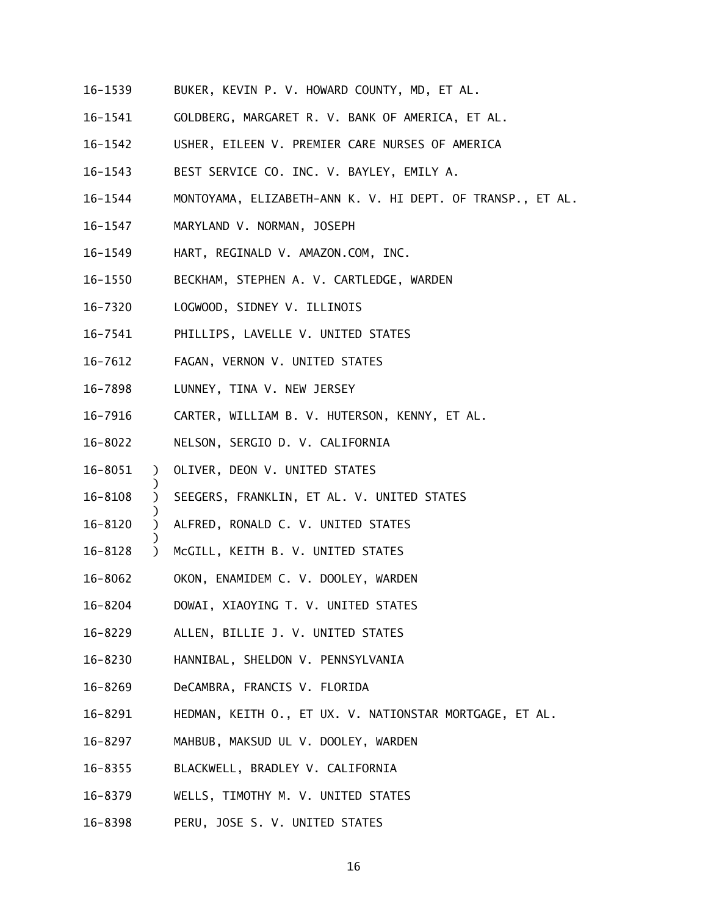16-1539 BUKER, KEVIN P. V. HOWARD COUNTY, MD, ET AL.

16-1541 GOLDBERG, MARGARET R. V. BANK OF AMERICA, ET AL.

16-1542 USHER, EILEEN V. PREMIER CARE NURSES OF AMERICA

16-1543 BEST SERVICE CO. INC. V. BAYLEY, EMILY A.

16-1544 MONTOYAMA, ELIZABETH-ANN K. V. HI DEPT. OF TRANSP., ET AL.

16-1547 MARYLAND V. NORMAN, JOSEPH

16-1549 HART, REGINALD V. AMAZON.COM, INC.

16-1550 BECKHAM, STEPHEN A. V. CARTLEDGE, WARDEN

16-7320 LOGWOOD, SIDNEY V. ILLINOIS

16-7541 PHILLIPS, LAVELLE V. UNITED STATES

16-7612 FAGAN, VERNON V. UNITED STATES

16-7898 LUNNEY, TINA V. NEW JERSEY

16-7916 CARTER, WILLIAM B. V. HUTERSON, KENNY, ET AL.

16-8022 NELSON, SERGIO D. V. CALIFORNIA

16-8051 ) OLIVER, DEON V. UNITED STATES
)
16-8108 ) SEEGERS, FRANKLIN, ET AL. V. UNITED STATES
)
16-8120 ) ALFRED, RONALD C. V. UNITED STATES
)
16-8128 ) McGILL, KEITH B. V. UNITED STATES

16-8062 OKON, ENAMIDEM C. V. DOOLEY, WARDEN

16-8204 DOWAI, XIAOYING T. V. UNITED STATES

16-8229 ALLEN, BILLIE J. V. UNITED STATES

16-8230 HANNIBAL, SHELDON V. PENNSYLVANIA

16-8269 DeCAMBRA, FRANCIS V. FLORIDA

16-8291 HEDMAN, KEITH O., ET UX. V. NATIONSTAR MORTGAGE, ET AL.

16-8297 MAHBUB, MAKSUD UL V. DOOLEY, WARDEN

16-8355 BLACKWELL, BRADLEY V. CALIFORNIA

16-8379 WELLS, TIMOTHY M. V. UNITED STATES

16-8398 PERU, JOSE S. V. UNITED STATES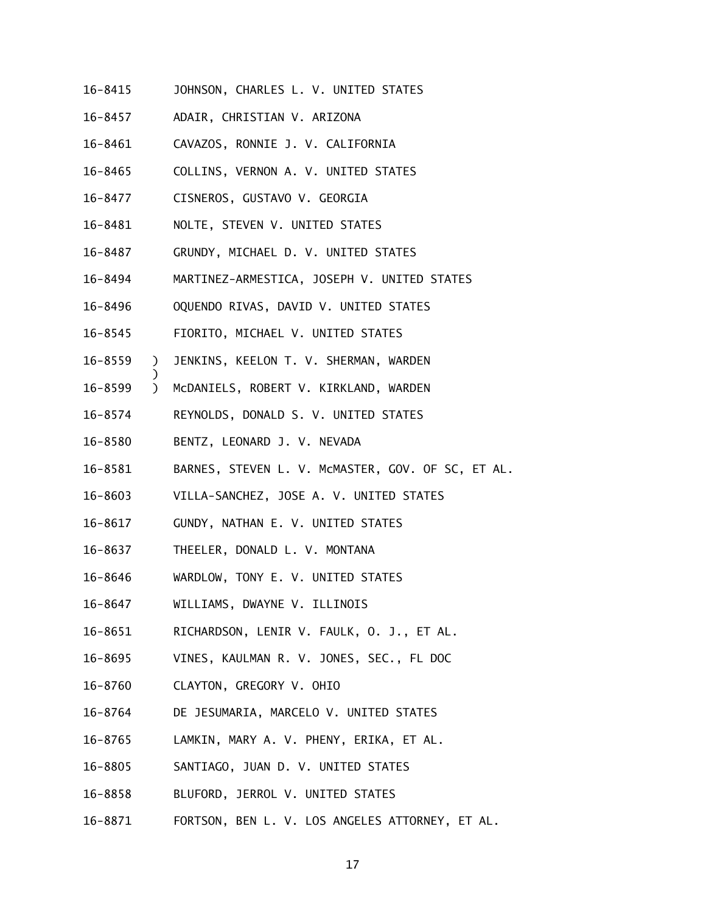16-8415 JOHNSON, CHARLES L. V. UNITED STATES

16-8457 ADAIR, CHRISTIAN V. ARIZONA

16-8461 CAVAZOS, RONNIE J. V. CALIFORNIA

16-8465 COLLINS, VERNON A. V. UNITED STATES

16-8477 CISNEROS, GUSTAVO V. GEORGIA

16-8481 NOLTE, STEVEN V. UNITED STATES

16-8487 GRUNDY, MICHAEL D. V. UNITED STATES

16-8494 MARTINEZ-ARMESTICA, JOSEPH V. UNITED STATES

16-8496 OQUENDO RIVAS, DAVID V. UNITED STATES

16-8545 FIORITO, MICHAEL V. UNITED STATES

16-8559 ) JENKINS, KEELON T. V. SHERMAN, WARDEN
)
16-8599 ) McDANIELS, ROBERT V. KIRKLAND, WARDEN

16-8574 REYNOLDS, DONALD S. V. UNITED STATES

16-8580 BENTZ, LEONARD J. V. NEVADA

16-8581 BARNES, STEVEN L. V. McMASTER, GOV. OF SC, ET AL.

16-8603 VILLA-SANCHEZ, JOSE A. V. UNITED STATES

16-8617 GUNDY, NATHAN E. V. UNITED STATES

16-8637 THEELER, DONALD L. V. MONTANA

16-8646 WARDLOW, TONY E. V. UNITED STATES

16-8647 WILLIAMS, DWAYNE V. ILLINOIS

16-8651 RICHARDSON, LENIR V. FAULK, O. J., ET AL.

16-8695 VINES, KAULMAN R. V. JONES, SEC., FL DOC

16-8760 CLAYTON, GREGORY V. OHIO

16-8764 DE JESUMARIA, MARCELO V. UNITED STATES

16-8765 LAMKIN, MARY A. V. PHENY, ERIKA, ET AL.

16-8805 SANTIAGO, JUAN D. V. UNITED STATES

16-8858 BLUFORD, JERROL V. UNITED STATES

16-8871 FORTSON, BEN L. V. LOS ANGELES ATTORNEY, ET AL.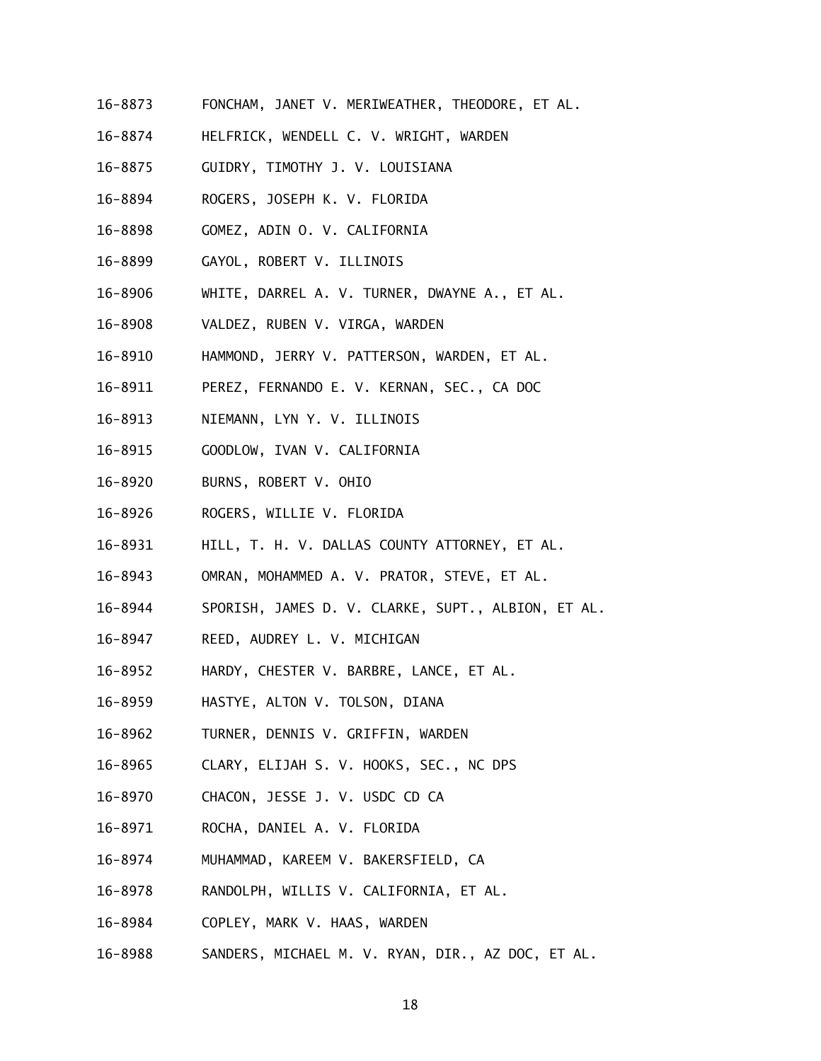16-8873 FONCHAM, JANET V. MERIWEATHER, THEODORE, ET AL.

16-8874 HELFRICK, WENDELL C. V. WRIGHT, WARDEN

16-8875 GUIDRY, TIMOTHY J. V. LOUISIANA

16-8894 ROGERS, JOSEPH K. V. FLORIDA

16-8898 GOMEZ, ADIN O. V. CALIFORNIA

16-8899 GAYOL, ROBERT V. ILLINOIS

16-8906 WHITE, DARREL A. V. TURNER, DWAYNE A., ET AL.

16-8908 VALDEZ, RUBEN V. VIRGA, WARDEN

16-8910 HAMMOND, JERRY V. PATTERSON, WARDEN, ET AL.

16-8911 PEREZ, FERNANDO E. V. KERNAN, SEC., CA DOC

16-8913 NIEMANN, LYN Y. V. ILLINOIS

16-8915 GOODLOW, IVAN V. CALIFORNIA

16-8920 BURNS, ROBERT V. OHIO

16-8926 ROGERS, WILLIE V. FLORIDA

16-8931 HILL, T. H. V. DALLAS COUNTY ATTORNEY, ET AL.

16-8943 OMRAN, MOHAMMED A. V. PRATOR, STEVE, ET AL.

16-8944 SPORISH, JAMES D. V. CLARKE, SUPT., ALBION, ET AL.

16-8947 REED, AUDREY L. V. MICHIGAN

16-8952 HARDY, CHESTER V. BARBRE, LANCE, ET AL.

16-8959 HASTYE, ALTON V. TOLSON, DIANA

16-8962 TURNER, DENNIS V. GRIFFIN, WARDEN

16-8965 CLARY, ELIJAH S. V. HOOKS, SEC., NC DPS

16-8970 CHACON, JESSE J. V. USDC CD CA

16-8971 ROCHA, DANIEL A. V. FLORIDA

16-8974 MUHAMMAD, KAREEM V. BAKERSFIELD, CA

16-8978 RANDOLPH, WILLIS V. CALIFORNIA, ET AL.

16-8984 COPLEY, MARK V. HAAS, WARDEN

16-8988 SANDERS, MICHAEL M. V. RYAN, DIR., AZ DOC, ET AL.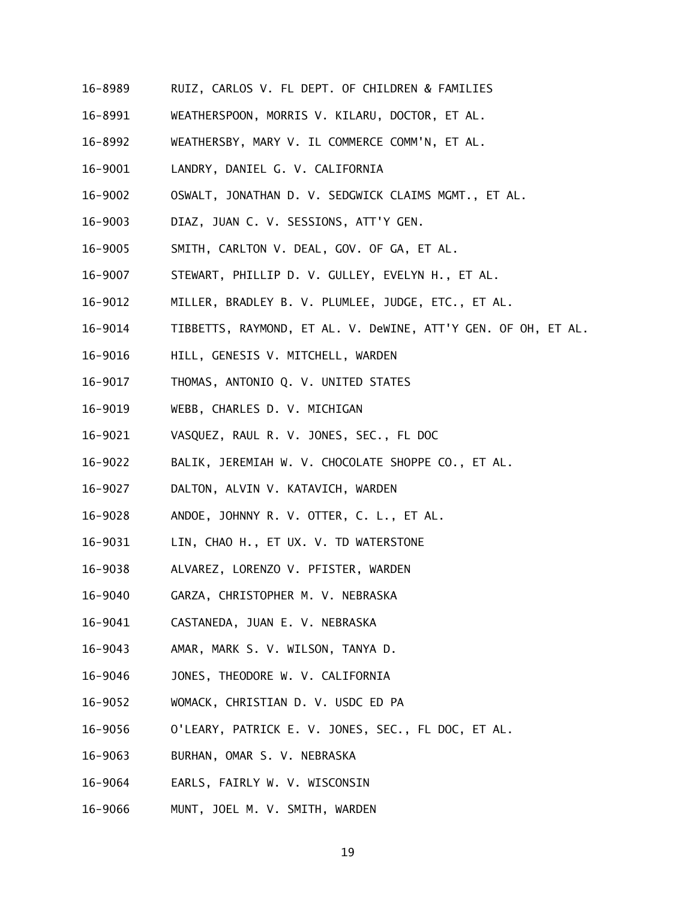16-8989 RUIZ, CARLOS V. FL DEPT. OF CHILDREN & FAMILIES

16-8991 WEATHERSPOON, MORRIS V. KILARU, DOCTOR, ET AL.

16-8992 WEATHERSBY, MARY V. IL COMMERCE COMM'N, ET AL.

16-9001 LANDRY, DANIEL G. V. CALIFORNIA

16-9002 OSWALT, JONATHAN D. V. SEDGWICK CLAIMS MGMT., ET AL.

16-9003 DIAZ, JUAN C. V. SESSIONS, ATT'Y GEN.

16-9005 SMITH, CARLTON V. DEAL, GOV. OF GA, ET AL.

16-9007 STEWART, PHILLIP D. V. GULLEY, EVELYN H., ET AL.

16-9012 MILLER, BRADLEY B. V. PLUMLEE, JUDGE, ETC., ET AL.

16-9014 TIBBETTS, RAYMOND, ET AL. V. DeWINE, ATT'Y GEN. OF OH, ET AL.

16-9016 HILL, GENESIS V. MITCHELL, WARDEN

16-9017 THOMAS, ANTONIO Q. V. UNITED STATES

16-9019 WEBB, CHARLES D. V. MICHIGAN

16-9021 VASQUEZ, RAUL R. V. JONES, SEC., FL DOC

16-9022 BALIK, JEREMIAH W. V. CHOCOLATE SHOPPE CO., ET AL.

16-9027 DALTON, ALVIN V. KATAVICH, WARDEN

16-9028 ANDOE, JOHNNY R. V. OTTER, C. L., ET AL.

16-9031 LIN, CHAO H., ET UX. V. TD WATERSTONE

16-9038 ALVAREZ, LORENZO V. PFISTER, WARDEN

16-9040 GARZA, CHRISTOPHER M. V. NEBRASKA

16-9041 CASTANEDA, JUAN E. V. NEBRASKA

16-9043 AMAR, MARK S. V. WILSON, TANYA D.

16-9046 JONES, THEODORE W. V. CALIFORNIA

16-9052 WOMACK, CHRISTIAN D. V. USDC ED PA

16-9056 O'LEARY, PATRICK E. V. JONES, SEC., FL DOC, ET AL.

16-9063 BURHAN, OMAR S. V. NEBRASKA

16-9064 EARLS, FAIRLY W. V. WISCONSIN

16-9066 MUNT, JOEL M. V. SMITH, WARDEN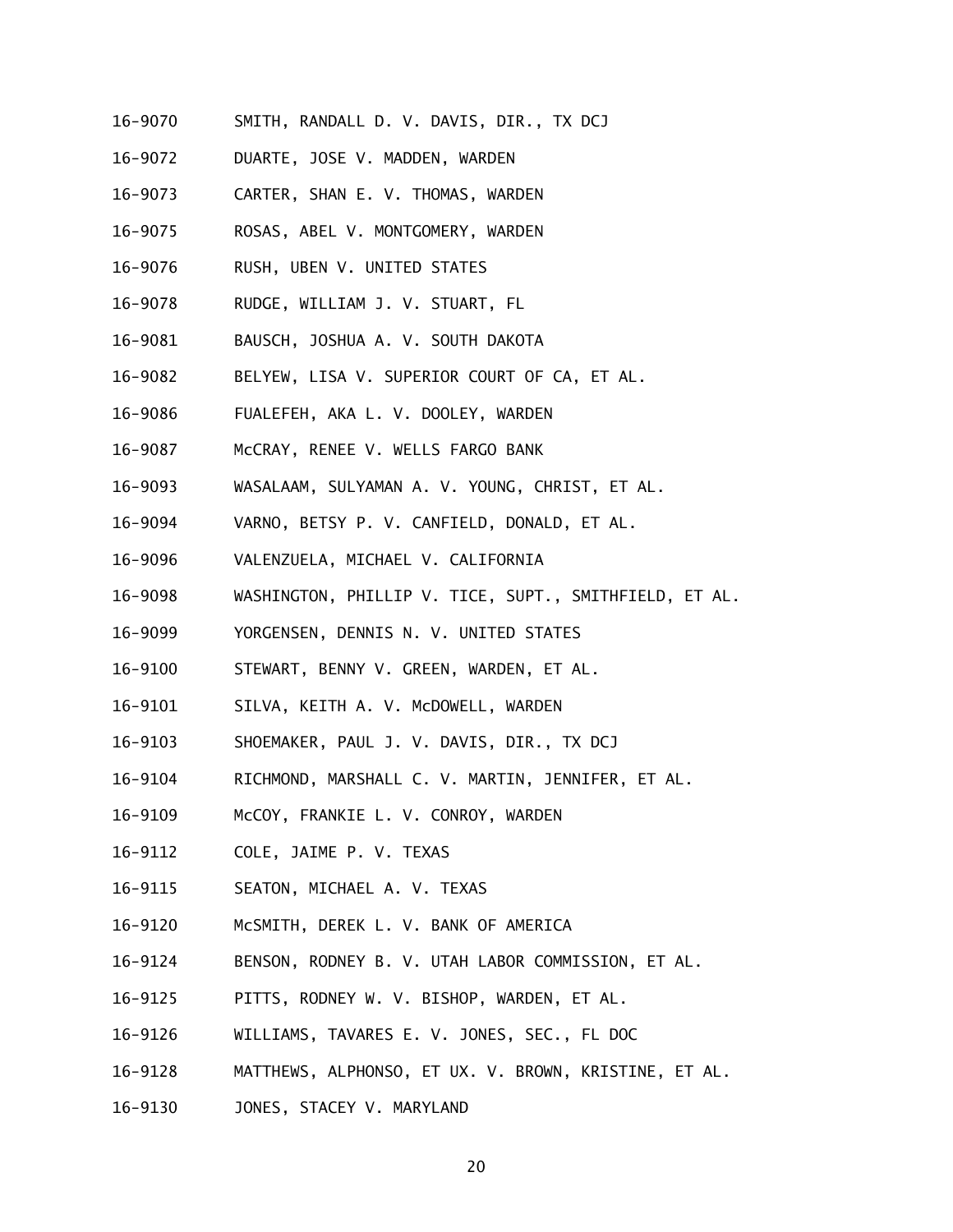16-9070 SMITH, RANDALL D. V. DAVIS, DIR., TX DCJ

16-9072 DUARTE, JOSE V. MADDEN, WARDEN

16-9073 CARTER, SHAN E. V. THOMAS, WARDEN

16-9075 ROSAS, ABEL V. MONTGOMERY, WARDEN

16-9076 RUSH, UBEN V. UNITED STATES

16-9078 RUDGE, WILLIAM J. V. STUART, FL

16-9081 BAUSCH, JOSHUA A. V. SOUTH DAKOTA

16-9082 BELYEW, LISA V. SUPERIOR COURT OF CA, ET AL.

16-9086 FUALEFEH, AKA L. V. DOOLEY, WARDEN

16-9087 McCRAY, RENEE V. WELLS FARGO BANK

16-9093 WASALAAM, SULYAMAN A. V. YOUNG, CHRIST, ET AL.

16-9094 VARNO, BETSY P. V. CANFIELD, DONALD, ET AL.

16-9096 VALENZUELA, MICHAEL V. CALIFORNIA

16-9098 WASHINGTON, PHILLIP V. TICE, SUPT., SMITHFIELD, ET AL.

16-9099 YORGENSEN, DENNIS N. V. UNITED STATES

16-9100 STEWART, BENNY V. GREEN, WARDEN, ET AL.

16-9101 SILVA, KEITH A. V. McDOWELL, WARDEN

16-9103 SHOEMAKER, PAUL J. V. DAVIS, DIR., TX DCJ

16-9104 RICHMOND, MARSHALL C. V. MARTIN, JENNIFER, ET AL.

16-9109 McCOY, FRANKIE L. V. CONROY, WARDEN

16-9112 COLE, JAIME P. V. TEXAS

16-9115 SEATON, MICHAEL A. V. TEXAS

16-9120 McSMITH, DEREK L. V. BANK OF AMERICA

16-9124 BENSON, RODNEY B. V. UTAH LABOR COMMISSION, ET AL.

16-9125 PITTS, RODNEY W. V. BISHOP, WARDEN, ET AL.

16-9126 WILLIAMS, TAVARES E. V. JONES, SEC., FL DOC

16-9128 MATTHEWS, ALPHONSO, ET UX. V. BROWN, KRISTINE, ET AL.

16-9130 JONES, STACEY V. MARYLAND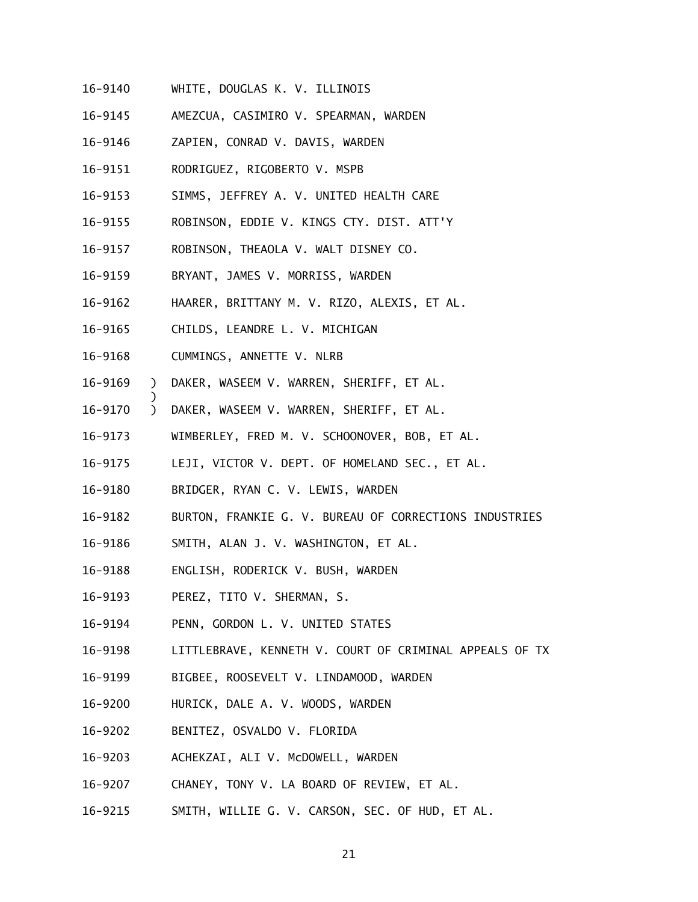16-9140 WHITE, DOUGLAS K. V. ILLINOIS

16-9145 AMEZCUA, CASIMIRO V. SPEARMAN, WARDEN

16-9146 ZAPIEN, CONRAD V. DAVIS, WARDEN

16-9151 RODRIGUEZ, RIGOBERTO V. MSPB

16-9153 SIMMS, JEFFREY A. V. UNITED HEALTH CARE

16-9155 ROBINSON, EDDIE V. KINGS CTY. DIST. ATT'Y

16-9157 ROBINSON, THEAOLA V. WALT DISNEY CO.

16-9159 BRYANT, JAMES V. MORRISS, WARDEN

16-9162 HAARER, BRITTANY M. V. RIZO, ALEXIS, ET AL.

16-9165 CHILDS, LEANDRE L. V. MICHIGAN

16-9168 CUMMINGS, ANNETTE V. NLRB

16-9169 ) DAKER, WASEEM V. WARREN, SHERIFF, ET AL.
)
16-9170 ) DAKER, WASEEM V. WARREN, SHERIFF, ET AL.

16-9173 WIMBERLEY, FRED M. V. SCHOONOVER, BOB, ET AL.

16-9175 LEJI, VICTOR V. DEPT. OF HOMELAND SEC., ET AL.

16-9180 BRIDGER, RYAN C. V. LEWIS, WARDEN

16-9182 BURTON, FRANKIE G. V. BUREAU OF CORRECTIONS INDUSTRIES

16-9186 SMITH, ALAN J. V. WASHINGTON, ET AL.

16-9188 ENGLISH, RODERICK V. BUSH, WARDEN

16-9193 PEREZ, TITO V. SHERMAN, S.

16-9194 PENN, GORDON L. V. UNITED STATES

16-9198 LITTLEBRAVE, KENNETH V. COURT OF CRIMINAL APPEALS OF TX

16-9199 BIGBEE, ROOSEVELT V. LINDAMOOD, WARDEN

16-9200 HURICK, DALE A. V. WOODS, WARDEN

16-9202 BENITEZ, OSVALDO V. FLORIDA

16-9203 ACHEKZAI, ALI V. McDOWELL, WARDEN

16-9207 CHANEY, TONY V. LA BOARD OF REVIEW, ET AL.

16-9215 SMITH, WILLIE G. V. CARSON, SEC. OF HUD, ET AL.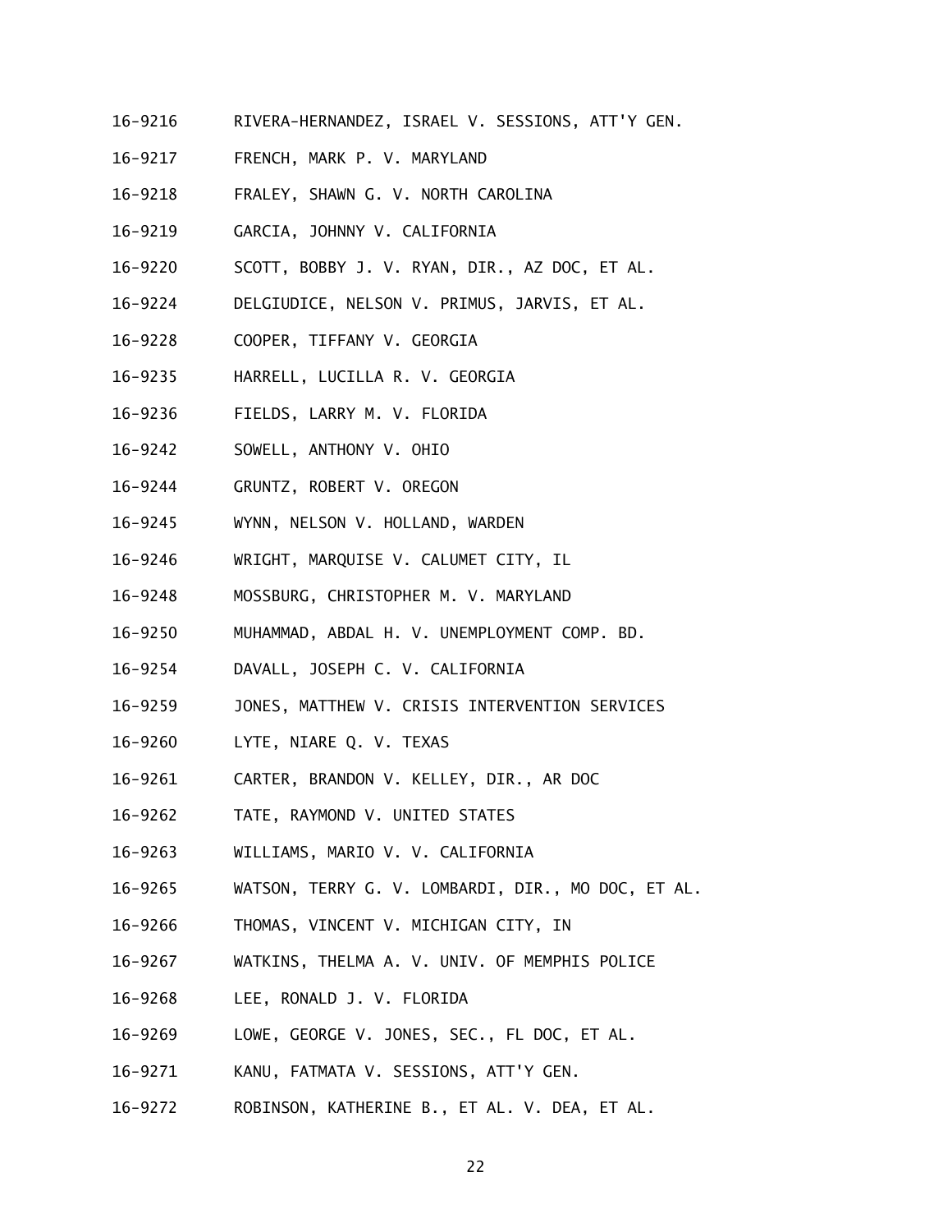16-9216 RIVERA-HERNANDEZ, ISRAEL V. SESSIONS, ATT'Y GEN.

16-9217 FRENCH, MARK P. V. MARYLAND

16-9218 FRALEY, SHAWN G. V. NORTH CAROLINA

16-9219 GARCIA, JOHNNY V. CALIFORNIA

16-9220 SCOTT, BOBBY J. V. RYAN, DIR., AZ DOC, ET AL.

16-9224 DELGIUDICE, NELSON V. PRIMUS, JARVIS, ET AL.

16-9228 COOPER, TIFFANY V. GEORGIA

16-9235 HARRELL, LUCILLA R. V. GEORGIA

16-9236 FIELDS, LARRY M. V. FLORIDA

16-9242 SOWELL, ANTHONY V. OHIO

16-9244 GRUNTZ, ROBERT V. OREGON

16-9245 WYNN, NELSON V. HOLLAND, WARDEN

16-9246 WRIGHT, MARQUISE V. CALUMET CITY, IL

16-9248 MOSSBURG, CHRISTOPHER M. V. MARYLAND

16-9250 MUHAMMAD, ABDAL H. V. UNEMPLOYMENT COMP. BD.

16-9254 DAVALL, JOSEPH C. V. CALIFORNIA

16-9259 JONES, MATTHEW V. CRISIS INTERVENTION SERVICES

16-9260 LYTE, NIARE Q. V. TEXAS

16-9261 CARTER, BRANDON V. KELLEY, DIR., AR DOC

16-9262 TATE, RAYMOND V. UNITED STATES

16-9263 WILLIAMS, MARIO V. V. CALIFORNIA

16-9265 WATSON, TERRY G. V. LOMBARDI, DIR., MO DOC, ET AL.

16-9266 THOMAS, VINCENT V. MICHIGAN CITY, IN

16-9267 WATKINS, THELMA A. V. UNIV. OF MEMPHIS POLICE

16-9268 LEE, RONALD J. V. FLORIDA

16-9269 LOWE, GEORGE V. JONES, SEC., FL DOC, ET AL.

16-9271 KANU, FATMATA V. SESSIONS, ATT'Y GEN.

16-9272 ROBINSON, KATHERINE B., ET AL. V. DEA, ET AL.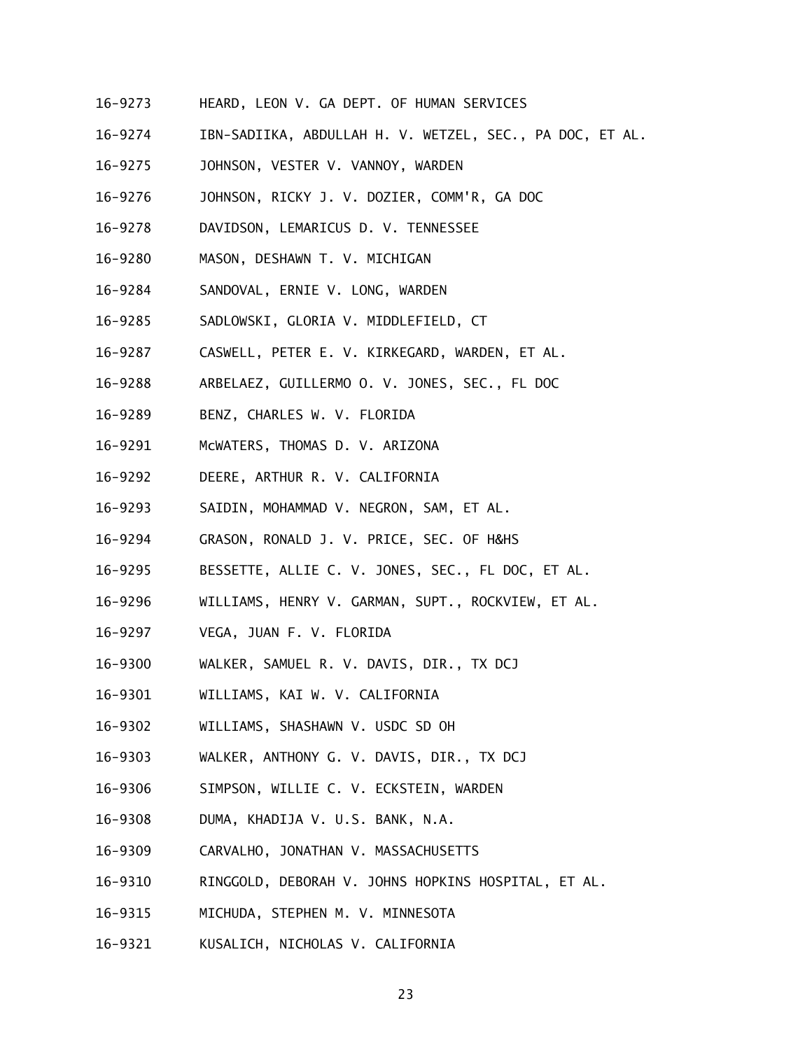16-9273 HEARD, LEON V. GA DEPT. OF HUMAN SERVICES

16-9274 IBN-SADIIKA, ABDULLAH H. V. WETZEL, SEC., PA DOC, ET AL.

16-9275 JOHNSON, VESTER V. VANNOY, WARDEN

16-9276 JOHNSON, RICKY J. V. DOZIER, COMM'R, GA DOC

16-9278 DAVIDSON, LEMARICUS D. V. TENNESSEE

16-9280 MASON, DESHAWN T. V. MICHIGAN

16-9284 SANDOVAL, ERNIE V. LONG, WARDEN

16-9285 SADLOWSKI, GLORIA V. MIDDLEFIELD, CT

16-9287 CASWELL, PETER E. V. KIRKEGARD, WARDEN, ET AL.

16-9288 ARBELAEZ, GUILLERMO O. V. JONES, SEC., FL DOC

16-9289 BENZ, CHARLES W. V. FLORIDA

16-9291 McWATERS, THOMAS D. V. ARIZONA

16-9292 DEERE, ARTHUR R. V. CALIFORNIA

16-9293 SAIDIN, MOHAMMAD V. NEGRON, SAM, ET AL.

16-9294 GRASON, RONALD J. V. PRICE, SEC. OF H&HS

16-9295 BESSETTE, ALLIE C. V. JONES, SEC., FL DOC, ET AL.

16-9296 WILLIAMS, HENRY V. GARMAN, SUPT., ROCKVIEW, ET AL.

16-9297 VEGA, JUAN F. V. FLORIDA

16-9300 WALKER, SAMUEL R. V. DAVIS, DIR., TX DCJ

16-9301 WILLIAMS, KAI W. V. CALIFORNIA

16-9302 WILLIAMS, SHASHAWN V. USDC SD OH

16-9303 WALKER, ANTHONY G. V. DAVIS, DIR., TX DCJ

16-9306 SIMPSON, WILLIE C. V. ECKSTEIN, WARDEN

16-9308 DUMA, KHADIJA V. U.S. BANK, N.A.

16-9309 CARVALHO, JONATHAN V. MASSACHUSETTS

16-9310 RINGGOLD, DEBORAH V. JOHNS HOPKINS HOSPITAL, ET AL.

16-9315 MICHUDA, STEPHEN M. V. MINNESOTA

16-9321 KUSALICH, NICHOLAS V. CALIFORNIA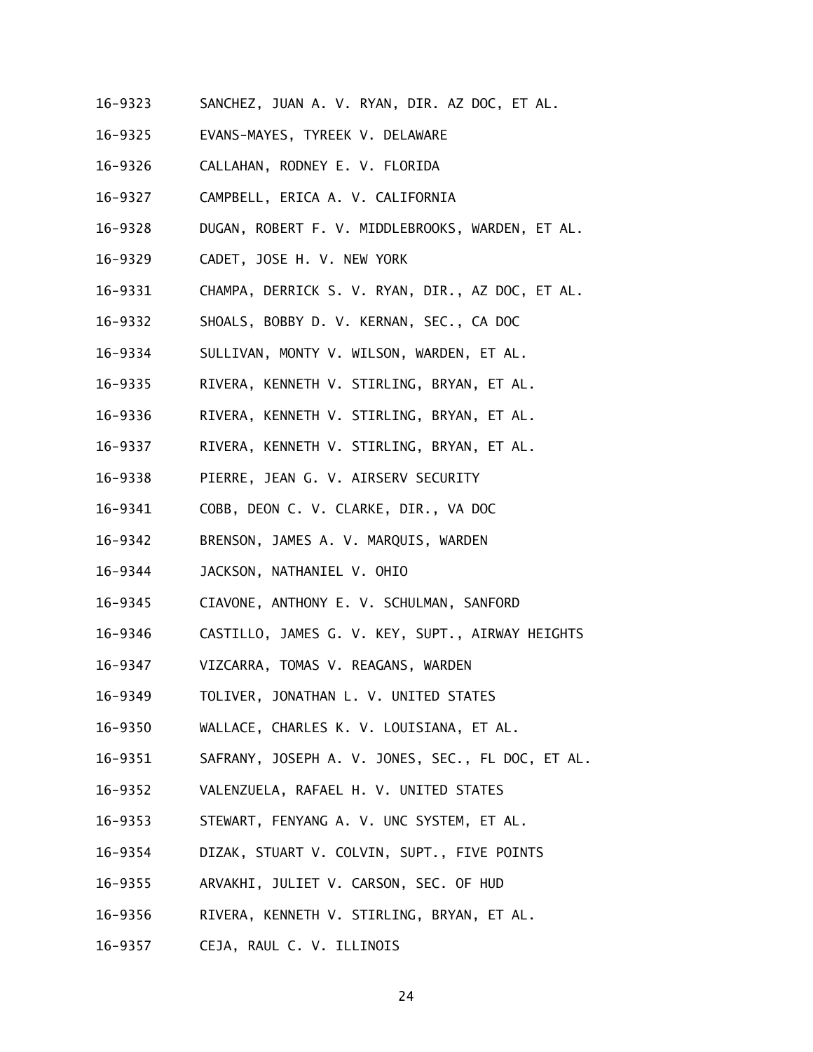16-9323 SANCHEZ, JUAN A. V. RYAN, DIR. AZ DOC, ET AL.

16-9325 EVANS-MAYES, TYREEK V. DELAWARE

16-9326 CALLAHAN, RODNEY E. V. FLORIDA

16-9327 CAMPBELL, ERICA A. V. CALIFORNIA

16-9328 DUGAN, ROBERT F. V. MIDDLEBROOKS, WARDEN, ET AL.

16-9329 CADET, JOSE H. V. NEW YORK

16-9331 CHAMPA, DERRICK S. V. RYAN, DIR., AZ DOC, ET AL.

16-9332 SHOALS, BOBBY D. V. KERNAN, SEC., CA DOC

16-9334 SULLIVAN, MONTY V. WILSON, WARDEN, ET AL.

16-9335 RIVERA, KENNETH V. STIRLING, BRYAN, ET AL.

16-9336 RIVERA, KENNETH V. STIRLING, BRYAN, ET AL.

16-9337 RIVERA, KENNETH V. STIRLING, BRYAN, ET AL.

16-9338 PIERRE, JEAN G. V. AIRSERV SECURITY

16-9341 COBB, DEON C. V. CLARKE, DIR., VA DOC

16-9342 BRENSON, JAMES A. V. MARQUIS, WARDEN

16-9344 JACKSON, NATHANIEL V. OHIO

16-9345 CIAVONE, ANTHONY E. V. SCHULMAN, SANFORD

16-9346 CASTILLO, JAMES G. V. KEY, SUPT., AIRWAY HEIGHTS

16-9347 VIZCARRA, TOMAS V. REAGANS, WARDEN

16-9349 TOLIVER, JONATHAN L. V. UNITED STATES

16-9350 WALLACE, CHARLES K. V. LOUISIANA, ET AL.

16-9351 SAFRANY, JOSEPH A. V. JONES, SEC., FL DOC, ET AL.

16-9352 VALENZUELA, RAFAEL H. V. UNITED STATES

16-9353 STEWART, FENYANG A. V. UNC SYSTEM, ET AL.

16-9354 DIZAK, STUART V. COLVIN, SUPT., FIVE POINTS

16-9355 ARVAKHI, JULIET V. CARSON, SEC. OF HUD

16-9356 RIVERA, KENNETH V. STIRLING, BRYAN, ET AL.

16-9357 CEJA, RAUL C. V. ILLINOIS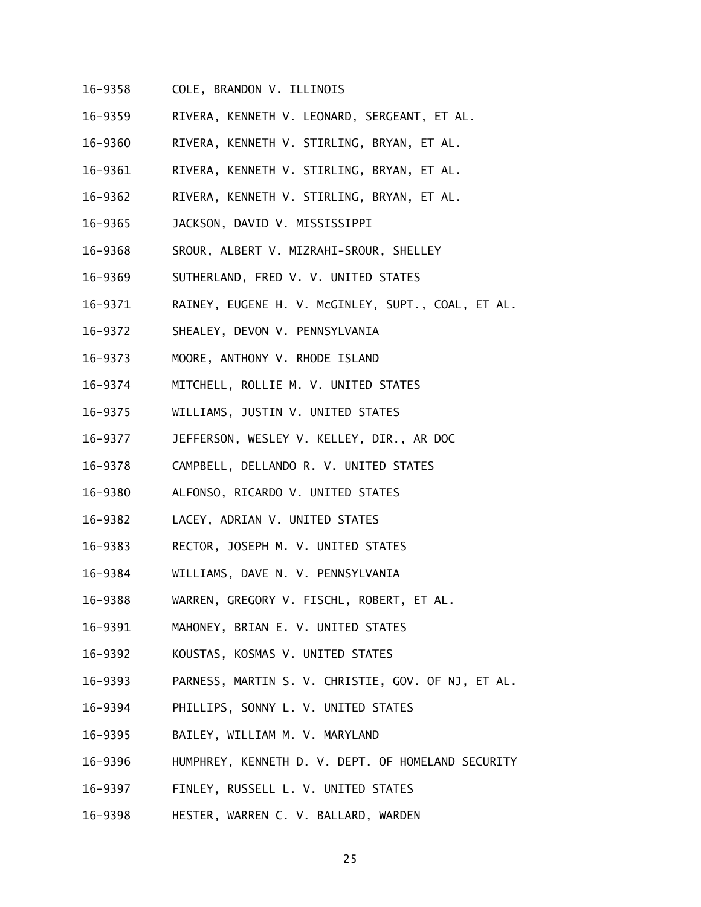16-9358 COLE, BRANDON V. ILLINOIS

16-9359 RIVERA, KENNETH V. LEONARD, SERGEANT, ET AL.

16-9360 RIVERA, KENNETH V. STIRLING, BRYAN, ET AL.

16-9361 RIVERA, KENNETH V. STIRLING, BRYAN, ET AL.

16-9362 RIVERA, KENNETH V. STIRLING, BRYAN, ET AL.

16-9365 JACKSON, DAVID V. MISSISSIPPI

16-9368 SROUR, ALBERT V. MIZRAHI-SROUR, SHELLEY

16-9369 SUTHERLAND, FRED V. V. UNITED STATES

16-9371 RAINEY, EUGENE H. V. McGINLEY, SUPT., COAL, ET AL.

16-9372 SHEALEY, DEVON V. PENNSYLVANIA

16-9373 MOORE, ANTHONY V. RHODE ISLAND

16-9374 MITCHELL, ROLLIE M. V. UNITED STATES

16-9375 WILLIAMS, JUSTIN V. UNITED STATES

16-9377 JEFFERSON, WESLEY V. KELLEY, DIR., AR DOC

16-9378 CAMPBELL, DELLANDO R. V. UNITED STATES

16-9380 ALFONSO, RICARDO V. UNITED STATES

16-9382 LACEY, ADRIAN V. UNITED STATES

16-9383 RECTOR, JOSEPH M. V. UNITED STATES

16-9384 WILLIAMS, DAVE N. V. PENNSYLVANIA

16-9388 WARREN, GREGORY V. FISCHL, ROBERT, ET AL.

16-9391 MAHONEY, BRIAN E. V. UNITED STATES

16-9392 KOUSTAS, KOSMAS V. UNITED STATES

16-9393 PARNESS, MARTIN S. V. CHRISTIE, GOV. OF NJ, ET AL.

16-9394 PHILLIPS, SONNY L. V. UNITED STATES

16-9395 BAILEY, WILLIAM M. V. MARYLAND

16-9396 HUMPHREY, KENNETH D. V. DEPT. OF HOMELAND SECURITY

16-9397 FINLEY, RUSSELL L. V. UNITED STATES

16-9398 HESTER, WARREN C. V. BALLARD, WARDEN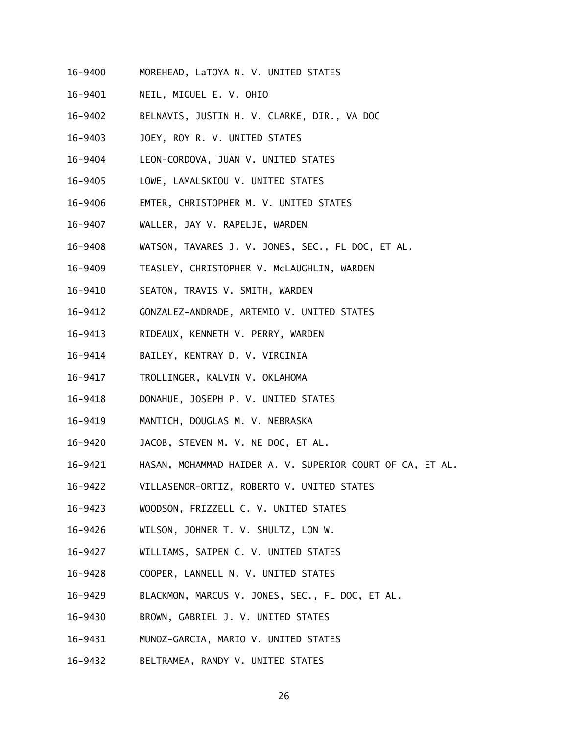16-9400 MOREHEAD, LaTOYA N. V. UNITED STATES

16-9401 NEIL, MIGUEL E. V. OHIO

16-9402 BELNAVIS, JUSTIN H. V. CLARKE, DIR., VA DOC

16-9403 JOEY, ROY R. V. UNITED STATES

16-9404 LEON-CORDOVA, JUAN V. UNITED STATES

16-9405 LOWE, LAMALSKIOU V. UNITED STATES

16-9406 EMTER, CHRISTOPHER M. V. UNITED STATES

16-9407 WALLER, JAY V. RAPELJE, WARDEN

16-9408 WATSON, TAVARES J. V. JONES, SEC., FL DOC, ET AL.

16-9409 TEASLEY, CHRISTOPHER V. McLAUGHLIN, WARDEN

16-9410 SEATON, TRAVIS V. SMITH, WARDEN

16-9412 GONZALEZ-ANDRADE, ARTEMIO V. UNITED STATES

16-9413 RIDEAUX, KENNETH V. PERRY, WARDEN

16-9414 BAILEY, KENTRAY D. V. VIRGINIA

16-9417 TROLLINGER, KALVIN V. OKLAHOMA

16-9418 DONAHUE, JOSEPH P. V. UNITED STATES

16-9419 MANTICH, DOUGLAS M. V. NEBRASKA

16-9420 JACOB, STEVEN M. V. NE DOC, ET AL.

16-9421 HASAN, MOHAMMAD HAIDER A. V. SUPERIOR COURT OF CA, ET AL.

16-9422 VILLASENOR-ORTIZ, ROBERTO V. UNITED STATES

16-9423 WOODSON, FRIZZELL C. V. UNITED STATES

16-9426 WILSON, JOHNER T. V. SHULTZ, LON W.

16-9427 WILLIAMS, SAIPEN C. V. UNITED STATES

16-9428 COOPER, LANNELL N. V. UNITED STATES

16-9429 BLACKMON, MARCUS V. JONES, SEC., FL DOC, ET AL.

16-9430 BROWN, GABRIEL J. V. UNITED STATES

16-9431 MUNOZ-GARCIA, MARIO V. UNITED STATES

16-9432 BELTRAMEA, RANDY V. UNITED STATES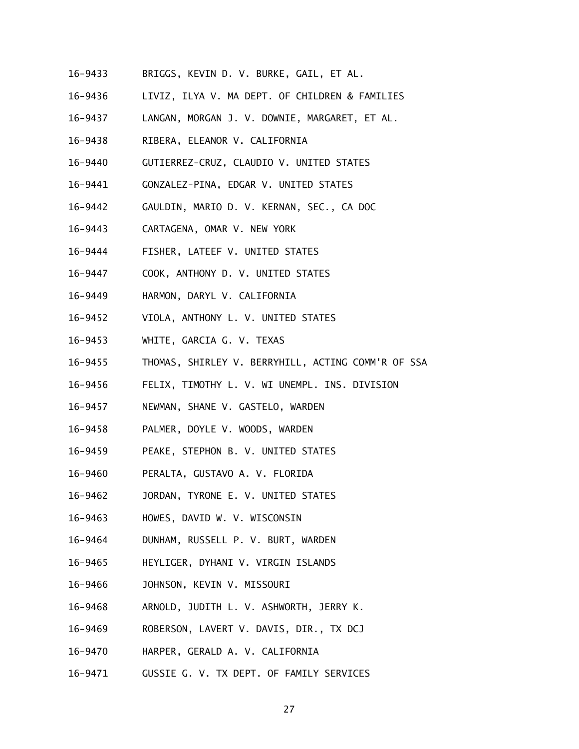16-9433 BRIGGS, KEVIN D. V. BURKE, GAIL, ET AL.

16-9436 LIVIZ, ILYA V. MA DEPT. OF CHILDREN & FAMILIES

16-9437 LANGAN, MORGAN J. V. DOWNIE, MARGARET, ET AL.

16-9438 RIBERA, ELEANOR V. CALIFORNIA

16-9440 GUTIERREZ-CRUZ, CLAUDIO V. UNITED STATES

16-9441 GONZALEZ-PINA, EDGAR V. UNITED STATES

16-9442 GAULDIN, MARIO D. V. KERNAN, SEC., CA DOC

16-9443 CARTAGENA, OMAR V. NEW YORK

16-9444 FISHER, LATEEF V. UNITED STATES

16-9447 COOK, ANTHONY D. V. UNITED STATES

16-9449 HARMON, DARYL V. CALIFORNIA

16-9452 VIOLA, ANTHONY L. V. UNITED STATES

16-9453 WHITE, GARCIA G. V. TEXAS

16-9455 THOMAS, SHIRLEY V. BERRYHILL, ACTING COMM'R OF SSA

16-9456 FELIX, TIMOTHY L. V. WI UNEMPL. INS. DIVISION

16-9457 NEWMAN, SHANE V. GASTELO, WARDEN

16-9458 PALMER, DOYLE V. WOODS, WARDEN

16-9459 PEAKE, STEPHON B. V. UNITED STATES

16-9460 PERALTA, GUSTAVO A. V. FLORIDA

16-9462 JORDAN, TYRONE E. V. UNITED STATES

16-9463 HOWES, DAVID W. V. WISCONSIN

16-9464 DUNHAM, RUSSELL P. V. BURT, WARDEN

16-9465 HEYLIGER, DYHANI V. VIRGIN ISLANDS

16-9466 JOHNSON, KEVIN V. MISSOURI

16-9468 ARNOLD, JUDITH L. V. ASHWORTH, JERRY K.

16-9469 ROBERSON, LAVERT V. DAVIS, DIR., TX DCJ

16-9470 HARPER, GERALD A. V. CALIFORNIA

16-9471 GUSSIE G. V. TX DEPT. OF FAMILY SERVICES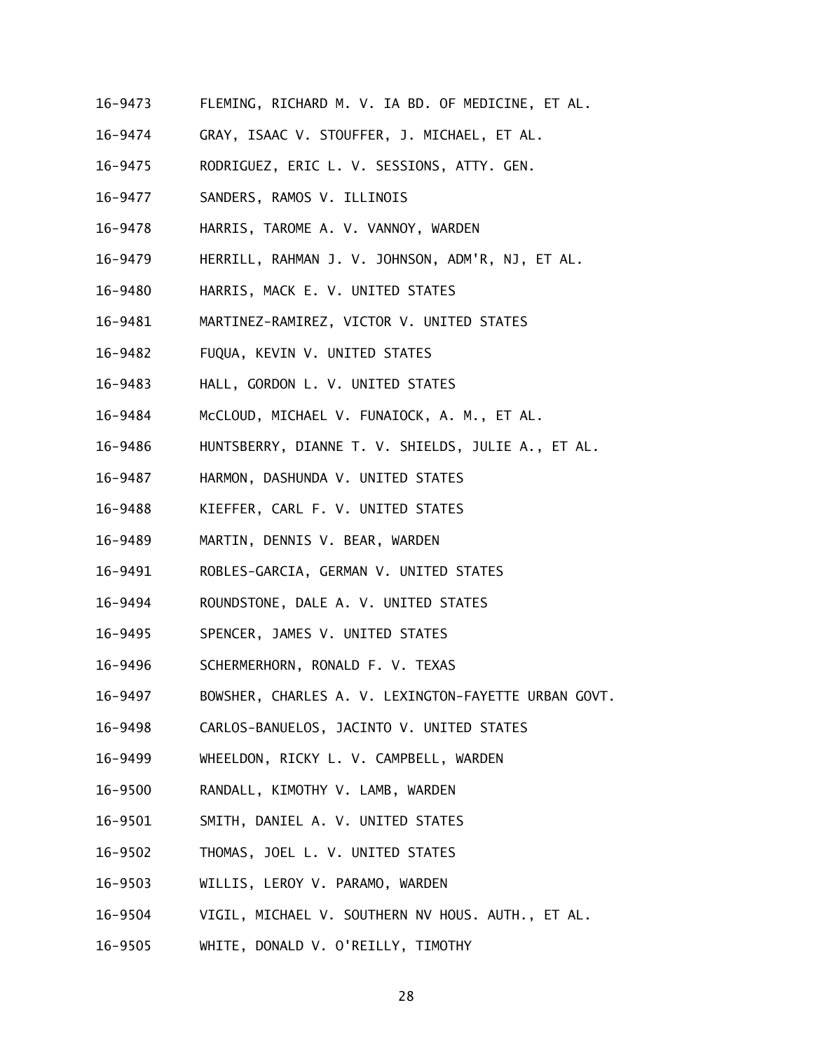16-9473 FLEMING, RICHARD M. V. IA BD. OF MEDICINE, ET AL.

16-9474 GRAY, ISAAC V. STOUFFER, J. MICHAEL, ET AL.

16-9475 RODRIGUEZ, ERIC L. V. SESSIONS, ATTY. GEN.

16-9477 SANDERS, RAMOS V. ILLINOIS

16-9478 HARRIS, TAROME A. V. VANNOY, WARDEN

16-9479 HERRILL, RAHMAN J. V. JOHNSON, ADM'R, NJ, ET AL.

16-9480 HARRIS, MACK E. V. UNITED STATES

16-9481 MARTINEZ-RAMIREZ, VICTOR V. UNITED STATES

16-9482 FUQUA, KEVIN V. UNITED STATES

16-9483 HALL, GORDON L. V. UNITED STATES

16-9484 McCLOUD, MICHAEL V. FUNAIOCK, A. M., ET AL.

16-9486 HUNTSBERRY, DIANNE T. V. SHIELDS, JULIE A., ET AL.

16-9487 HARMON, DASHUNDA V. UNITED STATES

16-9488 KIEFFER, CARL F. V. UNITED STATES

16-9489 MARTIN, DENNIS V. BEAR, WARDEN

16-9491 ROBLES-GARCIA, GERMAN V. UNITED STATES

16-9494 ROUNDSTONE, DALE A. V. UNITED STATES

16-9495 SPENCER, JAMES V. UNITED STATES

16-9496 SCHERMERHORN, RONALD F. V. TEXAS

16-9497 BOWSHER, CHARLES A. V. LEXINGTON-FAYETTE URBAN GOVT.

16-9498 CARLOS-BANUELOS, JACINTO V. UNITED STATES

16-9499 WHEELDON, RICKY L. V. CAMPBELL, WARDEN

16-9500 RANDALL, KIMOTHY V. LAMB, WARDEN

16-9501 SMITH, DANIEL A. V. UNITED STATES

16-9502 THOMAS, JOEL L. V. UNITED STATES

16-9503 WILLIS, LEROY V. PARAMO, WARDEN

16-9504 VIGIL, MICHAEL V. SOUTHERN NV HOUS. AUTH., ET AL.

16-9505 WHITE, DONALD V. O'REILLY, TIMOTHY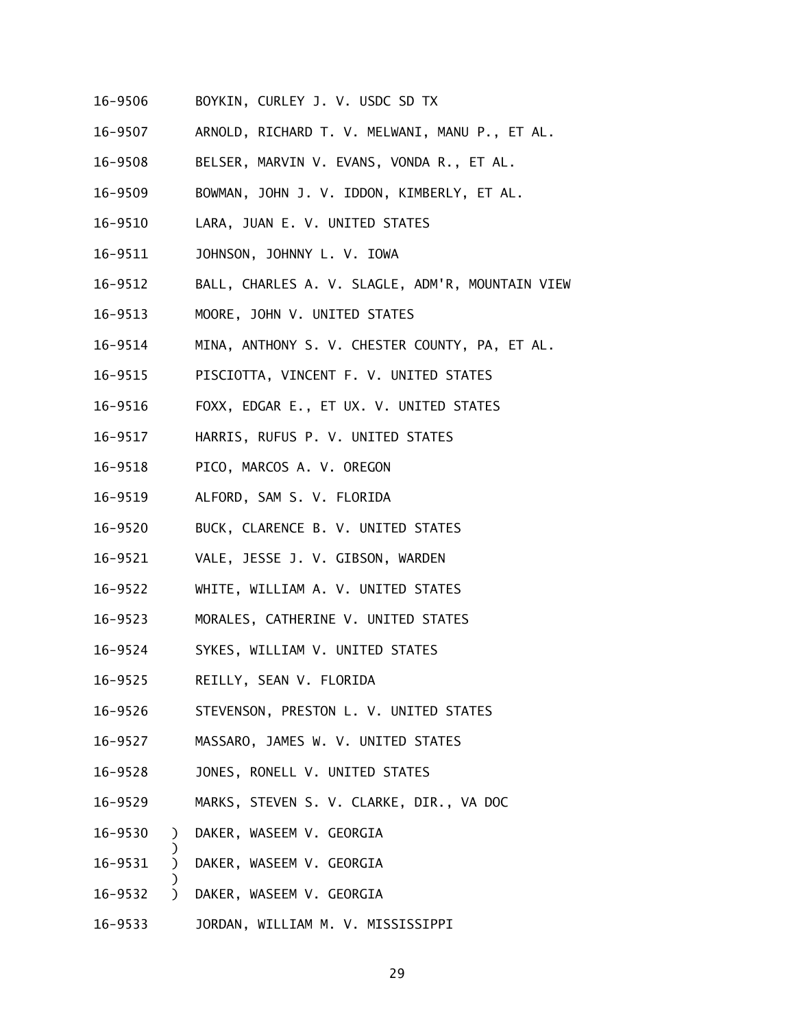16-9506 BOYKIN, CURLEY J. V. USDC SD TX

16-9507 ARNOLD, RICHARD T. V. MELWANI, MANU P., ET AL.

16-9508 BELSER, MARVIN V. EVANS, VONDA R., ET AL.

16-9509 BOWMAN, JOHN J. V. IDDON, KIMBERLY, ET AL.

16-9510 LARA, JUAN E. V. UNITED STATES

16-9511 JOHNSON, JOHNNY L. V. IOWA

16-9512 BALL, CHARLES A. V. SLAGLE, ADM'R, MOUNTAIN VIEW

16-9513 MOORE, JOHN V. UNITED STATES

16-9514 MINA, ANTHONY S. V. CHESTER COUNTY, PA, ET AL.

16-9515 PISCIOTTA, VINCENT F. V. UNITED STATES

16-9516 FOXX, EDGAR E., ET UX. V. UNITED STATES

16-9517 HARRIS, RUFUS P. V. UNITED STATES

16-9518 PICO, MARCOS A. V. OREGON

16-9519 ALFORD, SAM S. V. FLORIDA

16-9520 BUCK, CLARENCE B. V. UNITED STATES

16-9521 VALE, JESSE J. V. GIBSON, WARDEN

16-9522 WHITE, WILLIAM A. V. UNITED STATES

16-9523 MORALES, CATHERINE V. UNITED STATES

16-9524 SYKES, WILLIAM V. UNITED STATES

16-9525 REILLY, SEAN V. FLORIDA

16-9526 STEVENSON, PRESTON L. V. UNITED STATES

16-9527 MASSARO, JAMES W. V. UNITED STATES

16-9528 JONES, RONELL V. UNITED STATES

16-9529 MARKS, STEVEN S. V. CLARKE, DIR., VA DOC

16-9530 ) DAKER, WASEEM V. GEORGIA
)
16-9531 ) DAKER, WASEEM V. GEORGIA
)
16-9532 ) DAKER, WASEEM V. GEORGIA

16-9533 JORDAN, WILLIAM M. V. MISSISSIPPI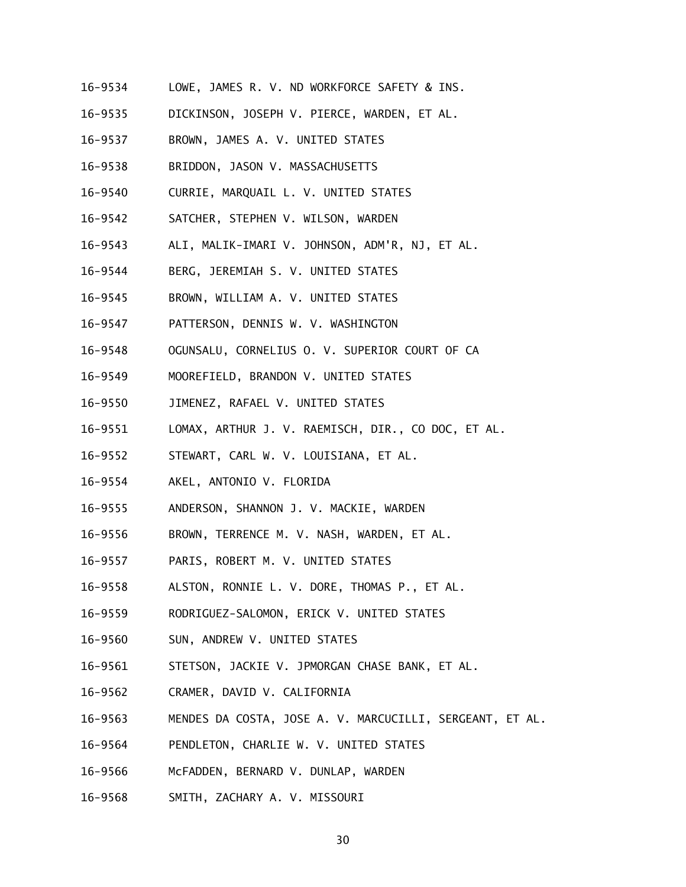16-9534 LOWE, JAMES R. V. ND WORKFORCE SAFETY & INS.

16-9535 DICKINSON, JOSEPH V. PIERCE, WARDEN, ET AL.

16-9537 BROWN, JAMES A. V. UNITED STATES

16-9538 BRIDDON, JASON V. MASSACHUSETTS

16-9540 CURRIE, MARQUAIL L. V. UNITED STATES

16-9542 SATCHER, STEPHEN V. WILSON, WARDEN

16-9543 ALI, MALIK-IMARI V. JOHNSON, ADM'R, NJ, ET AL.

16-9544 BERG, JEREMIAH S. V. UNITED STATES

16-9545 BROWN, WILLIAM A. V. UNITED STATES

16-9547 PATTERSON, DENNIS W. V. WASHINGTON

16-9548 OGUNSALU, CORNELIUS O. V. SUPERIOR COURT OF CA

16-9549 MOOREFIELD, BRANDON V. UNITED STATES

16-9550 JIMENEZ, RAFAEL V. UNITED STATES

16-9551 LOMAX, ARTHUR J. V. RAEMISCH, DIR., CO DOC, ET AL.

16-9552 STEWART, CARL W. V. LOUISIANA, ET AL.

16-9554 AKEL, ANTONIO V. FLORIDA

16-9555 ANDERSON, SHANNON J. V. MACKIE, WARDEN

16-9556 BROWN, TERRENCE M. V. NASH, WARDEN, ET AL.

16-9557 PARIS, ROBERT M. V. UNITED STATES

16-9558 ALSTON, RONNIE L. V. DORE, THOMAS P., ET AL.

16-9559 RODRIGUEZ-SALOMON, ERICK V. UNITED STATES

16-9560 SUN, ANDREW V. UNITED STATES

16-9561 STETSON, JACKIE V. JPMORGAN CHASE BANK, ET AL.

16-9562 CRAMER, DAVID V. CALIFORNIA

16-9563 MENDES DA COSTA, JOSE A. V. MARCUCILLI, SERGEANT, ET AL.

16-9564 PENDLETON, CHARLIE W. V. UNITED STATES

16-9566 McFADDEN, BERNARD V. DUNLAP, WARDEN

16-9568 SMITH, ZACHARY A. V. MISSOURI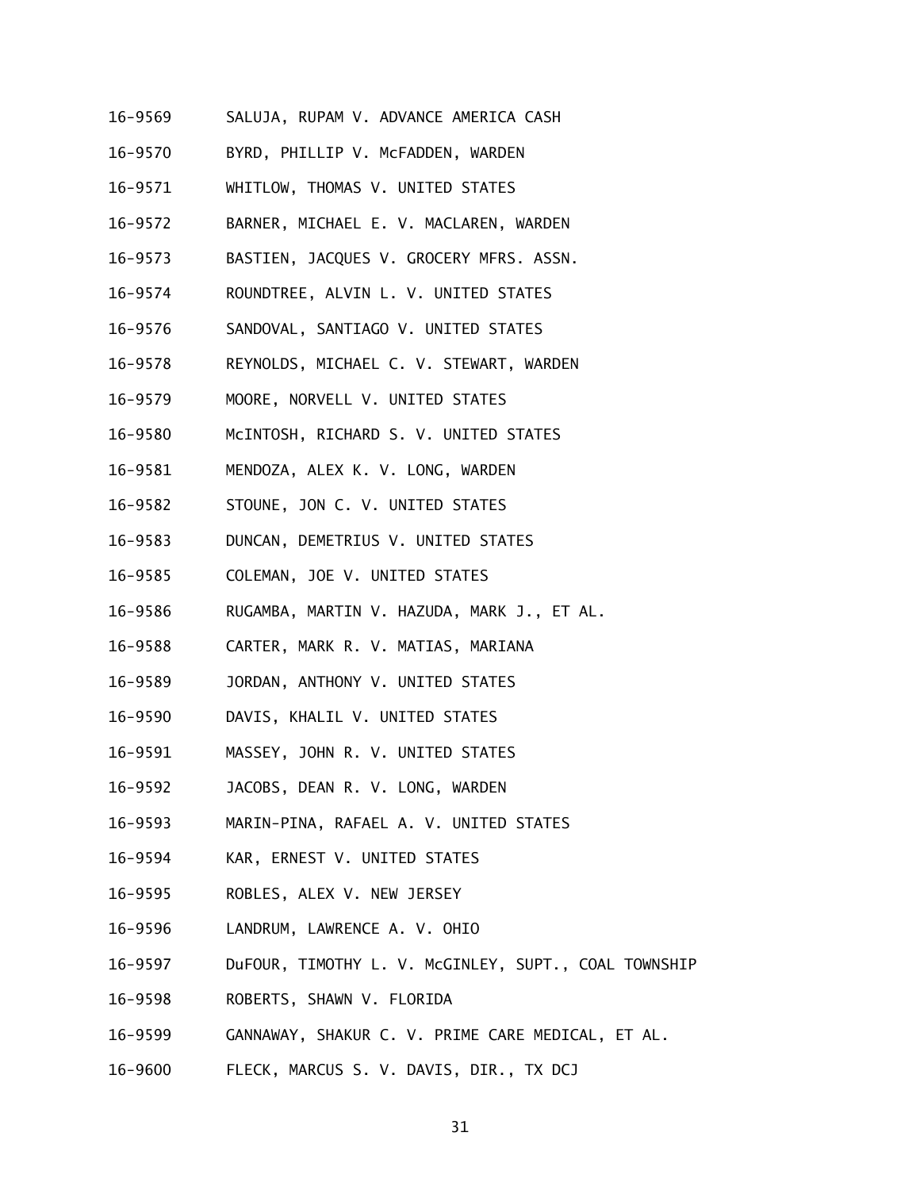16-9569 SALUJA, RUPAM V. ADVANCE AMERICA CASH

16-9570 BYRD, PHILLIP V. McFADDEN, WARDEN

16-9571 WHITLOW, THOMAS V. UNITED STATES

16-9572 BARNER, MICHAEL E. V. MACLAREN, WARDEN

16-9573 BASTIEN, JACQUES V. GROCERY MFRS. ASSN.

16-9574 ROUNDTREE, ALVIN L. V. UNITED STATES

16-9576 SANDOVAL, SANTIAGO V. UNITED STATES

16-9578 REYNOLDS, MICHAEL C. V. STEWART, WARDEN

16-9579 MOORE, NORVELL V. UNITED STATES

16-9580 McINTOSH, RICHARD S. V. UNITED STATES

16-9581 MENDOZA, ALEX K. V. LONG, WARDEN

16-9582 STOUNE, JON C. V. UNITED STATES

16-9583 DUNCAN, DEMETRIUS V. UNITED STATES

16-9585 COLEMAN, JOE V. UNITED STATES

16-9586 RUGAMBA, MARTIN V. HAZUDA, MARK J., ET AL.

16-9588 CARTER, MARK R. V. MATIAS, MARIANA

16-9589 JORDAN, ANTHONY V. UNITED STATES

16-9590 DAVIS, KHALIL V. UNITED STATES

16-9591 MASSEY, JOHN R. V. UNITED STATES

16-9592 JACOBS, DEAN R. V. LONG, WARDEN

16-9593 MARIN-PINA, RAFAEL A. V. UNITED STATES

16-9594 KAR, ERNEST V. UNITED STATES

16-9595 ROBLES, ALEX V. NEW JERSEY

16-9596 LANDRUM, LAWRENCE A. V. OHIO

16-9597 DuFOUR, TIMOTHY L. V. McGINLEY, SUPT., COAL TOWNSHIP

16-9598 ROBERTS, SHAWN V. FLORIDA

16-9599 GANNAWAY, SHAKUR C. V. PRIME CARE MEDICAL, ET AL.

16-9600 FLECK, MARCUS S. V. DAVIS, DIR., TX DCJ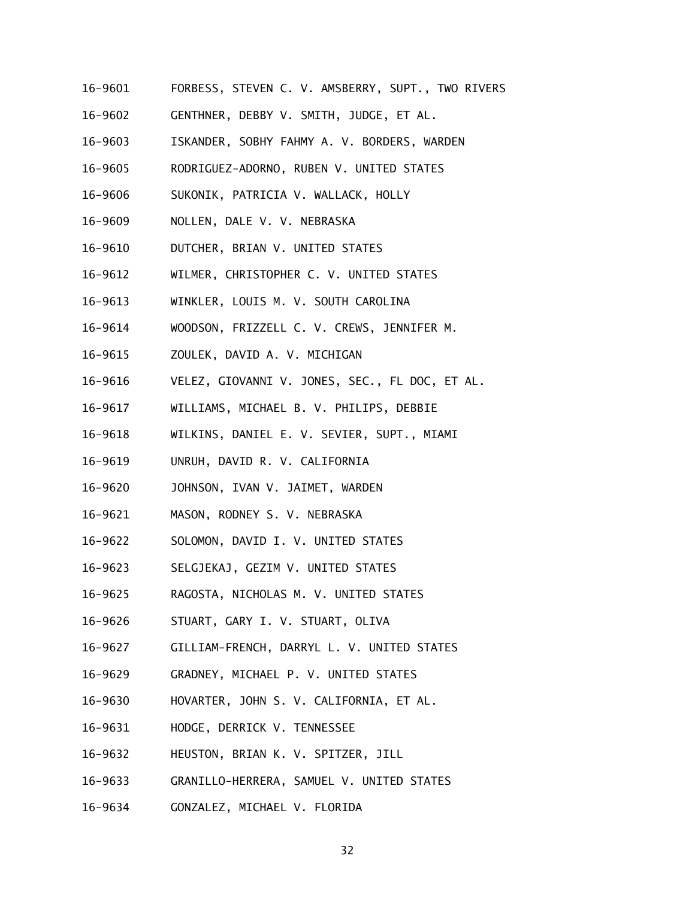16-9601 FORBESS, STEVEN C. V. AMSBERRY, SUPT., TWO RIVERS

16-9602 GENTHNER, DEBBY V. SMITH, JUDGE, ET AL.

16-9603 ISKANDER, SOBHY FAHMY A. V. BORDERS, WARDEN

16-9605 RODRIGUEZ-ADORNO, RUBEN V. UNITED STATES

16-9606 SUKONIK, PATRICIA V. WALLACK, HOLLY

16-9609 NOLLEN, DALE V. V. NEBRASKA

16-9610 DUTCHER, BRIAN V. UNITED STATES

16-9612 WILMER, CHRISTOPHER C. V. UNITED STATES

16-9613 WINKLER, LOUIS M. V. SOUTH CAROLINA

16-9614 WOODSON, FRIZZELL C. V. CREWS, JENNIFER M.

16-9615 ZOULEK, DAVID A. V. MICHIGAN

16-9616 VELEZ, GIOVANNI V. JONES, SEC., FL DOC, ET AL.

16-9617 WILLIAMS, MICHAEL B. V. PHILIPS, DEBBIE

16-9618 WILKINS, DANIEL E. V. SEVIER, SUPT., MIAMI

16-9619 UNRUH, DAVID R. V. CALIFORNIA

16-9620 JOHNSON, IVAN V. JAIMET, WARDEN

16-9621 MASON, RODNEY S. V. NEBRASKA

16-9622 SOLOMON, DAVID I. V. UNITED STATES

16-9623 SELGJEKAJ, GEZIM V. UNITED STATES

16-9625 RAGOSTA, NICHOLAS M. V. UNITED STATES

16-9626 STUART, GARY I. V. STUART, OLIVA

16-9627 GILLIAM-FRENCH, DARRYL L. V. UNITED STATES

16-9629 GRADNEY, MICHAEL P. V. UNITED STATES

16-9630 HOVARTER, JOHN S. V. CALIFORNIA, ET AL.

16-9631 HODGE, DERRICK V. TENNESSEE

16-9632 HEUSTON, BRIAN K. V. SPITZER, JILL

16-9633 GRANILLO-HERRERA, SAMUEL V. UNITED STATES

16-9634 GONZALEZ, MICHAEL V. FLORIDA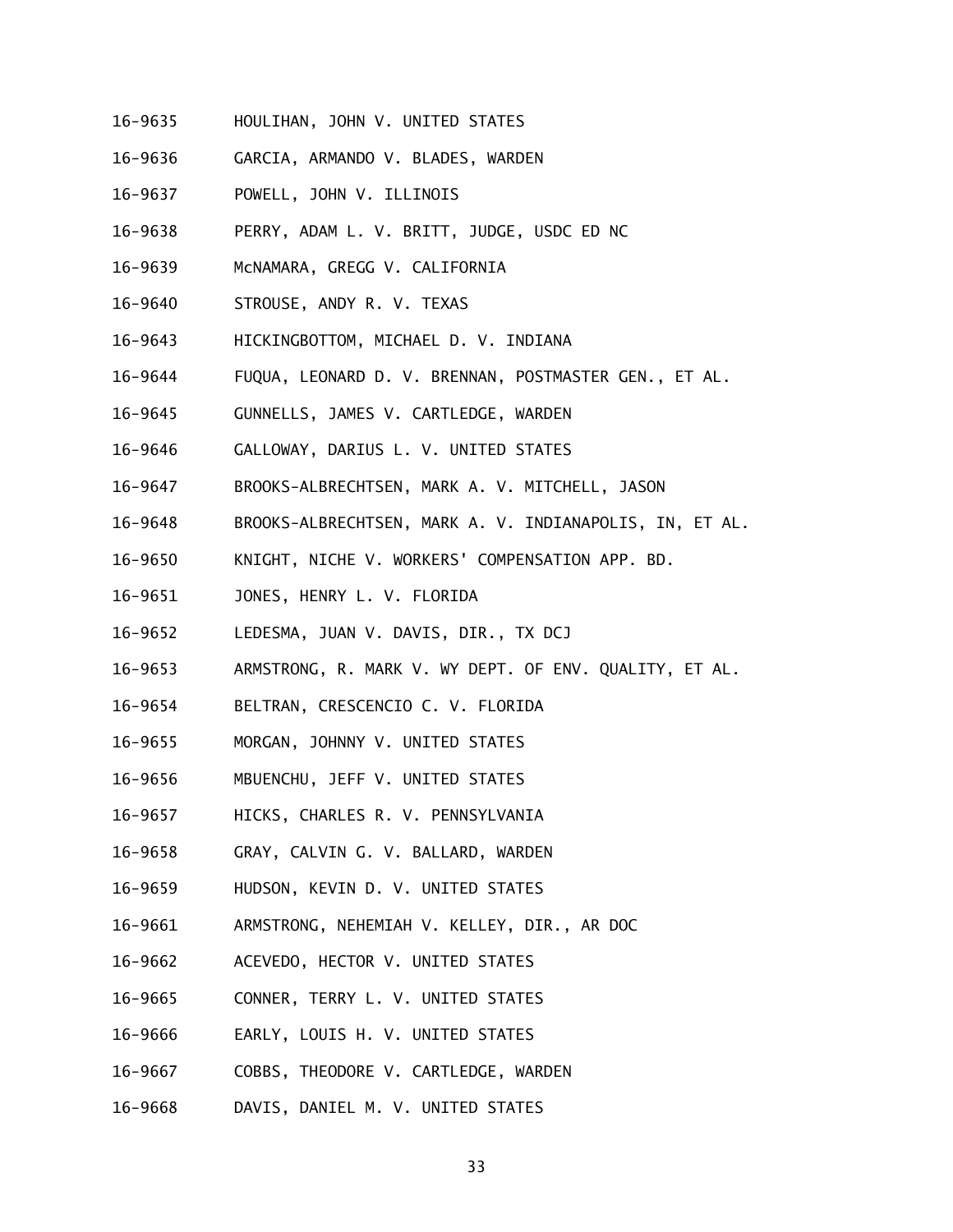16-9635 HOULIHAN, JOHN V. UNITED STATES

16-9636 GARCIA, ARMANDO V. BLADES, WARDEN

16-9637 POWELL, JOHN V. ILLINOIS

16-9638 PERRY, ADAM L. V. BRITT, JUDGE, USDC ED NC

16-9639 McNAMARA, GREGG V. CALIFORNIA

16-9640 STROUSE, ANDY R. V. TEXAS

16-9643 HICKINGBOTTOM, MICHAEL D. V. INDIANA

16-9644 FUQUA, LEONARD D. V. BRENNAN, POSTMASTER GEN., ET AL.

16-9645 GUNNELLS, JAMES V. CARTLEDGE, WARDEN

16-9646 GALLOWAY, DARIUS L. V. UNITED STATES

16-9647 BROOKS-ALBRECHTSEN, MARK A. V. MITCHELL, JASON

16-9648 BROOKS-ALBRECHTSEN, MARK A. V. INDIANAPOLIS, IN, ET AL.

16-9650 KNIGHT, NICHE V. WORKERS' COMPENSATION APP. BD.

16-9651 JONES, HENRY L. V. FLORIDA

16-9652 LEDESMA, JUAN V. DAVIS, DIR., TX DCJ

16-9653 ARMSTRONG, R. MARK V. WY DEPT. OF ENV. QUALITY, ET AL.

16-9654 BELTRAN, CRESCENCIO C. V. FLORIDA

16-9655 MORGAN, JOHNNY V. UNITED STATES

16-9656 MBUENCHU, JEFF V. UNITED STATES

16-9657 HICKS, CHARLES R. V. PENNSYLVANIA

16-9658 GRAY, CALVIN G. V. BALLARD, WARDEN

16-9659 HUDSON, KEVIN D. V. UNITED STATES

16-9661 ARMSTRONG, NEHEMIAH V. KELLEY, DIR., AR DOC

16-9662 ACEVEDO, HECTOR V. UNITED STATES

16-9665 CONNER, TERRY L. V. UNITED STATES

16-9666 EARLY, LOUIS H. V. UNITED STATES

16-9667 COBBS, THEODORE V. CARTLEDGE, WARDEN

16-9668 DAVIS, DANIEL M. V. UNITED STATES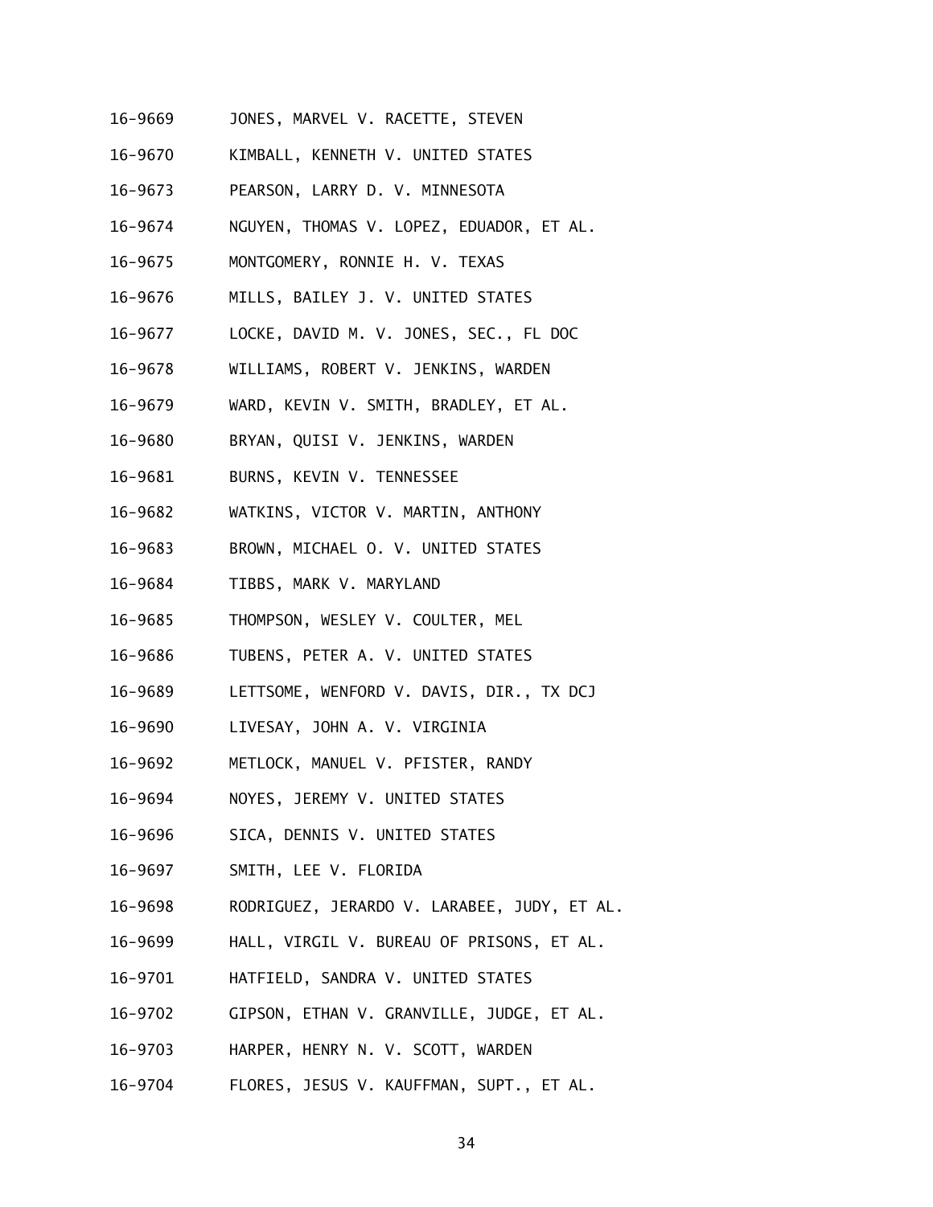16-9669 JONES, MARVEL V. RACETTE, STEVEN

16-9670 KIMBALL, KENNETH V. UNITED STATES

16-9673 PEARSON, LARRY D. V. MINNESOTA

16-9674 NGUYEN, THOMAS V. LOPEZ, EDUADOR, ET AL.

16-9675 MONTGOMERY, RONNIE H. V. TEXAS

16-9676 MILLS, BAILEY J. V. UNITED STATES

16-9677 LOCKE, DAVID M. V. JONES, SEC., FL DOC

16-9678 WILLIAMS, ROBERT V. JENKINS, WARDEN

16-9679 WARD, KEVIN V. SMITH, BRADLEY, ET AL.

16-9680 BRYAN, QUISI V. JENKINS, WARDEN

16-9681 BURNS, KEVIN V. TENNESSEE

16-9682 WATKINS, VICTOR V. MARTIN, ANTHONY

16-9683 BROWN, MICHAEL O. V. UNITED STATES

16-9684 TIBBS, MARK V. MARYLAND

16-9685 THOMPSON, WESLEY V. COULTER, MEL

16-9686 TUBENS, PETER A. V. UNITED STATES

16-9689 LETTSOME, WENFORD V. DAVIS, DIR., TX DCJ

16-9690 LIVESAY, JOHN A. V. VIRGINIA

16-9692 METLOCK, MANUEL V. PFISTER, RANDY

16-9694 NOYES, JEREMY V. UNITED STATES

16-9696 SICA, DENNIS V. UNITED STATES

16-9697 SMITH, LEE V. FLORIDA

16-9698 RODRIGUEZ, JERARDO V. LARABEE, JUDY, ET AL.

16-9699 HALL, VIRGIL V. BUREAU OF PRISONS, ET AL.

16-9701 HATFIELD, SANDRA V. UNITED STATES

16-9702 GIPSON, ETHAN V. GRANVILLE, JUDGE, ET AL.

16-9703 HARPER, HENRY N. V. SCOTT, WARDEN

16-9704 FLORES, JESUS V. KAUFFMAN, SUPT., ET AL.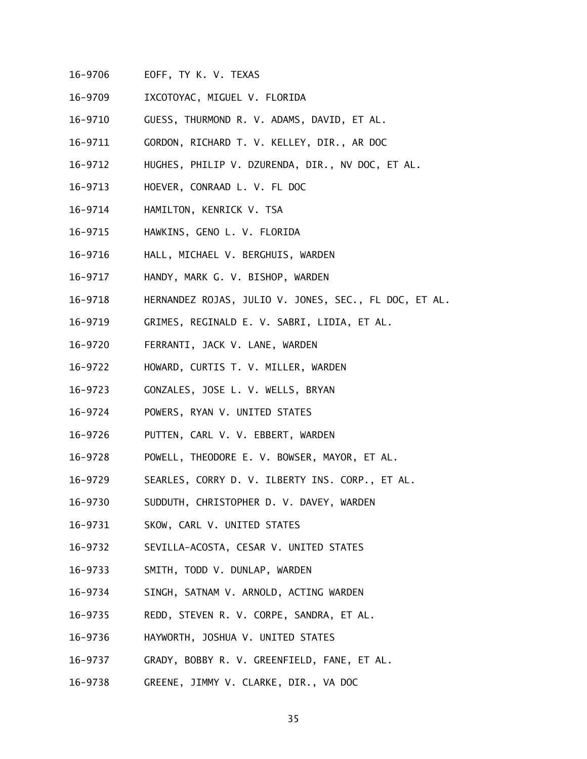16-9706 EOFF, TY K. V. TEXAS

16-9709 IXCOTOYAC, MIGUEL V. FLORIDA

16-9710 GUESS, THURMOND R. V. ADAMS, DAVID, ET AL.

16-9711 GORDON, RICHARD T. V. KELLEY, DIR., AR DOC

16-9712 HUGHES, PHILIP V. DZURENDA, DIR., NV DOC, ET AL.

16-9713 HOEVER, CONRAAD L. V. FL DOC

16-9714 HAMILTON, KENRICK V. TSA

16-9715 HAWKINS, GENO L. V. FLORIDA

16-9716 HALL, MICHAEL V. BERGHUIS, WARDEN

16-9717 HANDY, MARK G. V. BISHOP, WARDEN

16-9718 HERNANDEZ ROJAS, JULIO V. JONES, SEC., FL DOC, ET AL.

16-9719 GRIMES, REGINALD E. V. SABRI, LIDIA, ET AL.

16-9720 FERRANTI, JACK V. LANE, WARDEN

16-9722 HOWARD, CURTIS T. V. MILLER, WARDEN

16-9723 GONZALES, JOSE L. V. WELLS, BRYAN

16-9724 POWERS, RYAN V. UNITED STATES

16-9726 PUTTEN, CARL V. V. EBBERT, WARDEN

16-9728 POWELL, THEODORE E. V. BOWSER, MAYOR, ET AL.

16-9729 SEARLES, CORRY D. V. ILBERTY INS. CORP., ET AL.

16-9730 SUDDUTH, CHRISTOPHER D. V. DAVEY, WARDEN

16-9731 SKOW, CARL V. UNITED STATES

16-9732 SEVILLA-ACOSTA, CESAR V. UNITED STATES

16-9733 SMITH, TODD V. DUNLAP, WARDEN

16-9734 SINGH, SATNAM V. ARNOLD, ACTING WARDEN

16-9735 REDD, STEVEN R. V. CORPE, SANDRA, ET AL.

16-9736 HAYWORTH, JOSHUA V. UNITED STATES

16-9737 GRADY, BOBBY R. V. GREENFIELD, FANE, ET AL.

16-9738 GREENE, JIMMY V. CLARKE, DIR., VA DOC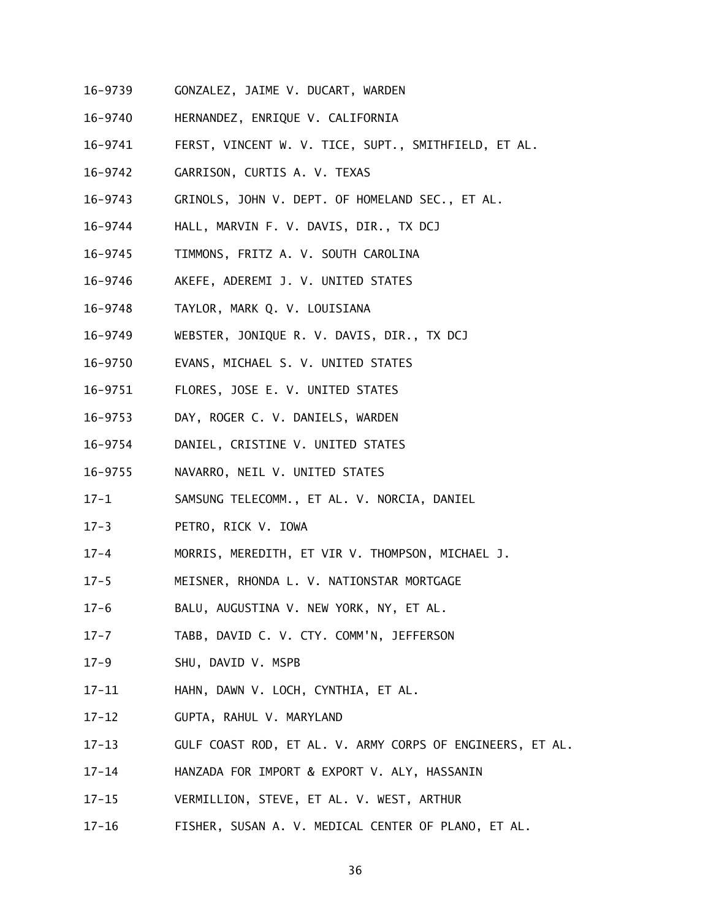16-9739 GONZALEZ, JAIME V. DUCART, WARDEN

16-9740 HERNANDEZ, ENRIQUE V. CALIFORNIA

16-9741 FERST, VINCENT W. V. TICE, SUPT., SMITHFIELD, ET AL.

16-9742 GARRISON, CURTIS A. V. TEXAS

16-9743 GRINOLS, JOHN V. DEPT. OF HOMELAND SEC., ET AL.

16-9744 HALL, MARVIN F. V. DAVIS, DIR., TX DCJ

16-9745 TIMMONS, FRITZ A. V. SOUTH CAROLINA

16-9746 AKEFE, ADEREMI J. V. UNITED STATES

16-9748 TAYLOR, MARK Q. V. LOUISIANA

16-9749 WEBSTER, JONIQUE R. V. DAVIS, DIR., TX DCJ

16-9750 EVANS, MICHAEL S. V. UNITED STATES

16-9751 FLORES, JOSE E. V. UNITED STATES

16-9753 DAY, ROGER C. V. DANIELS, WARDEN

16-9754 DANIEL, CRISTINE V. UNITED STATES

16-9755 NAVARRO, NEIL V. UNITED STATES

17-1 SAMSUNG TELECOMM., ET AL. V. NORCIA, DANIEL

17-3 PETRO, RICK V. IOWA

17-4 MORRIS, MEREDITH, ET VIR V. THOMPSON, MICHAEL J.

17-5 MEISNER, RHONDA L. V. NATIONSTAR MORTGAGE

17-6 BALU, AUGUSTINA V. NEW YORK, NY, ET AL.

17-7 TABB, DAVID C. V. CTY. COMM'N, JEFFERSON

17-9 SHU, DAVID V. MSPB

17-11 HAHN, DAWN V. LOCH, CYNTHIA, ET AL.

17-12 GUPTA, RAHUL V. MARYLAND

17-13 GULF COAST ROD, ET AL. V. ARMY CORPS OF ENGINEERS, ET AL.

17-14 HANZADA FOR IMPORT & EXPORT V. ALY, HASSANIN

17-15 VERMILLION, STEVE, ET AL. V. WEST, ARTHUR

17-16 FISHER, SUSAN A. V. MEDICAL CENTER OF PLANO, ET AL.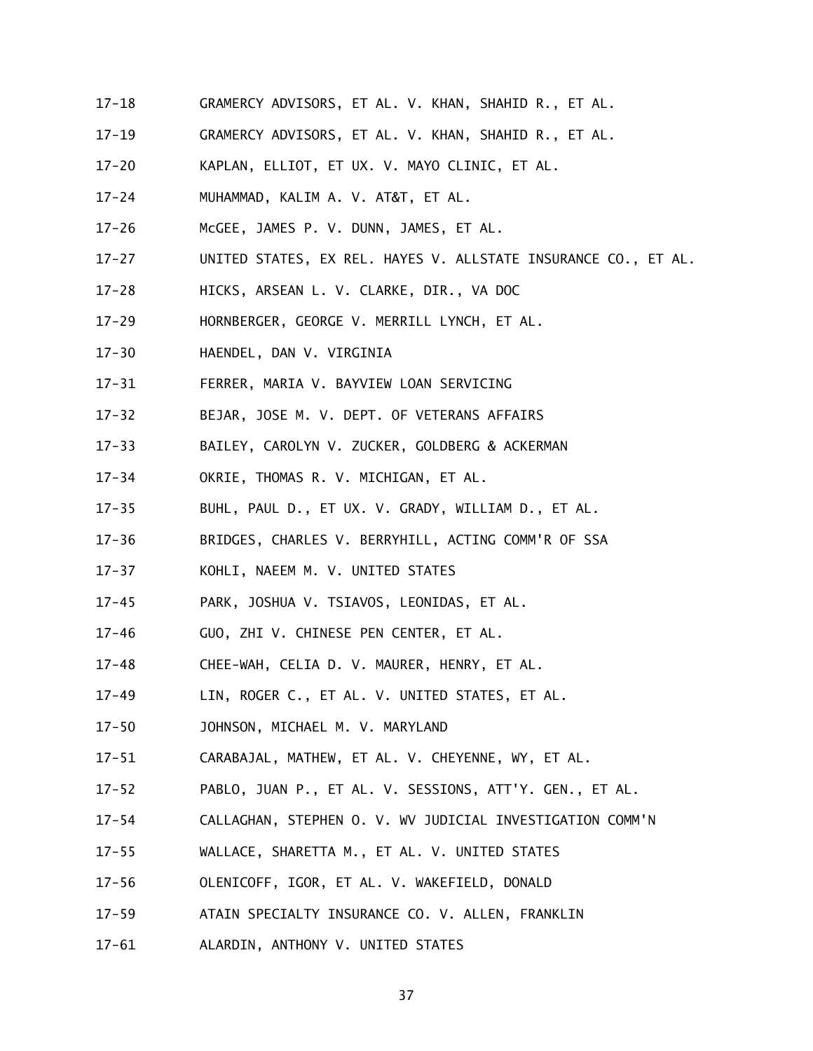17-18 GRAMERCY ADVISORS, ET AL. V. KHAN, SHAHID R., ET AL.

17-19 GRAMERCY ADVISORS, ET AL. V. KHAN, SHAHID R., ET AL.

17-20 KAPLAN, ELLIOT, ET UX. V. MAYO CLINIC, ET AL.

17-24 MUHAMMAD, KALIM A. V. AT&T, ET AL.

17-26 McGEE, JAMES P. V. DUNN, JAMES, ET AL.

17-27 UNITED STATES, EX REL. HAYES V. ALLSTATE INSURANCE CO., ET AL.

17-28 HICKS, ARSEAN L. V. CLARKE, DIR., VA DOC

17-29 HORNBERGER, GEORGE V. MERRILL LYNCH, ET AL.

17-30 HAENDEL, DAN V. VIRGINIA

17-31 FERRER, MARIA V. BAYVIEW LOAN SERVICING

17-32 BEJAR, JOSE M. V. DEPT. OF VETERANS AFFAIRS

17-33 BAILEY, CAROLYN V. ZUCKER, GOLDBERG & ACKERMAN

17-34 OKRIE, THOMAS R. V. MICHIGAN, ET AL.

17-35 BUHL, PAUL D., ET UX. V. GRADY, WILLIAM D., ET AL.

17-36 BRIDGES, CHARLES V. BERRYHILL, ACTING COMM'R OF SSA

17-37 KOHLI, NAEEM M. V. UNITED STATES

17-45 PARK, JOSHUA V. TSIAVOS, LEONIDAS, ET AL.

17-46 GUO, ZHI V. CHINESE PEN CENTER, ET AL.

17-48 CHEE-WAH, CELIA D. V. MAURER, HENRY, ET AL.

17-49 LIN, ROGER C., ET AL. V. UNITED STATES, ET AL.

17-50 JOHNSON, MICHAEL M. V. MARYLAND

17-51 CARABAJAL, MATHEW, ET AL. V. CHEYENNE, WY, ET AL.

17-52 PABLO, JUAN P., ET AL. V. SESSIONS, ATT'Y. GEN., ET AL.

17-54 CALLAGHAN, STEPHEN O. V. WV JUDICIAL INVESTIGATION COMM'N

17-55 WALLACE, SHARETTA M., ET AL. V. UNITED STATES

17-56 OLENICOFF, IGOR, ET AL. V. WAKEFIELD, DONALD

17-59 ATAIN SPECIALTY INSURANCE CO. V. ALLEN, FRANKLIN

17-61 ALARDIN, ANTHONY V. UNITED STATES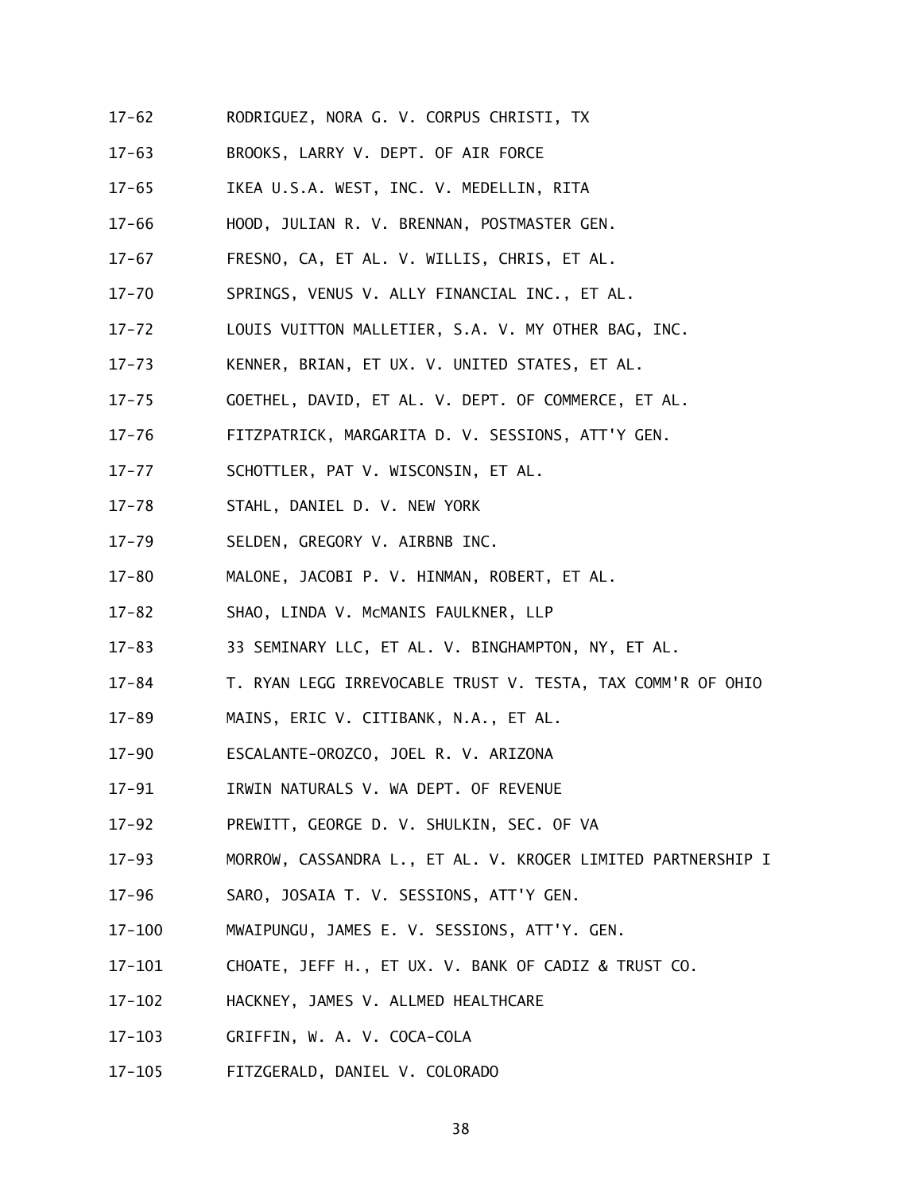17-62 RODRIGUEZ, NORA G. V. CORPUS CHRISTI, TX

17-63 BROOKS, LARRY V. DEPT. OF AIR FORCE

17-65 IKEA U.S.A. WEST, INC. V. MEDELLIN, RITA

17-66 HOOD, JULIAN R. V. BRENNAN, POSTMASTER GEN.

17-67 FRESNO, CA, ET AL. V. WILLIS, CHRIS, ET AL.

17-70 SPRINGS, VENUS V. ALLY FINANCIAL INC., ET AL.

17-72 LOUIS VUITTON MALLETIER, S.A. V. MY OTHER BAG, INC.

17-73 KENNER, BRIAN, ET UX. V. UNITED STATES, ET AL.

17-75 GOETHEL, DAVID, ET AL. V. DEPT. OF COMMERCE, ET AL.

17-76 FITZPATRICK, MARGARITA D. V. SESSIONS, ATT'Y GEN.

17-77 SCHOTTLER, PAT V. WISCONSIN, ET AL.

17-78 STAHL, DANIEL D. V. NEW YORK

17-79 SELDEN, GREGORY V. AIRBNB INC.

17-80 MALONE, JACOBI P. V. HINMAN, ROBERT, ET AL.

17-82 SHAO, LINDA V. McMANIS FAULKNER, LLP

17-83 33 SEMINARY LLC, ET AL. V. BINGHAMPTON, NY, ET AL.

17-84 T. RYAN LEGG IRREVOCABLE TRUST V. TESTA, TAX COMM'R OF OHIO

17-89 MAINS, ERIC V. CITIBANK, N.A., ET AL.

17-90 ESCALANTE-OROZCO, JOEL R. V. ARIZONA

17-91 IRWIN NATURALS V. WA DEPT. OF REVENUE

17-92 PREWITT, GEORGE D. V. SHULKIN, SEC. OF VA

17-93 MORROW, CASSANDRA L., ET AL. V. KROGER LIMITED PARTNERSHIP I

17-96 SARO, JOSAIA T. V. SESSIONS, ATT'Y GEN.

17-100 MWAIPUNGU, JAMES E. V. SESSIONS, ATT'Y. GEN.

17-101 CHOATE, JEFF H., ET UX. V. BANK OF CADIZ & TRUST CO.

17-102 HACKNEY, JAMES V. ALLMED HEALTHCARE

17-103 GRIFFIN, W. A. V. COCA-COLA

17-105 FITZGERALD, DANIEL V. COLORADO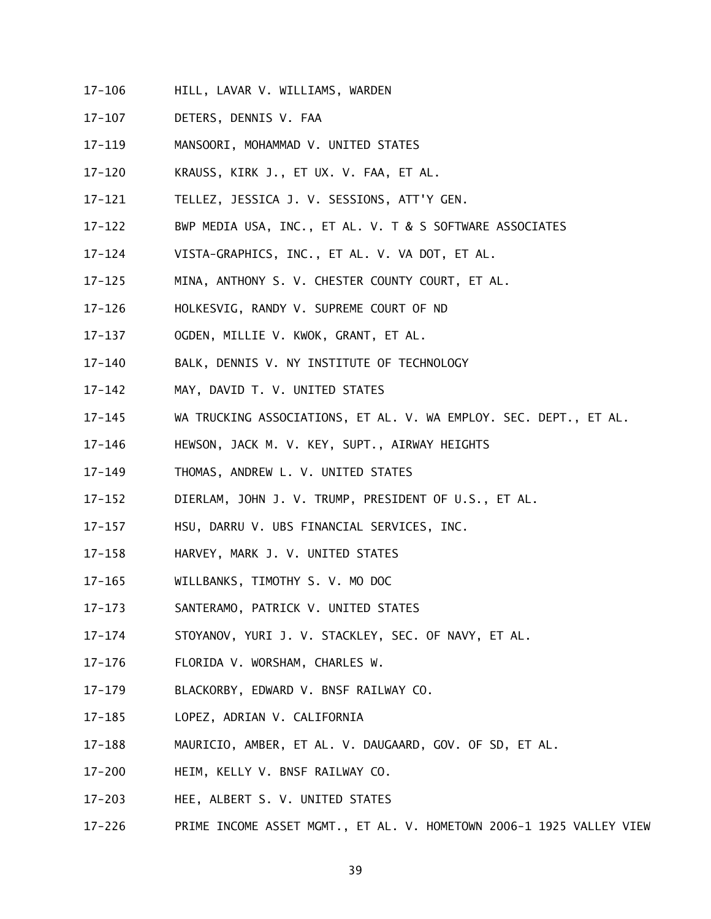17-106 HILL, LAVAR V. WILLIAMS, WARDEN

17-107 DETERS, DENNIS V. FAA

17-119 MANSOORI, MOHAMMAD V. UNITED STATES

17-120 KRAUSS, KIRK J., ET UX. V. FAA, ET AL.

17-121 TELLEZ, JESSICA J. V. SESSIONS, ATT'Y GEN.

17-122 BWP MEDIA USA, INC., ET AL. V. T & S SOFTWARE ASSOCIATES

17-124 VISTA-GRAPHICS, INC., ET AL. V. VA DOT, ET AL.

17-125 MINA, ANTHONY S. V. CHESTER COUNTY COURT, ET AL.

17-126 HOLKESVIG, RANDY V. SUPREME COURT OF ND

17-137 OGDEN, MILLIE V. KWOK, GRANT, ET AL.

17-140 BALK, DENNIS V. NY INSTITUTE OF TECHNOLOGY

17-142 MAY, DAVID T. V. UNITED STATES

17-145 WA TRUCKING ASSOCIATIONS, ET AL. V. WA EMPLOY. SEC. DEPT., ET AL.

17-146 HEWSON, JACK M. V. KEY, SUPT., AIRWAY HEIGHTS

17-149 THOMAS, ANDREW L. V. UNITED STATES

17-152 DIERLAM, JOHN J. V. TRUMP, PRESIDENT OF U.S., ET AL.

17-157 HSU, DARRU V. UBS FINANCIAL SERVICES, INC.

17-158 HARVEY, MARK J. V. UNITED STATES

17-165 WILLBANKS, TIMOTHY S. V. MO DOC

17-173 SANTERAMO, PATRICK V. UNITED STATES

17-174 STOYANOV, YURI J. V. STACKLEY, SEC. OF NAVY, ET AL.

17-176 FLORIDA V. WORSHAM, CHARLES W.

17-179 BLACKORBY, EDWARD V. BNSF RAILWAY CO.

17-185 LOPEZ, ADRIAN V. CALIFORNIA

17-188 MAURICIO, AMBER, ET AL. V. DAUGAARD, GOV. OF SD, ET AL.

17-200 HEIM, KELLY V. BNSF RAILWAY CO.

17-203 HEE, ALBERT S. V. UNITED STATES

17-226 PRIME INCOME ASSET MGMT., ET AL. V. HOMETOWN 2006-1 1925 VALLEY VIEW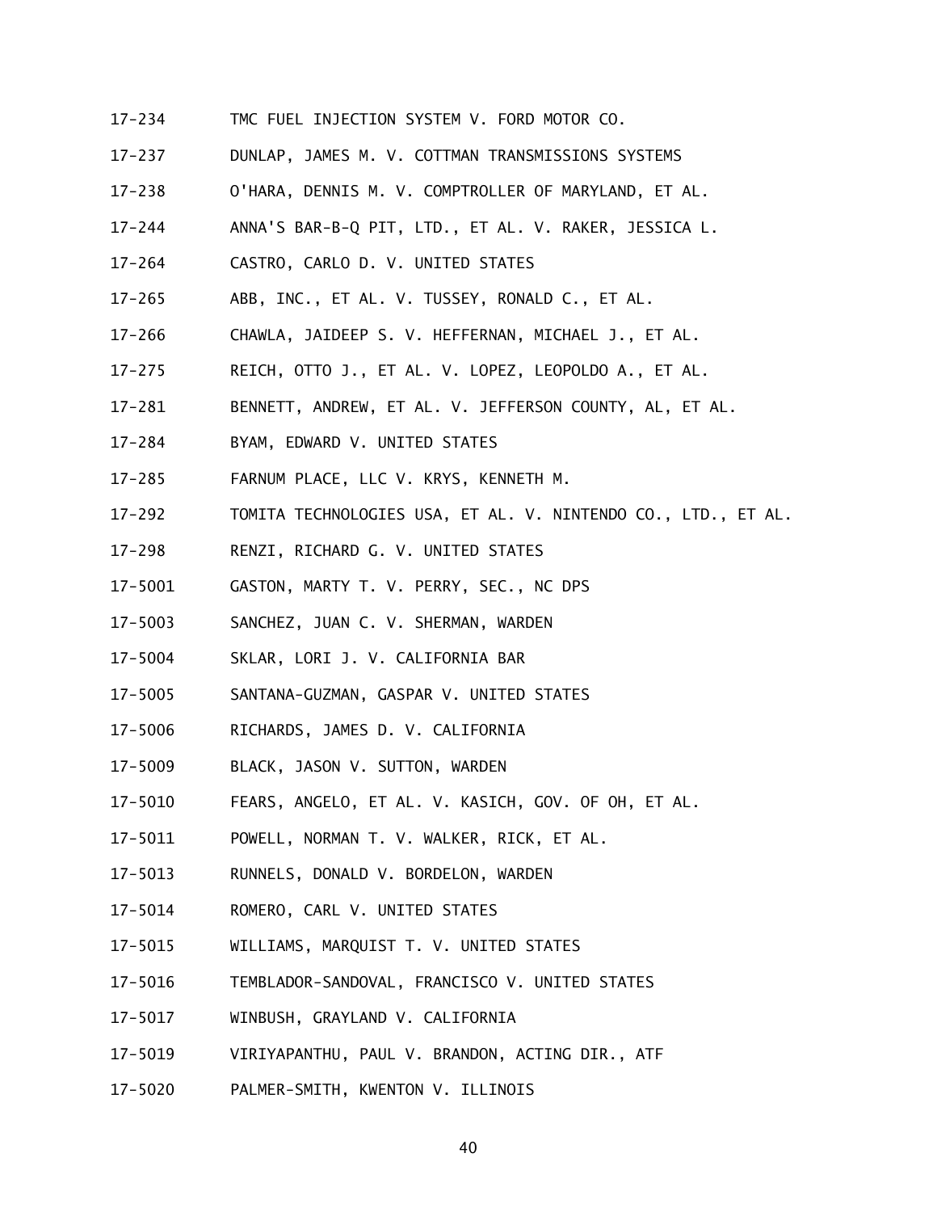17-234 TMC FUEL INJECTION SYSTEM V. FORD MOTOR CO.

17-237 DUNLAP, JAMES M. V. COTTMAN TRANSMISSIONS SYSTEMS

17-238 O'HARA, DENNIS M. V. COMPTROLLER OF MARYLAND, ET AL.

17-244 ANNA'S BAR-B-Q PIT, LTD., ET AL. V. RAKER, JESSICA L.

17-264 CASTRO, CARLO D. V. UNITED STATES

17-265 ABB, INC., ET AL. V. TUSSEY, RONALD C., ET AL.

17-266 CHAWLA, JAIDEEP S. V. HEFFERNAN, MICHAEL J., ET AL.

17-275 REICH, OTTO J., ET AL. V. LOPEZ, LEOPOLDO A., ET AL.

17-281 BENNETT, ANDREW, ET AL. V. JEFFERSON COUNTY, AL, ET AL.

17-284 BYAM, EDWARD V. UNITED STATES

17-285 FARNUM PLACE, LLC V. KRYS, KENNETH M.

17-292 TOMITA TECHNOLOGIES USA, ET AL. V. NINTENDO CO., LTD., ET AL.

17-298 RENZI, RICHARD G. V. UNITED STATES

17-5001 GASTON, MARTY T. V. PERRY, SEC., NC DPS

17-5003 SANCHEZ, JUAN C. V. SHERMAN, WARDEN

17-5004 SKLAR, LORI J. V. CALIFORNIA BAR

17-5005 SANTANA-GUZMAN, GASPAR V. UNITED STATES

17-5006 RICHARDS, JAMES D. V. CALIFORNIA

17-5009 BLACK, JASON V. SUTTON, WARDEN

17-5010 FEARS, ANGELO, ET AL. V. KASICH, GOV. OF OH, ET AL.

17-5011 POWELL, NORMAN T. V. WALKER, RICK, ET AL.

17-5013 RUNNELS, DONALD V. BORDELON, WARDEN

17-5014 ROMERO, CARL V. UNITED STATES

17-5015 WILLIAMS, MARQUIST T. V. UNITED STATES

17-5016 TEMBLADOR-SANDOVAL, FRANCISCO V. UNITED STATES

17-5017 WINBUSH, GRAYLAND V. CALIFORNIA

17-5019 VIRIYAPANTHU, PAUL V. BRANDON, ACTING DIR., ATF

17-5020 PALMER-SMITH, KWENTON V. ILLINOIS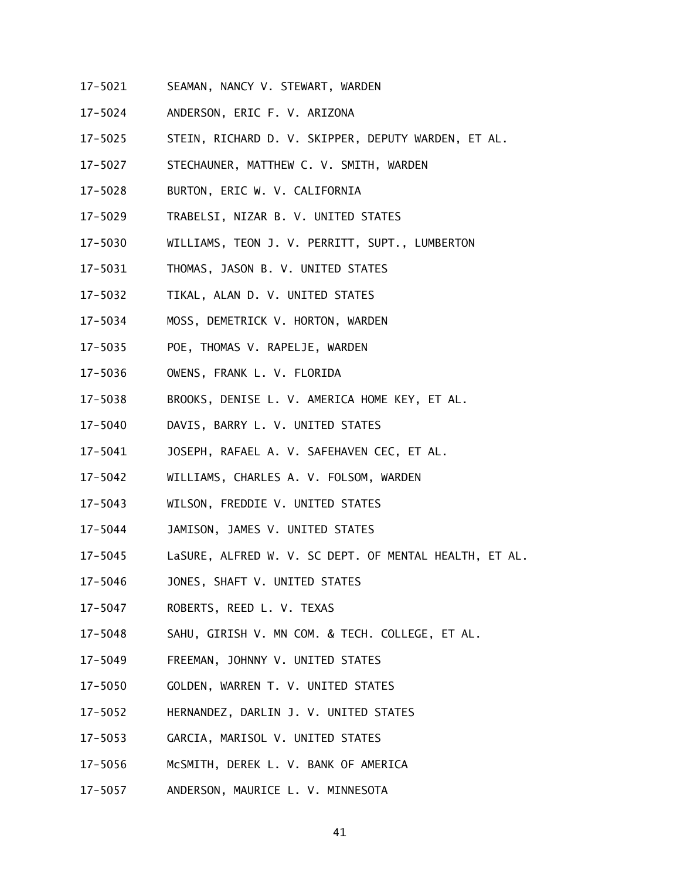17-5021 SEAMAN, NANCY V. STEWART, WARDEN

17-5024 ANDERSON, ERIC F. V. ARIZONA

17-5025 STEIN, RICHARD D. V. SKIPPER, DEPUTY WARDEN, ET AL.

17-5027 STECHAUNER, MATTHEW C. V. SMITH, WARDEN

17-5028 BURTON, ERIC W. V. CALIFORNIA

17-5029 TRABELSI, NIZAR B. V. UNITED STATES

17-5030 WILLIAMS, TEON J. V. PERRITT, SUPT., LUMBERTON

17-5031 THOMAS, JASON B. V. UNITED STATES

17-5032 TIKAL, ALAN D. V. UNITED STATES

17-5034 MOSS, DEMETRICK V. HORTON, WARDEN

17-5035 POE, THOMAS V. RAPELJE, WARDEN

17-5036 OWENS, FRANK L. V. FLORIDA

17-5038 BROOKS, DENISE L. V. AMERICA HOME KEY, ET AL.

17-5040 DAVIS, BARRY L. V. UNITED STATES

17-5041 JOSEPH, RAFAEL A. V. SAFEHAVEN CEC, ET AL.

17-5042 WILLIAMS, CHARLES A. V. FOLSOM, WARDEN

17-5043 WILSON, FREDDIE V. UNITED STATES

17-5044 JAMISON, JAMES V. UNITED STATES

17-5045 LaSURE, ALFRED W. V. SC DEPT. OF MENTAL HEALTH, ET AL.

17-5046 JONES, SHAFT V. UNITED STATES

17-5047 ROBERTS, REED L. V. TEXAS

17-5048 SAHU, GIRISH V. MN COM. & TECH. COLLEGE, ET AL.

17-5049 FREEMAN, JOHNNY V. UNITED STATES

17-5050 GOLDEN, WARREN T. V. UNITED STATES

17-5052 HERNANDEZ, DARLIN J. V. UNITED STATES

17-5053 GARCIA, MARISOL V. UNITED STATES

17-5056 McSMITH, DEREK L. V. BANK OF AMERICA

17-5057 ANDERSON, MAURICE L. V. MINNESOTA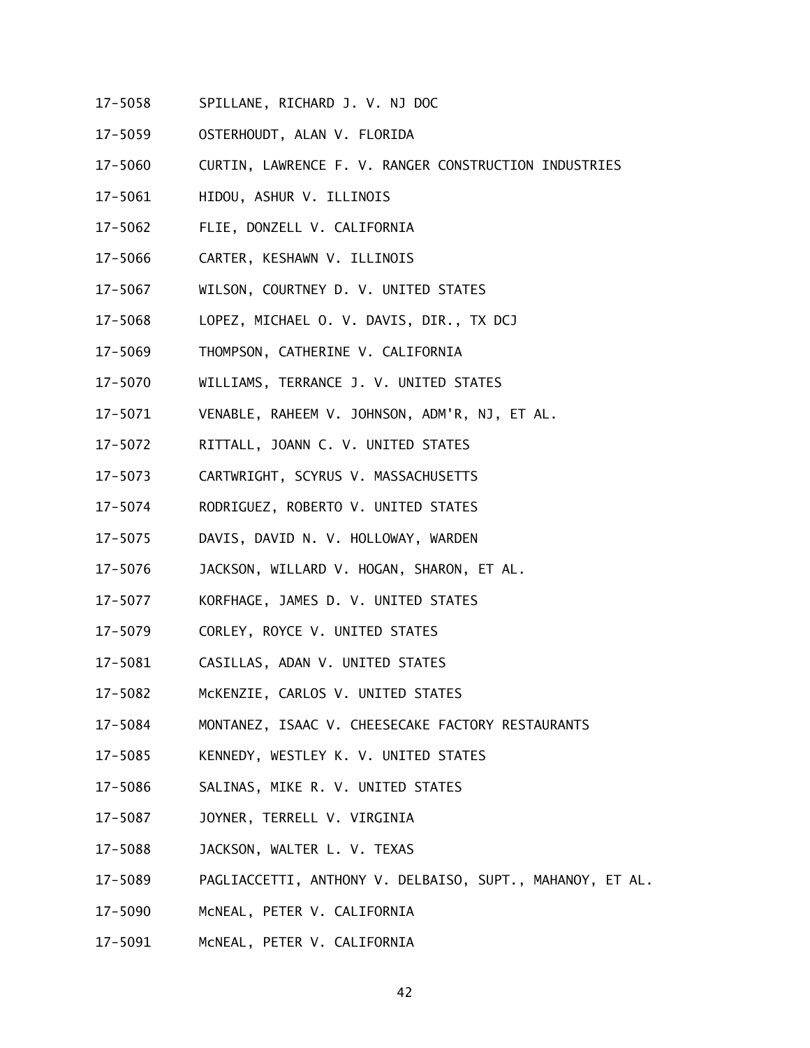17-5058 SPILLANE, RICHARD J. V. NJ DOC

17-5059 OSTERHOUDT, ALAN V. FLORIDA

17-5060 CURTIN, LAWRENCE F. V. RANGER CONSTRUCTION INDUSTRIES

17-5061 HIDOU, ASHUR V. ILLINOIS

17-5062 FLIE, DONZELL V. CALIFORNIA

17-5066 CARTER, KESHAWN V. ILLINOIS

17-5067 WILSON, COURTNEY D. V. UNITED STATES

17-5068 LOPEZ, MICHAEL O. V. DAVIS, DIR., TX DCJ

17-5069 THOMPSON, CATHERINE V. CALIFORNIA

17-5070 WILLIAMS, TERRANCE J. V. UNITED STATES

17-5071 VENABLE, RAHEEM V. JOHNSON, ADM'R, NJ, ET AL.

17-5072 RITTALL, JOANN C. V. UNITED STATES

17-5073 CARTWRIGHT, SCYRUS V. MASSACHUSETTS

17-5074 RODRIGUEZ, ROBERTO V. UNITED STATES

17-5075 DAVIS, DAVID N. V. HOLLOWAY, WARDEN

17-5076 JACKSON, WILLARD V. HOGAN, SHARON, ET AL.

17-5077 KORFHAGE, JAMES D. V. UNITED STATES

17-5079 CORLEY, ROYCE V. UNITED STATES

17-5081 CASILLAS, ADAN V. UNITED STATES

17-5082 McKENZIE, CARLOS V. UNITED STATES

17-5084 MONTANEZ, ISAAC V. CHEESECAKE FACTORY RESTAURANTS

17-5085 KENNEDY, WESTLEY K. V. UNITED STATES

17-5086 SALINAS, MIKE R. V. UNITED STATES

17-5087 JOYNER, TERRELL V. VIRGINIA

17-5088 JACKSON, WALTER L. V. TEXAS

17-5089 PAGLIACCETTI, ANTHONY V. DELBAISO, SUPT., MAHANOY, ET AL.

17-5090 McNEAL, PETER V. CALIFORNIA

17-5091 McNEAL, PETER V. CALIFORNIA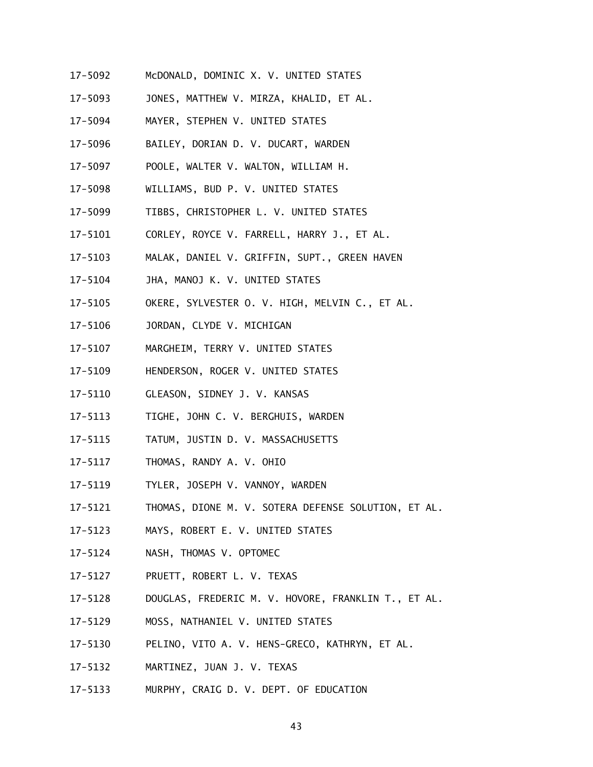17-5092 McDONALD, DOMINIC X. V. UNITED STATES

17-5093 JONES, MATTHEW V. MIRZA, KHALID, ET AL.

17-5094 MAYER, STEPHEN V. UNITED STATES

17-5096 BAILEY, DORIAN D. V. DUCART, WARDEN

17-5097 POOLE, WALTER V. WALTON, WILLIAM H.

17-5098 WILLIAMS, BUD P. V. UNITED STATES

17-5099 TIBBS, CHRISTOPHER L. V. UNITED STATES

17-5101 CORLEY, ROYCE V. FARRELL, HARRY J., ET AL.

17-5103 MALAK, DANIEL V. GRIFFIN, SUPT., GREEN HAVEN

17-5104 JHA, MANOJ K. V. UNITED STATES

17-5105 OKERE, SYLVESTER O. V. HIGH, MELVIN C., ET AL.

17-5106 JORDAN, CLYDE V. MICHIGAN

17-5107 MARGHEIM, TERRY V. UNITED STATES

17-5109 HENDERSON, ROGER V. UNITED STATES

17-5110 GLEASON, SIDNEY J. V. KANSAS

17-5113 TIGHE, JOHN C. V. BERGHUIS, WARDEN

17-5115 TATUM, JUSTIN D. V. MASSACHUSETTS

17-5117 THOMAS, RANDY A. V. OHIO

17-5119 TYLER, JOSEPH V. VANNOY, WARDEN

17-5121 THOMAS, DIONE M. V. SOTERA DEFENSE SOLUTION, ET AL.

17-5123 MAYS, ROBERT E. V. UNITED STATES

17-5124 NASH, THOMAS V. OPTOMEC

17-5127 PRUETT, ROBERT L. V. TEXAS

17-5128 DOUGLAS, FREDERIC M. V. HOVORE, FRANKLIN T., ET AL.

17-5129 MOSS, NATHANIEL V. UNITED STATES

17-5130 PELINO, VITO A. V. HENS-GRECO, KATHRYN, ET AL.

17-5132 MARTINEZ, JUAN J. V. TEXAS

17-5133 MURPHY, CRAIG D. V. DEPT. OF EDUCATION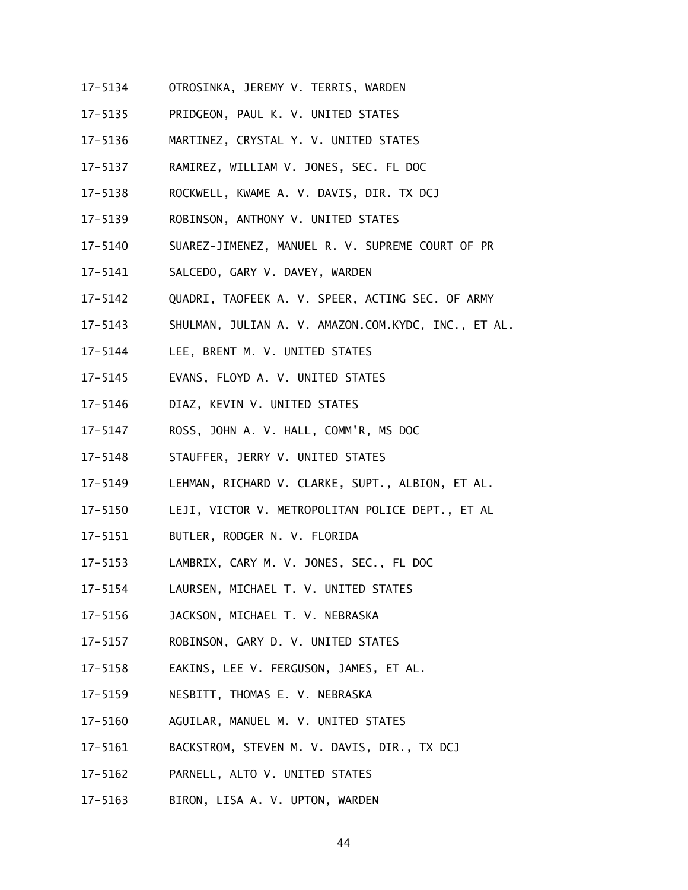17-5134 OTROSINKA, JEREMY V. TERRIS, WARDEN

17-5135 PRIDGEON, PAUL K. V. UNITED STATES

17-5136 MARTINEZ, CRYSTAL Y. V. UNITED STATES

17-5137 RAMIREZ, WILLIAM V. JONES, SEC. FL DOC

17-5138 ROCKWELL, KWAME A. V. DAVIS, DIR. TX DCJ

17-5139 ROBINSON, ANTHONY V. UNITED STATES

17-5140 SUAREZ-JIMENEZ, MANUEL R. V. SUPREME COURT OF PR

17-5141 SALCEDO, GARY V. DAVEY, WARDEN

17-5142 QUADRI, TAOFEEK A. V. SPEER, ACTING SEC. OF ARMY

17-5143 SHULMAN, JULIAN A. V. AMAZON.COM.KYDC, INC., ET AL.

17-5144 LEE, BRENT M. V. UNITED STATES

17-5145 EVANS, FLOYD A. V. UNITED STATES

17-5146 DIAZ, KEVIN V. UNITED STATES

17-5147 ROSS, JOHN A. V. HALL, COMM'R, MS DOC

17-5148 STAUFFER, JERRY V. UNITED STATES

17-5149 LEHMAN, RICHARD V. CLARKE, SUPT., ALBION, ET AL.

17-5150 LEJI, VICTOR V. METROPOLITAN POLICE DEPT., ET AL

17-5151 BUTLER, RODGER N. V. FLORIDA

17-5153 LAMBRIX, CARY M. V. JONES, SEC., FL DOC

17-5154 LAURSEN, MICHAEL T. V. UNITED STATES

17-5156 JACKSON, MICHAEL T. V. NEBRASKA

17-5157 ROBINSON, GARY D. V. UNITED STATES

17-5158 EAKINS, LEE V. FERGUSON, JAMES, ET AL.

17-5159 NESBITT, THOMAS E. V. NEBRASKA

17-5160 AGUILAR, MANUEL M. V. UNITED STATES

17-5161 BACKSTROM, STEVEN M. V. DAVIS, DIR., TX DCJ

17-5162 PARNELL, ALTO V. UNITED STATES

17-5163 BIRON, LISA A. V. UPTON, WARDEN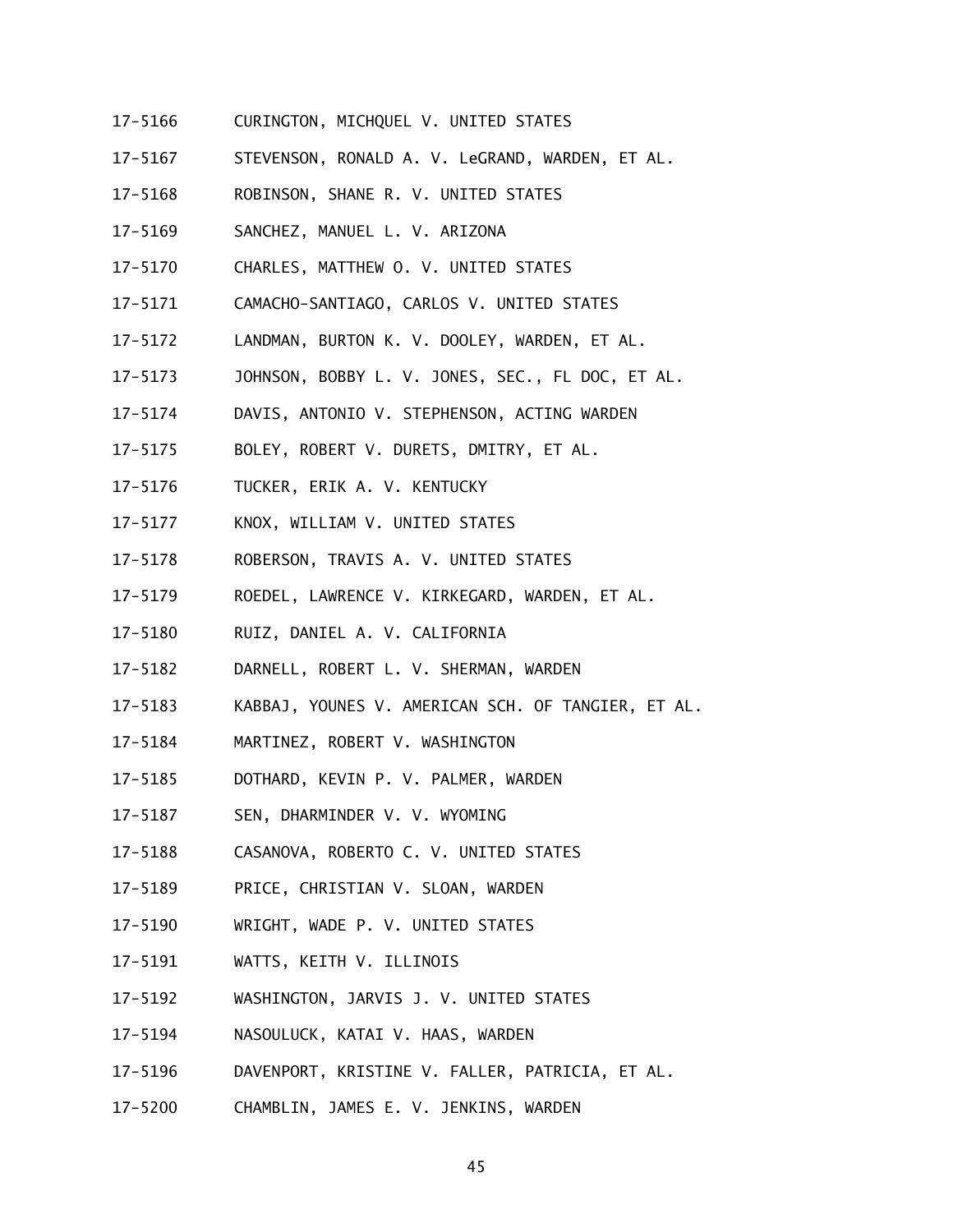17-5166 CURINGTON, MICHQUEL V. UNITED STATES

17-5167 STEVENSON, RONALD A. V. LeGRAND, WARDEN, ET AL.

17-5168 ROBINSON, SHANE R. V. UNITED STATES

17-5169 SANCHEZ, MANUEL L. V. ARIZONA

17-5170 CHARLES, MATTHEW O. V. UNITED STATES

17-5171 CAMACHO-SANTIAGO, CARLOS V. UNITED STATES

17-5172 LANDMAN, BURTON K. V. DOOLEY, WARDEN, ET AL.

17-5173 JOHNSON, BOBBY L. V. JONES, SEC., FL DOC, ET AL.

17-5174 DAVIS, ANTONIO V. STEPHENSON, ACTING WARDEN

17-5175 BOLEY, ROBERT V. DURETS, DMITRY, ET AL.

17-5176 TUCKER, ERIK A. V. KENTUCKY

17-5177 KNOX, WILLIAM V. UNITED STATES

17-5178 ROBERSON, TRAVIS A. V. UNITED STATES

17-5179 ROEDEL, LAWRENCE V. KIRKEGARD, WARDEN, ET AL.

17-5180 RUIZ, DANIEL A. V. CALIFORNIA

17-5182 DARNELL, ROBERT L. V. SHERMAN, WARDEN

17-5183 KABBAJ, YOUNES V. AMERICAN SCH. OF TANGIER, ET AL.

17-5184 MARTINEZ, ROBERT V. WASHINGTON

17-5185 DOTHARD, KEVIN P. V. PALMER, WARDEN

17-5187 SEN, DHARMINDER V. V. WYOMING

17-5188 CASANOVA, ROBERTO C. V. UNITED STATES

17-5189 PRICE, CHRISTIAN V. SLOAN, WARDEN

17-5190 WRIGHT, WADE P. V. UNITED STATES

17-5191 WATTS, KEITH V. ILLINOIS

17-5192 WASHINGTON, JARVIS J. V. UNITED STATES

17-5194 NASOULUCK, KATAI V. HAAS, WARDEN

17-5196 DAVENPORT, KRISTINE V. FALLER, PATRICIA, ET AL.

17-5200 CHAMBLIN, JAMES E. V. JENKINS, WARDEN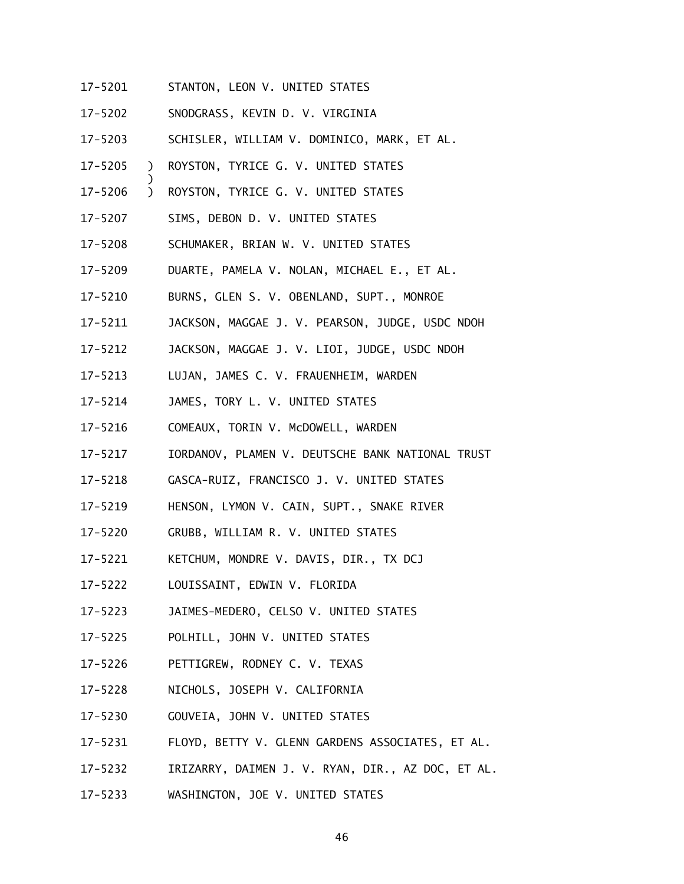17-5201 STANTON, LEON V. UNITED STATES

17-5202 SNODGRASS, KEVIN D. V. VIRGINIA

17-5203 SCHISLER, WILLIAM V. DOMINICO, MARK, ET AL.

17-5205 ) ROYSTON, TYRICE G. V. UNITED STATES
)
17-5206 ) ROYSTON, TYRICE G. V. UNITED STATES

17-5207 SIMS, DEBON D. V. UNITED STATES

17-5208 SCHUMAKER, BRIAN W. V. UNITED STATES

17-5209 DUARTE, PAMELA V. NOLAN, MICHAEL E., ET AL.

17-5210 BURNS, GLEN S. V. OBENLAND, SUPT., MONROE

17-5211 JACKSON, MAGGAE J. V. PEARSON, JUDGE, USDC NDOH

17-5212 JACKSON, MAGGAE J. V. LIOI, JUDGE, USDC NDOH

17-5213 LUJAN, JAMES C. V. FRAUENHEIM, WARDEN

17-5214 JAMES, TORY L. V. UNITED STATES

17-5216 COMEAUX, TORIN V. McDOWELL, WARDEN

17-5217 IORDANOV, PLAMEN V. DEUTSCHE BANK NATIONAL TRUST

17-5218 GASCA-RUIZ, FRANCISCO J. V. UNITED STATES

17-5219 HENSON, LYMON V. CAIN, SUPT., SNAKE RIVER

17-5220 GRUBB, WILLIAM R. V. UNITED STATES

17-5221 KETCHUM, MONDRE V. DAVIS, DIR., TX DCJ

17-5222 LOUISSAINT, EDWIN V. FLORIDA

17-5223 JAIMES-MEDERO, CELSO V. UNITED STATES

17-5225 POLHILL, JOHN V. UNITED STATES

17-5226 PETTIGREW, RODNEY C. V. TEXAS

17-5228 NICHOLS, JOSEPH V. CALIFORNIA

17-5230 GOUVEIA, JOHN V. UNITED STATES

17-5231 FLOYD, BETTY V. GLENN GARDENS ASSOCIATES, ET AL.

17-5232 IRIZARRY, DAIMEN J. V. RYAN, DIR., AZ DOC, ET AL.

17-5233 WASHINGTON, JOE V. UNITED STATES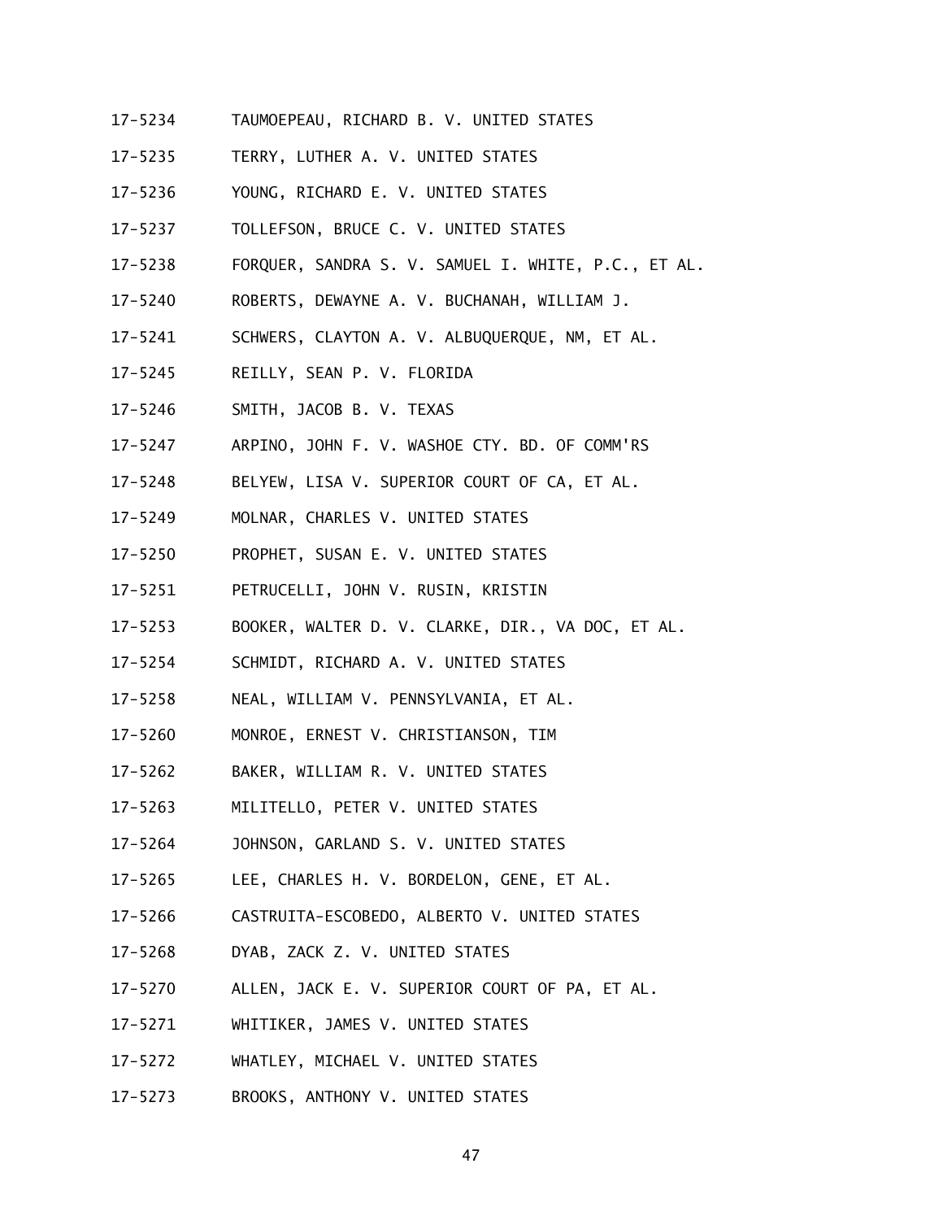17-5234 TAUMOEPEAU, RICHARD B. V. UNITED STATES

17-5235 TERRY, LUTHER A. V. UNITED STATES

17-5236 YOUNG, RICHARD E. V. UNITED STATES

17-5237 TOLLEFSON, BRUCE C. V. UNITED STATES

17-5238 FORQUER, SANDRA S. V. SAMUEL I. WHITE, P.C., ET AL.

17-5240 ROBERTS, DEWAYNE A. V. BUCHANAH, WILLIAM J.

17-5241 SCHWERS, CLAYTON A. V. ALBUQUERQUE, NM, ET AL.

17-5245 REILLY, SEAN P. V. FLORIDA

17-5246 SMITH, JACOB B. V. TEXAS

17-5247 ARPINO, JOHN F. V. WASHOE CTY. BD. OF COMM'RS

17-5248 BELYEW, LISA V. SUPERIOR COURT OF CA, ET AL.

17-5249 MOLNAR, CHARLES V. UNITED STATES

17-5250 PROPHET, SUSAN E. V. UNITED STATES

17-5251 PETRUCELLI, JOHN V. RUSIN, KRISTIN

17-5253 BOOKER, WALTER D. V. CLARKE, DIR., VA DOC, ET AL.

17-5254 SCHMIDT, RICHARD A. V. UNITED STATES

17-5258 NEAL, WILLIAM V. PENNSYLVANIA, ET AL.

17-5260 MONROE, ERNEST V. CHRISTIANSON, TIM

17-5262 BAKER, WILLIAM R. V. UNITED STATES

17-5263 MILITELLO, PETER V. UNITED STATES

17-5264 JOHNSON, GARLAND S. V. UNITED STATES

17-5265 LEE, CHARLES H. V. BORDELON, GENE, ET AL.

17-5266 CASTRUITA-ESCOBEDO, ALBERTO V. UNITED STATES

17-5268 DYAB, ZACK Z. V. UNITED STATES

17-5270 ALLEN, JACK E. V. SUPERIOR COURT OF PA, ET AL.

17-5271 WHITIKER, JAMES V. UNITED STATES

17-5272 WHATLEY, MICHAEL V. UNITED STATES

17-5273 BROOKS, ANTHONY V. UNITED STATES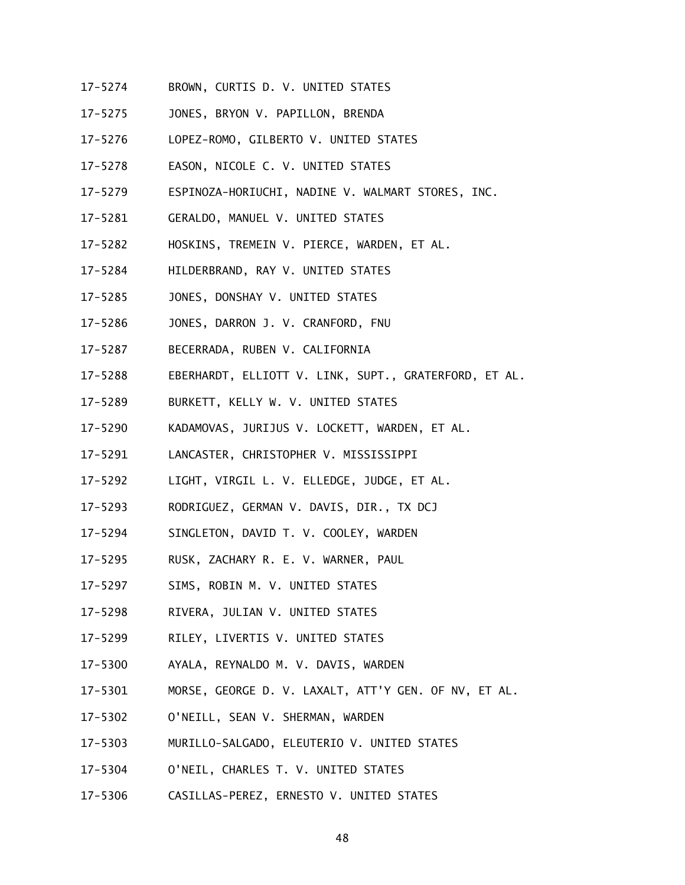17-5274 BROWN, CURTIS D. V. UNITED STATES

17-5275 JONES, BRYON V. PAPILLON, BRENDA

17-5276 LOPEZ-ROMO, GILBERTO V. UNITED STATES

17-5278 EASON, NICOLE C. V. UNITED STATES

17-5279 ESPINOZA-HORIUCHI, NADINE V. WALMART STORES, INC.

17-5281 GERALDO, MANUEL V. UNITED STATES

17-5282 HOSKINS, TREMEIN V. PIERCE, WARDEN, ET AL.

17-5284 HILDERBRAND, RAY V. UNITED STATES

17-5285 JONES, DONSHAY V. UNITED STATES

17-5286 JONES, DARRON J. V. CRANFORD, FNU

17-5287 BECERRADA, RUBEN V. CALIFORNIA

17-5288 EBERHARDT, ELLIOTT V. LINK, SUPT., GRATERFORD, ET AL.

17-5289 BURKETT, KELLY W. V. UNITED STATES

17-5290 KADAMOVAS, JURIJUS V. LOCKETT, WARDEN, ET AL.

17-5291 LANCASTER, CHRISTOPHER V. MISSISSIPPI

17-5292 LIGHT, VIRGIL L. V. ELLEDGE, JUDGE, ET AL.

17-5293 RODRIGUEZ, GERMAN V. DAVIS, DIR., TX DCJ

17-5294 SINGLETON, DAVID T. V. COOLEY, WARDEN

17-5295 RUSK, ZACHARY R. E. V. WARNER, PAUL

17-5297 SIMS, ROBIN M. V. UNITED STATES

17-5298 RIVERA, JULIAN V. UNITED STATES

17-5299 RILEY, LIVERTIS V. UNITED STATES

17-5300 AYALA, REYNALDO M. V. DAVIS, WARDEN

17-5301 MORSE, GEORGE D. V. LAXALT, ATT'Y GEN. OF NV, ET AL.

17-5302 O'NEILL, SEAN V. SHERMAN, WARDEN

17-5303 MURILLO-SALGADO, ELEUTERIO V. UNITED STATES

17-5304 O'NEIL, CHARLES T. V. UNITED STATES

17-5306 CASILLAS-PEREZ, ERNESTO V. UNITED STATES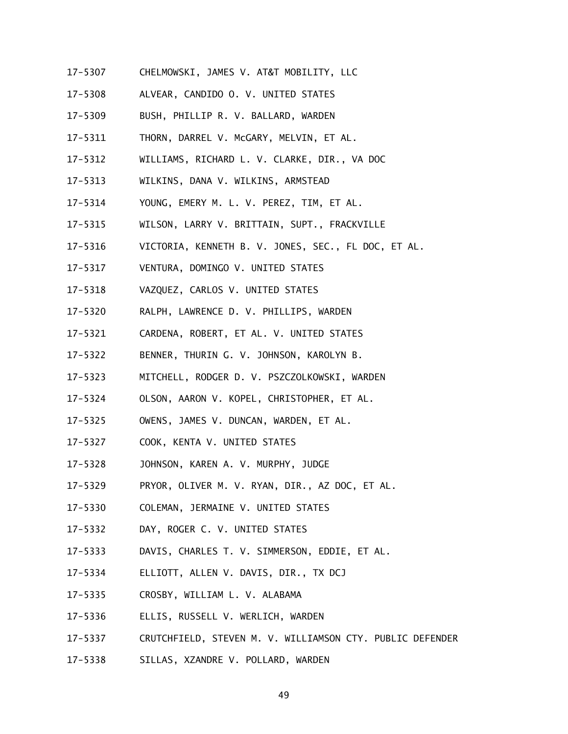17-5307 CHELMOWSKI, JAMES V. AT&T MOBILITY, LLC

17-5308 ALVEAR, CANDIDO O. V. UNITED STATES

17-5309 BUSH, PHILLIP R. V. BALLARD, WARDEN

17-5311 THORN, DARREL V. McGARY, MELVIN, ET AL.

17-5312 WILLIAMS, RICHARD L. V. CLARKE, DIR., VA DOC

17-5313 WILKINS, DANA V. WILKINS, ARMSTEAD

17-5314 YOUNG, EMERY M. L. V. PEREZ, TIM, ET AL.

17-5315 WILSON, LARRY V. BRITTAIN, SUPT., FRACKVILLE

17-5316 VICTORIA, KENNETH B. V. JONES, SEC., FL DOC, ET AL.

17-5317 VENTURA, DOMINGO V. UNITED STATES

17-5318 VAZQUEZ, CARLOS V. UNITED STATES

17-5320 RALPH, LAWRENCE D. V. PHILLIPS, WARDEN

17-5321 CARDENA, ROBERT, ET AL. V. UNITED STATES

17-5322 BENNER, THURIN G. V. JOHNSON, KAROLYN B.

17-5323 MITCHELL, RODGER D. V. PSZCZOLKOWSKI, WARDEN

17-5324 OLSON, AARON V. KOPEL, CHRISTOPHER, ET AL.

17-5325 OWENS, JAMES V. DUNCAN, WARDEN, ET AL.

17-5327 COOK, KENTA V. UNITED STATES

17-5328 JOHNSON, KAREN A. V. MURPHY, JUDGE

17-5329 PRYOR, OLIVER M. V. RYAN, DIR., AZ DOC, ET AL.

17-5330 COLEMAN, JERMAINE V. UNITED STATES

17-5332 DAY, ROGER C. V. UNITED STATES

17-5333 DAVIS, CHARLES T. V. SIMMERSON, EDDIE, ET AL.

17-5334 ELLIOTT, ALLEN V. DAVIS, DIR., TX DCJ

17-5335 CROSBY, WILLIAM L. V. ALABAMA

17-5336 ELLIS, RUSSELL V. WERLICH, WARDEN

17-5337 CRUTCHFIELD, STEVEN M. V. WILLIAMSON CTY. PUBLIC DEFENDER

17-5338 SILLAS, XZANDRE V. POLLARD, WARDEN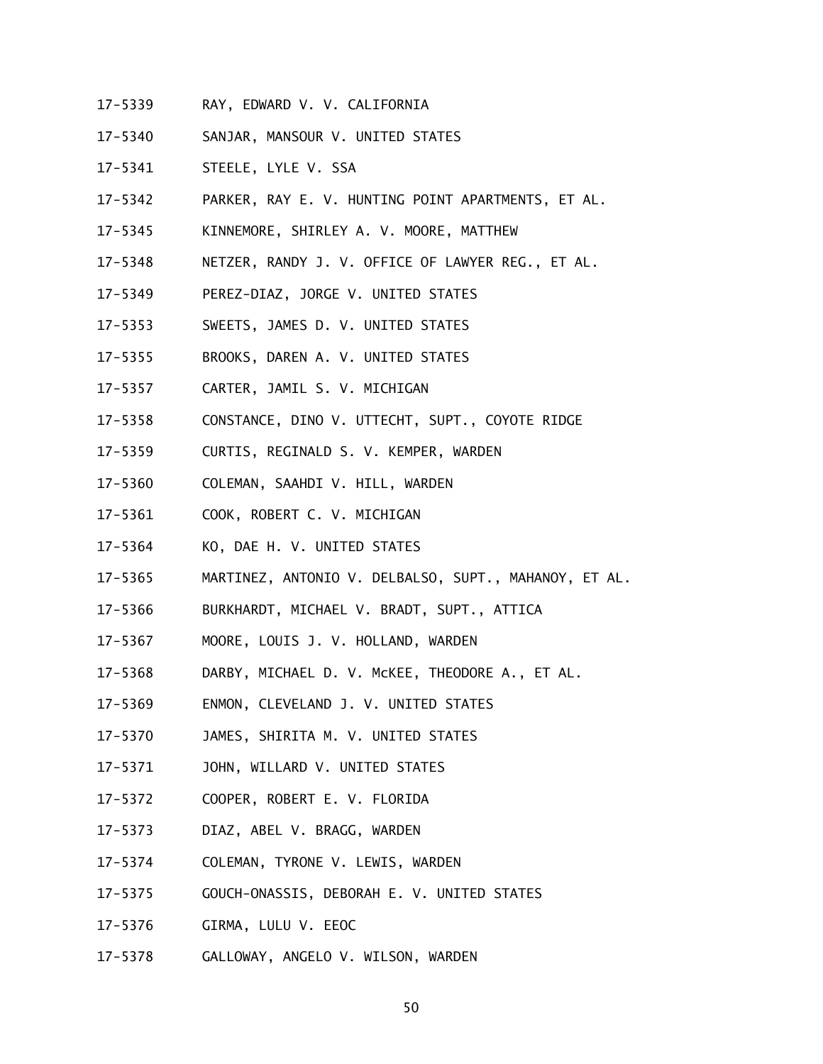17-5339 RAY, EDWARD V. V. CALIFORNIA

17-5340 SANJAR, MANSOUR V. UNITED STATES

17-5341 STEELE, LYLE V. SSA

17-5342 PARKER, RAY E. V. HUNTING POINT APARTMENTS, ET AL.

17-5345 KINNEMORE, SHIRLEY A. V. MOORE, MATTHEW

17-5348 NETZER, RANDY J. V. OFFICE OF LAWYER REG., ET AL.

17-5349 PEREZ-DIAZ, JORGE V. UNITED STATES

17-5353 SWEETS, JAMES D. V. UNITED STATES

17-5355 BROOKS, DAREN A. V. UNITED STATES

17-5357 CARTER, JAMIL S. V. MICHIGAN

17-5358 CONSTANCE, DINO V. UTTECHT, SUPT., COYOTE RIDGE

17-5359 CURTIS, REGINALD S. V. KEMPER, WARDEN

17-5360 COLEMAN, SAAHDI V. HILL, WARDEN

17-5361 COOK, ROBERT C. V. MICHIGAN

17-5364 KO, DAE H. V. UNITED STATES

17-5365 MARTINEZ, ANTONIO V. DELBALSO, SUPT., MAHANOY, ET AL.

17-5366 BURKHARDT, MICHAEL V. BRADT, SUPT., ATTICA

17-5367 MOORE, LOUIS J. V. HOLLAND, WARDEN

17-5368 DARBY, MICHAEL D. V. McKEE, THEODORE A., ET AL.

17-5369 ENMON, CLEVELAND J. V. UNITED STATES

17-5370 JAMES, SHIRITA M. V. UNITED STATES

17-5371 JOHN, WILLARD V. UNITED STATES

17-5372 COOPER, ROBERT E. V. FLORIDA

17-5373 DIAZ, ABEL V. BRAGG, WARDEN

17-5374 COLEMAN, TYRONE V. LEWIS, WARDEN

17-5375 GOUCH-ONASSIS, DEBORAH E. V. UNITED STATES

17-5376 GIRMA, LULU V. EEOC

17-5378 GALLOWAY, ANGELO V. WILSON, WARDEN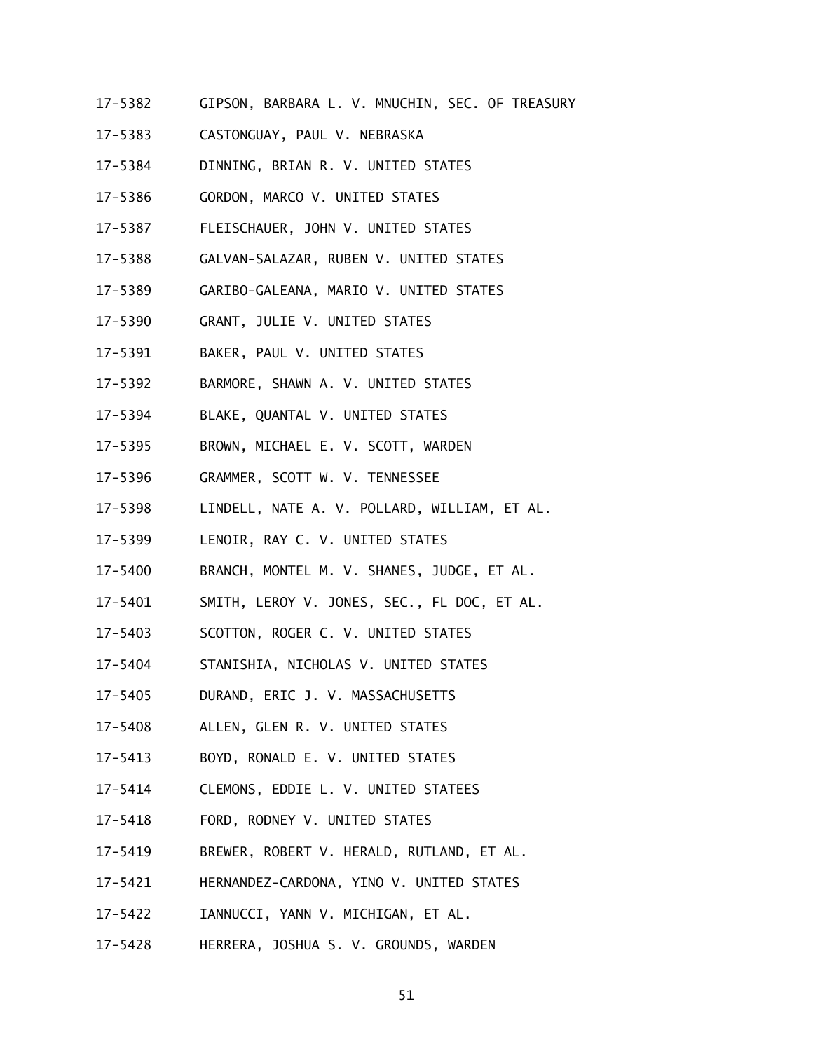17-5382 GIPSON, BARBARA L. V. MNUCHIN, SEC. OF TREASURY

17-5383 CASTONGUAY, PAUL V. NEBRASKA

17-5384 DINNING, BRIAN R. V. UNITED STATES

17-5386 GORDON, MARCO V. UNITED STATES

17-5387 FLEISCHAUER, JOHN V. UNITED STATES

17-5388 GALVAN-SALAZAR, RUBEN V. UNITED STATES

17-5389 GARIBO-GALEANA, MARIO V. UNITED STATES

17-5390 GRANT, JULIE V. UNITED STATES

17-5391 BAKER, PAUL V. UNITED STATES

17-5392 BARMORE, SHAWN A. V. UNITED STATES

17-5394 BLAKE, QUANTAL V. UNITED STATES

17-5395 BROWN, MICHAEL E. V. SCOTT, WARDEN

17-5396 GRAMMER, SCOTT W. V. TENNESSEE

17-5398 LINDELL, NATE A. V. POLLARD, WILLIAM, ET AL.

17-5399 LENOIR, RAY C. V. UNITED STATES

17-5400 BRANCH, MONTEL M. V. SHANES, JUDGE, ET AL.

17-5401 SMITH, LEROY V. JONES, SEC., FL DOC, ET AL.

17-5403 SCOTTON, ROGER C. V. UNITED STATES

17-5404 STANISHIA, NICHOLAS V. UNITED STATES

17-5405 DURAND, ERIC J. V. MASSACHUSETTS

17-5408 ALLEN, GLEN R. V. UNITED STATES

17-5413 BOYD, RONALD E. V. UNITED STATES

17-5414 CLEMONS, EDDIE L. V. UNITED STATEES

17-5418 FORD, RODNEY V. UNITED STATES

17-5419 BREWER, ROBERT V. HERALD, RUTLAND, ET AL.

17-5421 HERNANDEZ-CARDONA, YINO V. UNITED STATES

17-5422 IANNUCCI, YANN V. MICHIGAN, ET AL.

17-5428 HERRERA, JOSHUA S. V. GROUNDS, WARDEN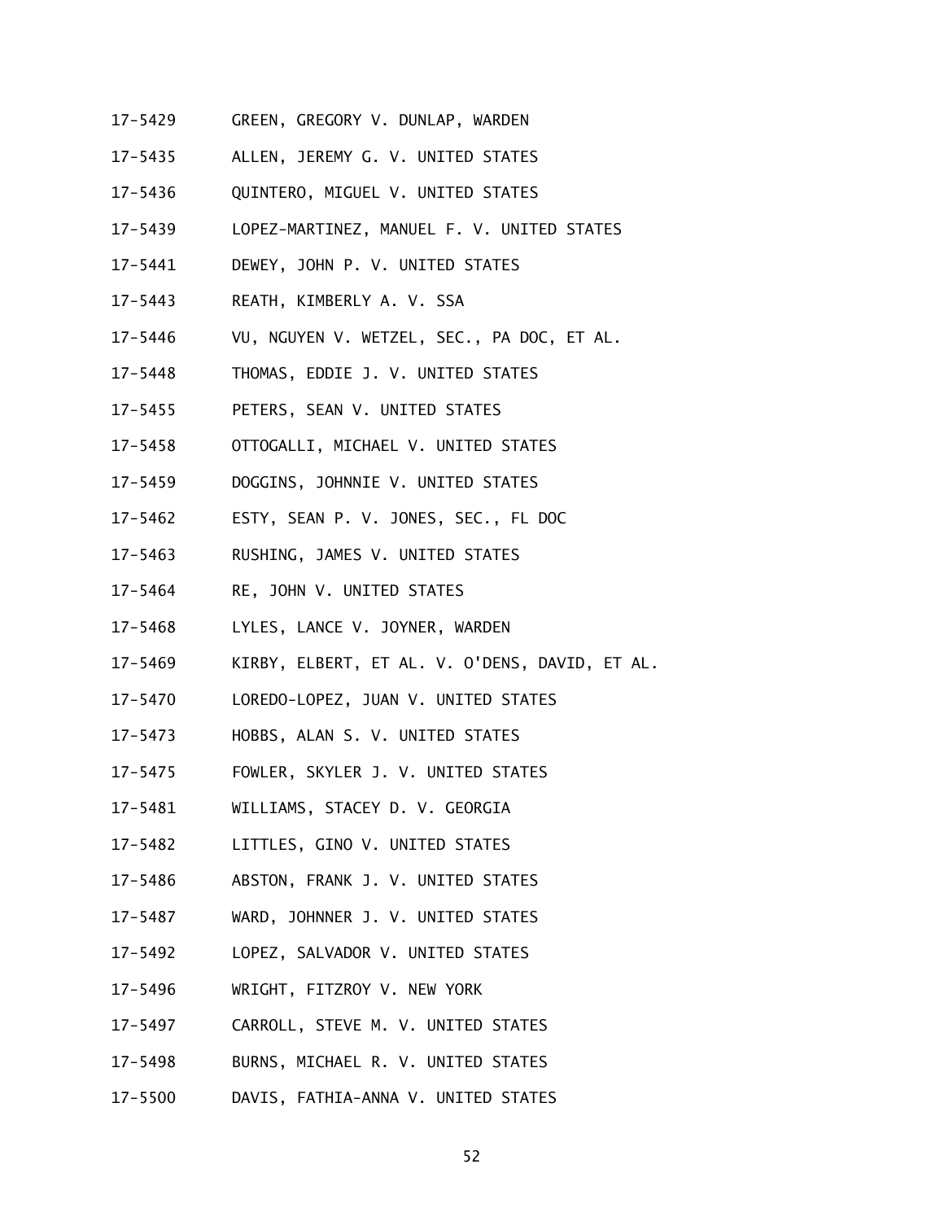17-5429 GREEN, GREGORY V. DUNLAP, WARDEN

17-5435 ALLEN, JEREMY G. V. UNITED STATES

17-5436 QUINTERO, MIGUEL V. UNITED STATES

17-5439 LOPEZ-MARTINEZ, MANUEL F. V. UNITED STATES

17-5441 DEWEY, JOHN P. V. UNITED STATES

17-5443 REATH, KIMBERLY A. V. SSA

17-5446 VU, NGUYEN V. WETZEL, SEC., PA DOC, ET AL.

17-5448 THOMAS, EDDIE J. V. UNITED STATES

17-5455 PETERS, SEAN V. UNITED STATES

17-5458 OTTOGALLI, MICHAEL V. UNITED STATES

17-5459 DOGGINS, JOHNNIE V. UNITED STATES

17-5462 ESTY, SEAN P. V. JONES, SEC., FL DOC

17-5463 RUSHING, JAMES V. UNITED STATES

17-5464 RE, JOHN V. UNITED STATES

17-5468 LYLES, LANCE V. JOYNER, WARDEN

17-5469 KIRBY, ELBERT, ET AL. V. O'DENS, DAVID, ET AL.

17-5470 LOREDO-LOPEZ, JUAN V. UNITED STATES

17-5473 HOBBS, ALAN S. V. UNITED STATES

17-5475 FOWLER, SKYLER J. V. UNITED STATES

17-5481 WILLIAMS, STACEY D. V. GEORGIA

17-5482 LITTLES, GINO V. UNITED STATES

17-5486 ABSTON, FRANK J. V. UNITED STATES

17-5487 WARD, JOHNNER J. V. UNITED STATES

17-5492 LOPEZ, SALVADOR V. UNITED STATES

17-5496 WRIGHT, FITZROY V. NEW YORK

17-5497 CARROLL, STEVE M. V. UNITED STATES

17-5498 BURNS, MICHAEL R. V. UNITED STATES

17-5500 DAVIS, FATHIA-ANNA V. UNITED STATES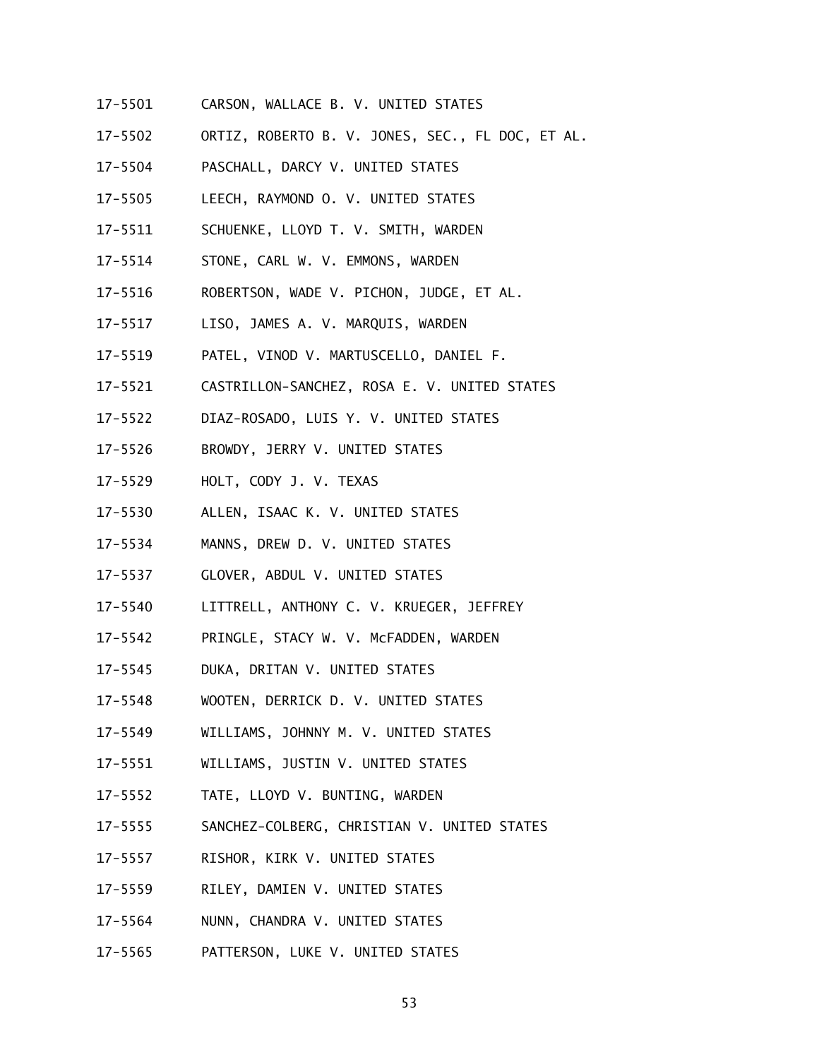17-5501 CARSON, WALLACE B. V. UNITED STATES

17-5502 ORTIZ, ROBERTO B. V. JONES, SEC., FL DOC, ET AL.

17-5504 PASCHALL, DARCY V. UNITED STATES

17-5505 LEECH, RAYMOND O. V. UNITED STATES

17-5511 SCHUENKE, LLOYD T. V. SMITH, WARDEN

17-5514 STONE, CARL W. V. EMMONS, WARDEN

17-5516 ROBERTSON, WADE V. PICHON, JUDGE, ET AL.

17-5517 LISO, JAMES A. V. MARQUIS, WARDEN

17-5519 PATEL, VINOD V. MARTUSCELLO, DANIEL F.

17-5521 CASTRILLON-SANCHEZ, ROSA E. V. UNITED STATES

17-5522 DIAZ-ROSADO, LUIS Y. V. UNITED STATES

17-5526 BROWDY, JERRY V. UNITED STATES

17-5529 HOLT, CODY J. V. TEXAS

17-5530 ALLEN, ISAAC K. V. UNITED STATES

17-5534 MANNS, DREW D. V. UNITED STATES

17-5537 GLOVER, ABDUL V. UNITED STATES

17-5540 LITTRELL, ANTHONY C. V. KRUEGER, JEFFREY

17-5542 PRINGLE, STACY W. V. McFADDEN, WARDEN

17-5545 DUKA, DRITAN V. UNITED STATES

17-5548 WOOTEN, DERRICK D. V. UNITED STATES

17-5549 WILLIAMS, JOHNNY M. V. UNITED STATES

17-5551 WILLIAMS, JUSTIN V. UNITED STATES

17-5552 TATE, LLOYD V. BUNTING, WARDEN

17-5555 SANCHEZ-COLBERG, CHRISTIAN V. UNITED STATES

17-5557 RISHOR, KIRK V. UNITED STATES

17-5559 RILEY, DAMIEN V. UNITED STATES

17-5564 NUNN, CHANDRA V. UNITED STATES

17-5565 PATTERSON, LUKE V. UNITED STATES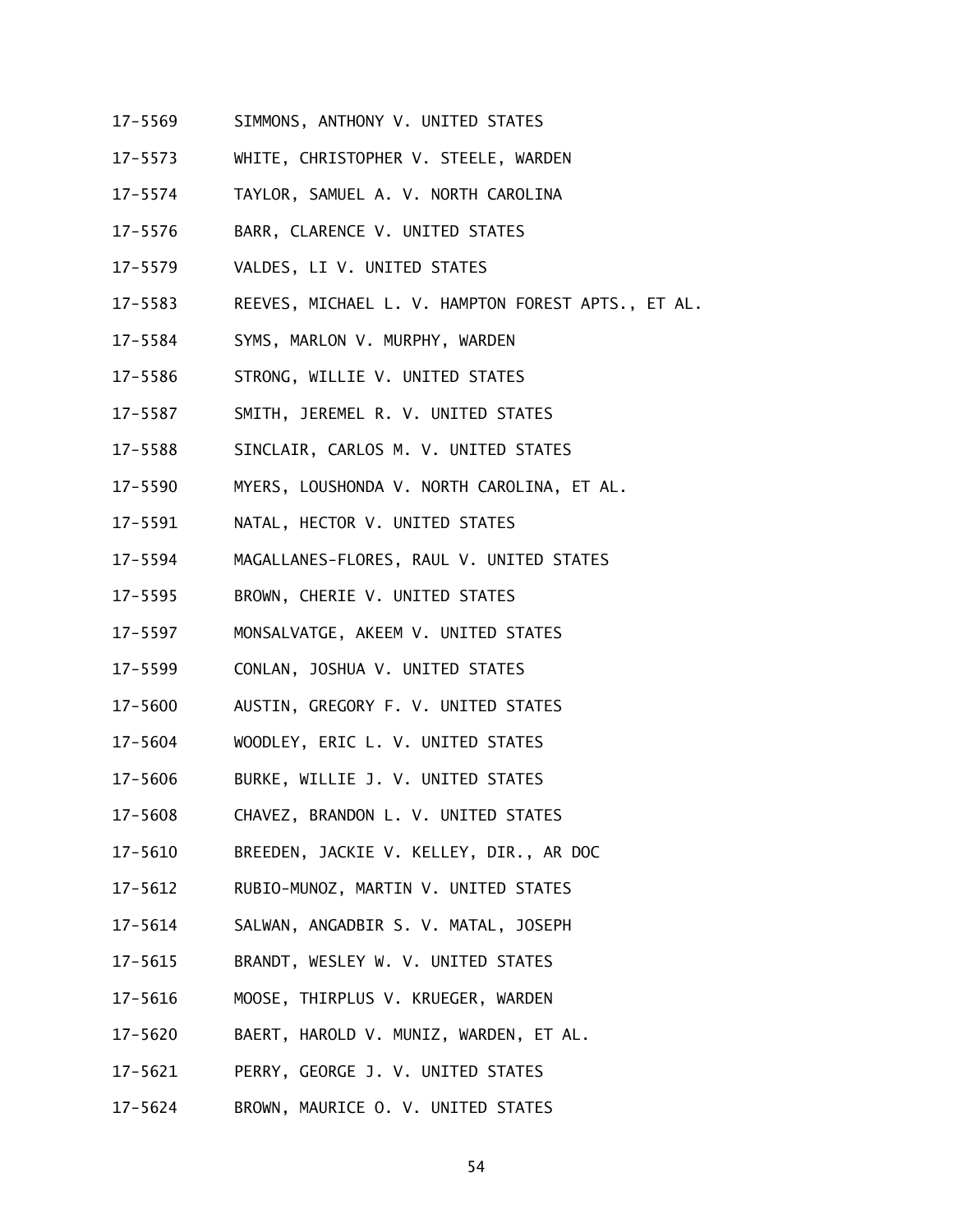17-5569 SIMMONS, ANTHONY V. UNITED STATES

17-5573 WHITE, CHRISTOPHER V. STEELE, WARDEN

17-5574 TAYLOR, SAMUEL A. V. NORTH CAROLINA

17-5576 BARR, CLARENCE V. UNITED STATES

17-5579 VALDES, LI V. UNITED STATES

17-5583 REEVES, MICHAEL L. V. HAMPTON FOREST APTS., ET AL.

17-5584 SYMS, MARLON V. MURPHY, WARDEN

17-5586 STRONG, WILLIE V. UNITED STATES

17-5587 SMITH, JEREMEL R. V. UNITED STATES

17-5588 SINCLAIR, CARLOS M. V. UNITED STATES

17-5590 MYERS, LOUSHONDA V. NORTH CAROLINA, ET AL.

17-5591 NATAL, HECTOR V. UNITED STATES

17-5594 MAGALLANES-FLORES, RAUL V. UNITED STATES

17-5595 BROWN, CHERIE V. UNITED STATES

17-5597 MONSALVATGE, AKEEM V. UNITED STATES

17-5599 CONLAN, JOSHUA V. UNITED STATES

17-5600 AUSTIN, GREGORY F. V. UNITED STATES

17-5604 WOODLEY, ERIC L. V. UNITED STATES

17-5606 BURKE, WILLIE J. V. UNITED STATES

17-5608 CHAVEZ, BRANDON L. V. UNITED STATES

17-5610 BREEDEN, JACKIE V. KELLEY, DIR., AR DOC

17-5612 RUBIO-MUNOZ, MARTIN V. UNITED STATES

17-5614 SALWAN, ANGADBIR S. V. MATAL, JOSEPH

17-5615 BRANDT, WESLEY W. V. UNITED STATES

17-5616 MOOSE, THIRPLUS V. KRUEGER, WARDEN

17-5620 BAERT, HAROLD V. MUNIZ, WARDEN, ET AL.

17-5621 PERRY, GEORGE J. V. UNITED STATES

17-5624 BROWN, MAURICE O. V. UNITED STATES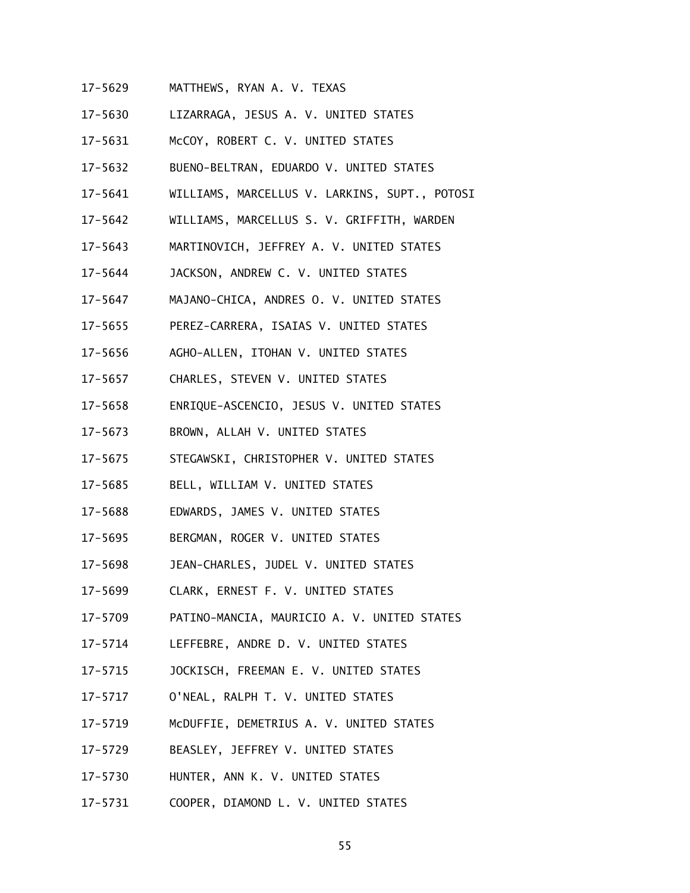17-5629 MATTHEWS, RYAN A. V. TEXAS

17-5630 LIZARRAGA, JESUS A. V. UNITED STATES

17-5631 McCOY, ROBERT C. V. UNITED STATES

17-5632 BUENO-BELTRAN, EDUARDO V. UNITED STATES

17-5641 WILLIAMS, MARCELLUS V. LARKINS, SUPT., POTOSI

17-5642 WILLIAMS, MARCELLUS S. V. GRIFFITH, WARDEN

17-5643 MARTINOVICH, JEFFREY A. V. UNITED STATES

17-5644 JACKSON, ANDREW C. V. UNITED STATES

17-5647 MAJANO-CHICA, ANDRES O. V. UNITED STATES

17-5655 PEREZ-CARRERA, ISAIAS V. UNITED STATES

17-5656 AGHO-ALLEN, ITOHAN V. UNITED STATES

17-5657 CHARLES, STEVEN V. UNITED STATES

17-5658 ENRIQUE-ASCENCIO, JESUS V. UNITED STATES

17-5673 BROWN, ALLAH V. UNITED STATES

17-5675 STEGAWSKI, CHRISTOPHER V. UNITED STATES

17-5685 BELL, WILLIAM V. UNITED STATES

17-5688 EDWARDS, JAMES V. UNITED STATES

17-5695 BERGMAN, ROGER V. UNITED STATES

17-5698 JEAN-CHARLES, JUDEL V. UNITED STATES

17-5699 CLARK, ERNEST F. V. UNITED STATES

17-5709 PATINO-MANCIA, MAURICIO A. V. UNITED STATES

17-5714 LEFFEBRE, ANDRE D. V. UNITED STATES

17-5715 JOCKISCH, FREEMAN E. V. UNITED STATES

17-5717 O'NEAL, RALPH T. V. UNITED STATES

17-5719 McDUFFIE, DEMETRIUS A. V. UNITED STATES

17-5729 BEASLEY, JEFFREY V. UNITED STATES

17-5730 HUNTER, ANN K. V. UNITED STATES

17-5731 COOPER, DIAMOND L. V. UNITED STATES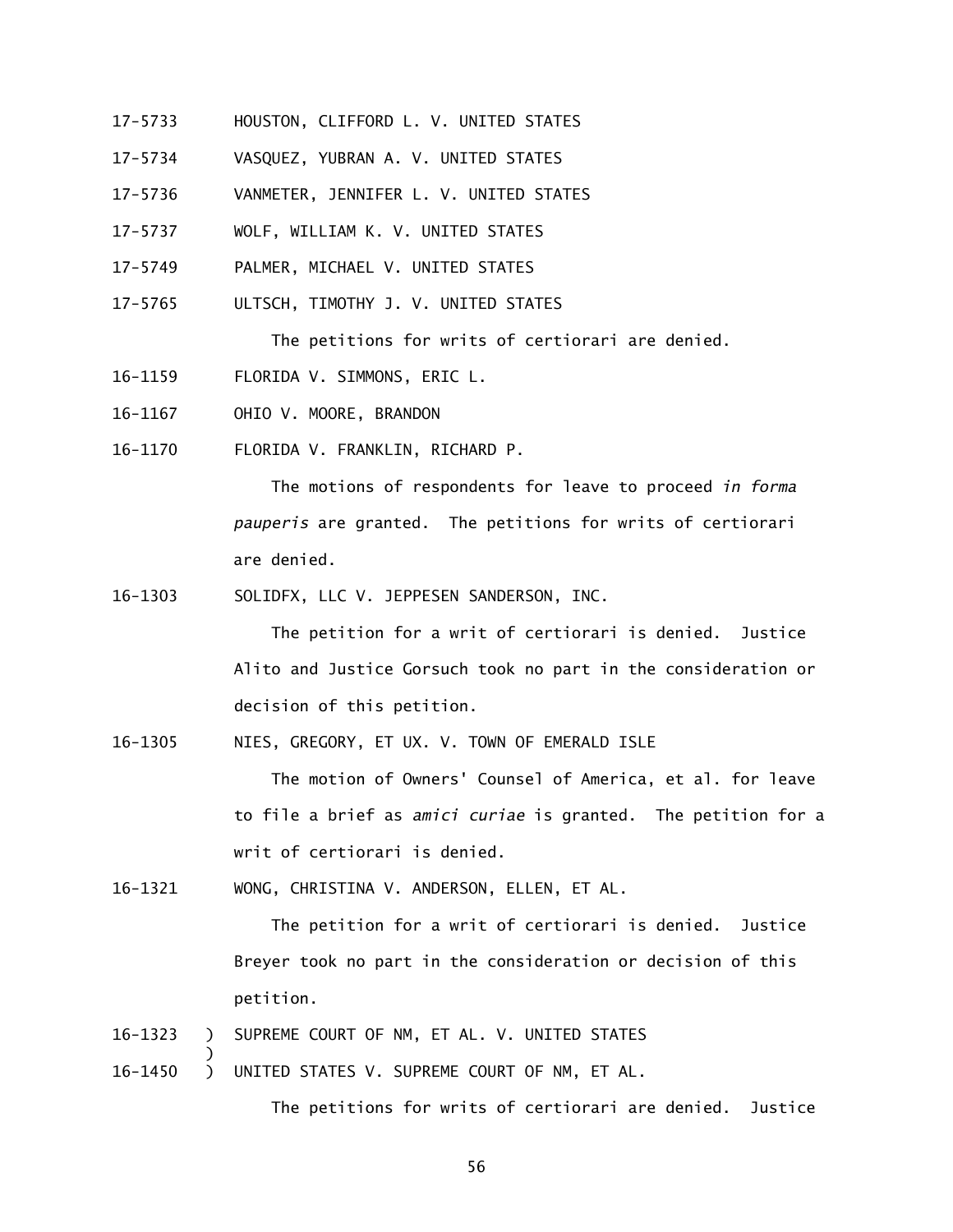17-5733 HOUSTON, CLIFFORD L. V. UNITED STATES

17-5734 VASQUEZ, YUBRAN A. V. UNITED STATES

17-5736 VANMETER, JENNIFER L. V. UNITED STATES

17-5737 WOLF, WILLIAM K. V. UNITED STATES

17-5749 PALMER, MICHAEL V. UNITED STATES

17-5765 ULTSCH, TIMOTHY J. V. UNITED STATES

The petitions for writs of certiorari are denied.

16-1159 FLORIDA V. SIMMONS, ERIC L.

16-1167 OHIO V. MOORE, BRANDON

16-1170 FLORIDA V. FRANKLIN, RICHARD P.

The motions of respondents for leave to proceed *in forma pauperis* are granted. The petitions for writs of certiorari are denied.

16-1303 SOLIDFX, LLC V. JEPPESEN SANDERSON, INC.

The petition for a writ of certiorari is denied. Justice Alito and Justice Gorsuch took no part in the consideration or decision of this petition.

16-1305 NIES, GREGORY, ET UX. V. TOWN OF EMERALD ISLE

The motion of Owners' Counsel of America, et al. for leave to file a brief as *amici curiae* is granted. The petition for a writ of certiorari is denied.

16-1321 WONG, CHRISTINA V. ANDERSON, ELLEN, ET AL.

The petition for a writ of certiorari is denied. Justice Breyer took no part in the consideration or decision of this petition.

16-1323 ) SUPREME COURT OF NM, ET AL. V. UNITED STATES
)
16-1450 ) UNITED STATES V. SUPREME COURT OF NM, ET AL.

The petitions for writs of certiorari are denied. Justice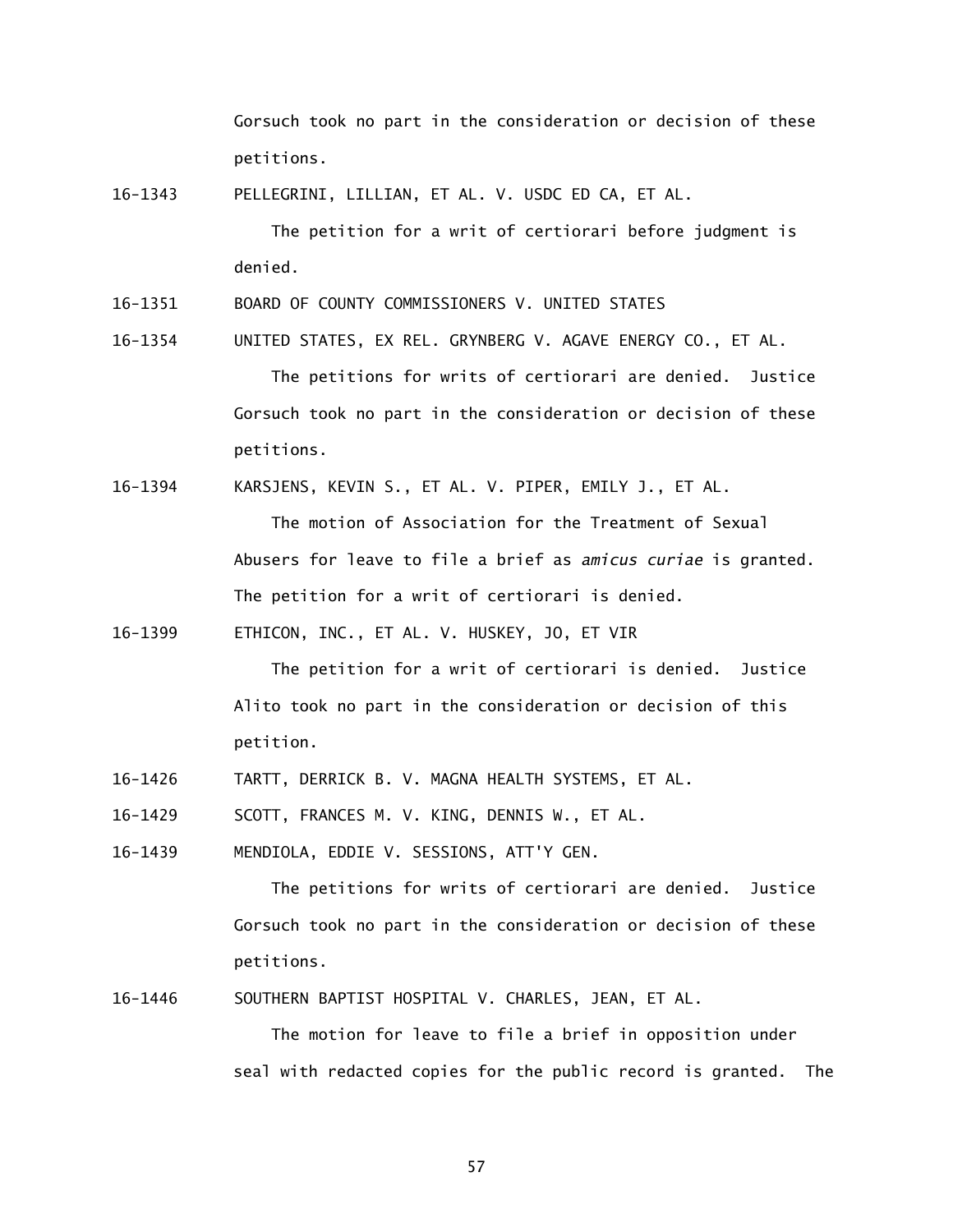Gorsuch took no part in the consideration or decision of these petitions.

16-1343 PELLEGRINI, LILLIAN, ET AL. V. USDC ED CA, ET AL.

The petition for a writ of certiorari before judgment is denied.

16-1351 BOARD OF COUNTY COMMISSIONERS V. UNITED STATES

16-1354 UNITED STATES, EX REL. GRYNBERG V. AGAVE ENERGY CO., ET AL.

The petitions for writs of certiorari are denied. Justice Gorsuch took no part in the consideration or decision of these petitions.

16-1394 KARSJENS, KEVIN S., ET AL. V. PIPER, EMILY J., ET AL.

The motion of Association for the Treatment of Sexual Abusers for leave to file a brief as *amicus curiae* is granted. The petition for a writ of certiorari is denied.

16-1399 ETHICON, INC., ET AL. V. HUSKEY, JO, ET VIR

The petition for a writ of certiorari is denied. Justice Alito took no part in the consideration or decision of this petition.

16-1426 TARTT, DERRICK B. V. MAGNA HEALTH SYSTEMS, ET AL.

16-1429 SCOTT, FRANCES M. V. KING, DENNIS W., ET AL.

16-1439 MENDIOLA, EDDIE V. SESSIONS, ATT'Y GEN.

The petitions for writs of certiorari are denied. Justice Gorsuch took no part in the consideration or decision of these petitions.

16-1446 SOUTHERN BAPTIST HOSPITAL V. CHARLES, JEAN, ET AL.

The motion for leave to file a brief in opposition under seal with redacted copies for the public record is granted. The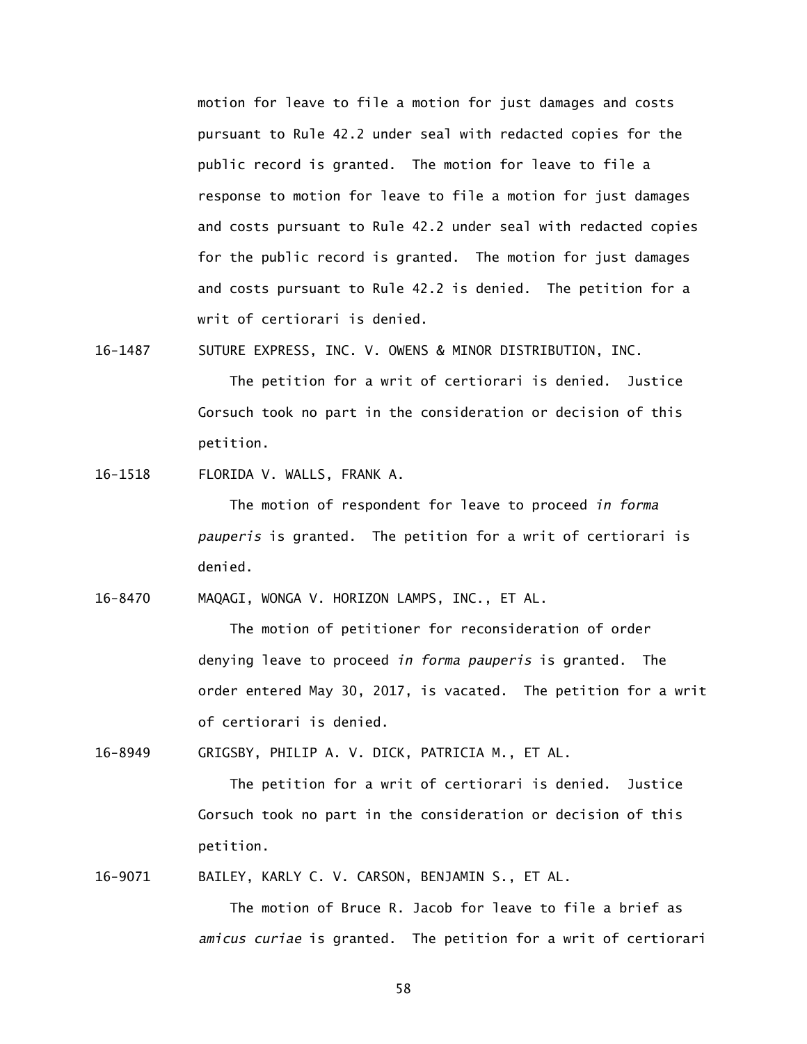motion for leave to file a motion for just damages and costs pursuant to Rule 42.2 under seal with redacted copies for the public record is granted. The motion for leave to file a response to motion for leave to file a motion for just damages and costs pursuant to Rule 42.2 under seal with redacted copies for the public record is granted. The motion for just damages and costs pursuant to Rule 42.2 is denied. The petition for a writ of certiorari is denied.

16-1487 SUTURE EXPRESS, INC. V. OWENS & MINOR DISTRIBUTION, INC.

The petition for a writ of certiorari is denied. Justice Gorsuch took no part in the consideration or decision of this petition.

16-1518 FLORIDA V. WALLS, FRANK A.

The motion of respondent for leave to proceed *in forma pauperis* is granted. The petition for a writ of certiorari is denied.

16-8470 MAQAGI, WONGA V. HORIZON LAMPS, INC., ET AL.

The motion of petitioner for reconsideration of order denying leave to proceed *in forma pauperis* is granted. The order entered May 30, 2017, is vacated. The petition for a writ of certiorari is denied.

16-8949 GRIGSBY, PHILIP A. V. DICK, PATRICIA M., ET AL.

The petition for a writ of certiorari is denied. Justice Gorsuch took no part in the consideration or decision of this petition.

16-9071 BAILEY, KARLY C. V. CARSON, BENJAMIN S., ET AL.

The motion of Bruce R. Jacob for leave to file a brief as *amicus curiae* is granted. The petition for a writ of certiorari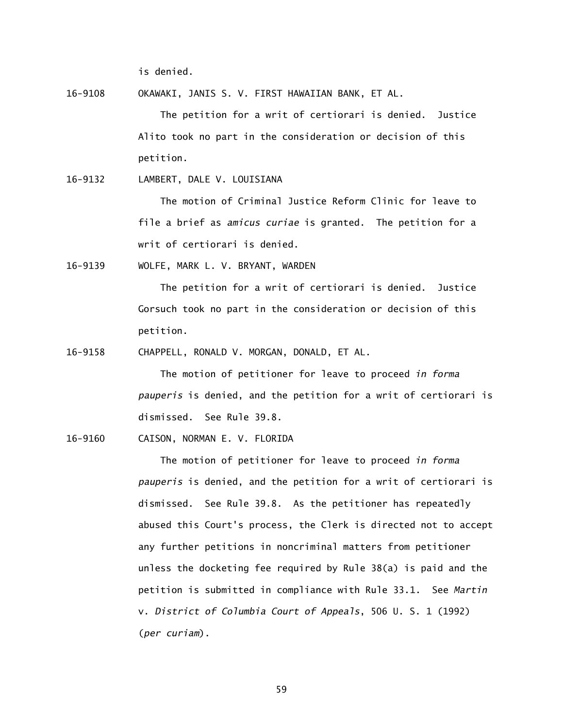is denied.

16-9108 OKAWAKI, JANIS S. V. FIRST HAWAIIAN BANK, ET AL.

The petition for a writ of certiorari is denied. Justice Alito took no part in the consideration or decision of this petition.

16-9132 LAMBERT, DALE V. LOUISIANA

The motion of Criminal Justice Reform Clinic for leave to file a brief as *amicus curiae* is granted. The petition for a writ of certiorari is denied.

16-9139 WOLFE, MARK L. V. BRYANT, WARDEN

The petition for a writ of certiorari is denied. Justice Gorsuch took no part in the consideration or decision of this petition.

16-9158 CHAPPELL, RONALD V. MORGAN, DONALD, ET AL.

The motion of petitioner for leave to proceed *in forma pauperis* is denied, and the petition for a writ of certiorari is dismissed. See Rule 39.8.

16-9160 CAISON, NORMAN E. V. FLORIDA

The motion of petitioner for leave to proceed *in forma pauperis* is denied, and the petition for a writ of certiorari is dismissed. See Rule 39.8. As the petitioner has repeatedly abused this Court's process, the Clerk is directed not to accept any further petitions in noncriminal matters from petitioner unless the docketing fee required by Rule 38(a) is paid and the petition is submitted in compliance with Rule 33.1. See *Martin* v. *District of Columbia Court of Appeals*, 506 U. S. 1 (1992) (*per curiam*).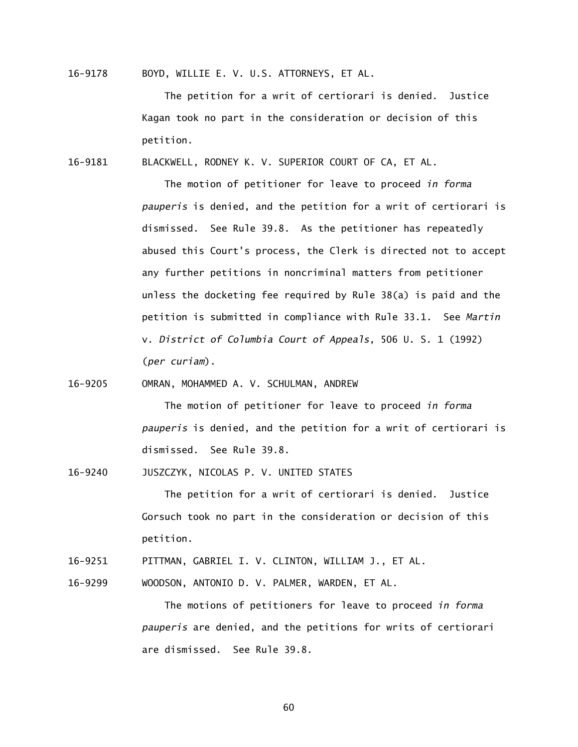16-9178 BOYD, WILLIE E. V. U.S. ATTORNEYS, ET AL.

The petition for a writ of certiorari is denied. Justice Kagan took no part in the consideration or decision of this petition.

16-9181 BLACKWELL, RODNEY K. V. SUPERIOR COURT OF CA, ET AL.

The motion of petitioner for leave to proceed *in forma pauperis* is denied, and the petition for a writ of certiorari is dismissed. See Rule 39.8. As the petitioner has repeatedly abused this Court's process, the Clerk is directed not to accept any further petitions in noncriminal matters from petitioner unless the docketing fee required by Rule 38(a) is paid and the petition is submitted in compliance with Rule 33.1. See *Martin* v. *District of Columbia Court of Appeals*, 506 U. S. 1 (1992) (*per curiam*).

16-9205 OMRAN, MOHAMMED A. V. SCHULMAN, ANDREW

The motion of petitioner for leave to proceed *in forma pauperis* is denied, and the petition for a writ of certiorari is dismissed. See Rule 39.8.

16-9240 JUSZCZYK, NICOLAS P. V. UNITED STATES

The petition for a writ of certiorari is denied. Justice Gorsuch took no part in the consideration or decision of this petition.

16-9251 PITTMAN, GABRIEL I. V. CLINTON, WILLIAM J., ET AL.

16-9299 WOODSON, ANTONIO D. V. PALMER, WARDEN, ET AL.

The motions of petitioners for leave to proceed *in forma pauperis* are denied, and the petitions for writs of certiorari are dismissed. See Rule 39.8.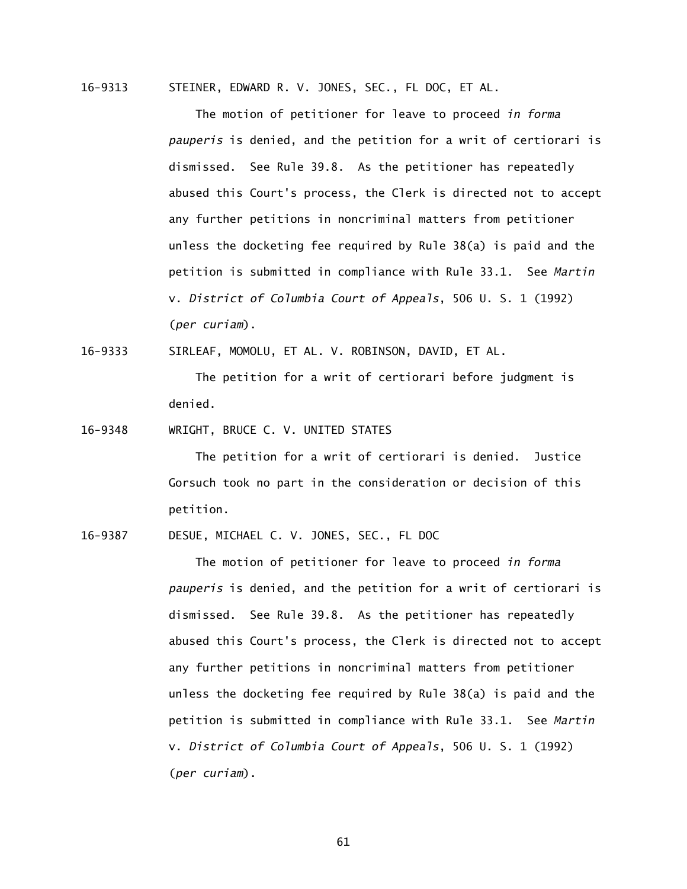16-9313 STEINER, EDWARD R. V. JONES, SEC., FL DOC, ET AL.

The motion of petitioner for leave to proceed *in forma pauperis* is denied, and the petition for a writ of certiorari is dismissed. See Rule 39.8. As the petitioner has repeatedly abused this Court's process, the Clerk is directed not to accept any further petitions in noncriminal matters from petitioner unless the docketing fee required by Rule 38(a) is paid and the petition is submitted in compliance with Rule 33.1. See *Martin* v. *District of Columbia Court of Appeals*, 506 U. S. 1 (1992) (*per curiam*).

16-9333 SIRLEAF, MOMOLU, ET AL. V. ROBINSON, DAVID, ET AL.

The petition for a writ of certiorari before judgment is denied.

16-9348 WRIGHT, BRUCE C. V. UNITED STATES

The petition for a writ of certiorari is denied. Justice Gorsuch took no part in the consideration or decision of this petition.

16-9387 DESUE, MICHAEL C. V. JONES, SEC., FL DOC

The motion of petitioner for leave to proceed *in forma pauperis* is denied, and the petition for a writ of certiorari is dismissed. See Rule 39.8. As the petitioner has repeatedly abused this Court's process, the Clerk is directed not to accept any further petitions in noncriminal matters from petitioner unless the docketing fee required by Rule 38(a) is paid and the petition is submitted in compliance with Rule 33.1. See *Martin* v. *District of Columbia Court of Appeals*, 506 U. S. 1 (1992) (*per curiam*).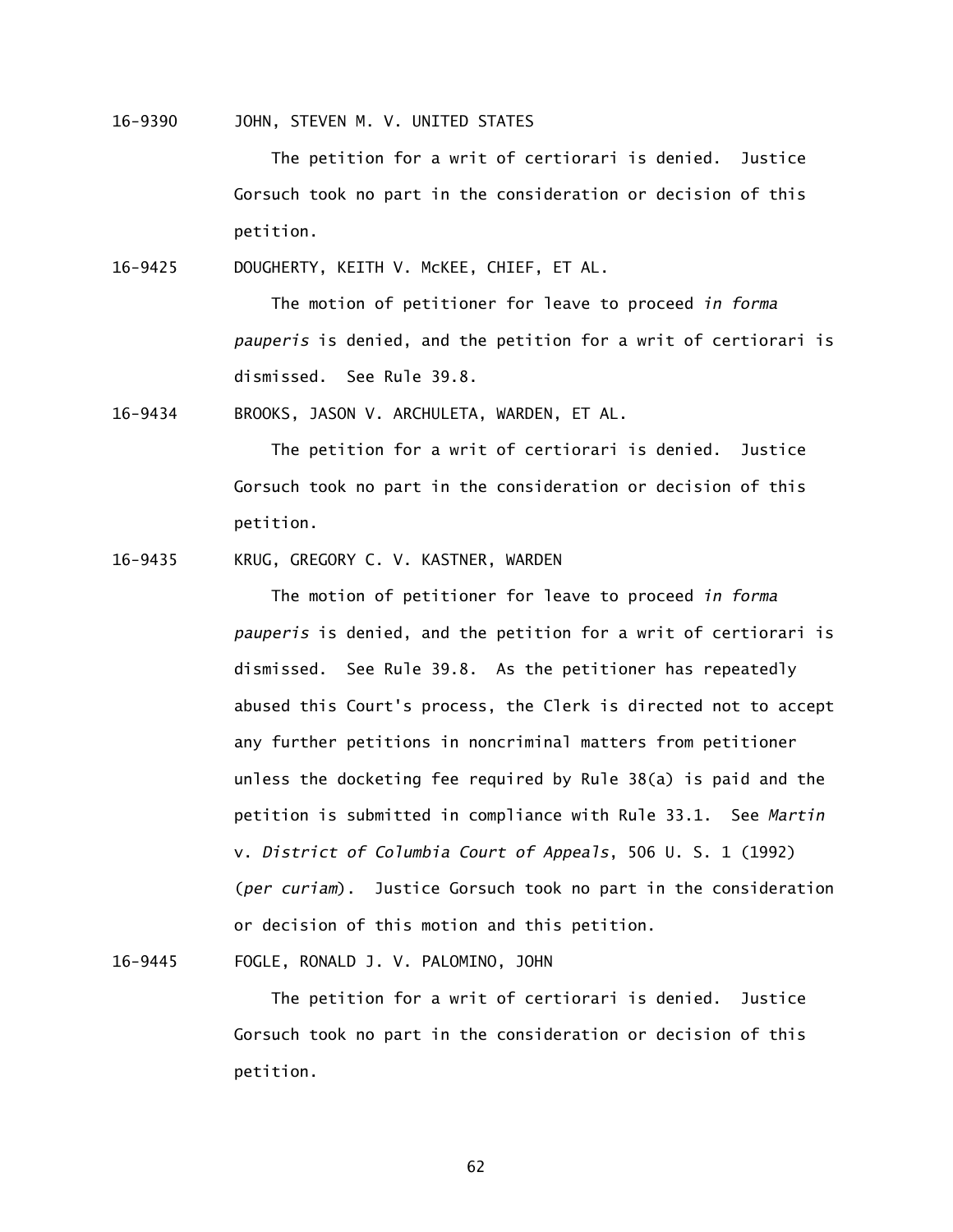16-9390 JOHN, STEVEN M. V. UNITED STATES

The petition for a writ of certiorari is denied. Justice Gorsuch took no part in the consideration or decision of this petition.

16-9425 DOUGHERTY, KEITH V. McKEE, CHIEF, ET AL.

The motion of petitioner for leave to proceed *in forma pauperis* is denied, and the petition for a writ of certiorari is dismissed. See Rule 39.8.

16-9434 BROOKS, JASON V. ARCHULETA, WARDEN, ET AL.

The petition for a writ of certiorari is denied. Justice Gorsuch took no part in the consideration or decision of this petition.

16-9435 KRUG, GREGORY C. V. KASTNER, WARDEN

The motion of petitioner for leave to proceed *in forma pauperis* is denied, and the petition for a writ of certiorari is dismissed. See Rule 39.8. As the petitioner has repeatedly abused this Court's process, the Clerk is directed not to accept any further petitions in noncriminal matters from petitioner unless the docketing fee required by Rule 38(a) is paid and the petition is submitted in compliance with Rule 33.1. See *Martin* v. *District of Columbia Court of Appeals*, 506 U. S. 1 (1992) (*per curiam*). Justice Gorsuch took no part in the consideration or decision of this motion and this petition.

16-9445 FOGLE, RONALD J. V. PALOMINO, JOHN

The petition for a writ of certiorari is denied. Justice Gorsuch took no part in the consideration or decision of this petition.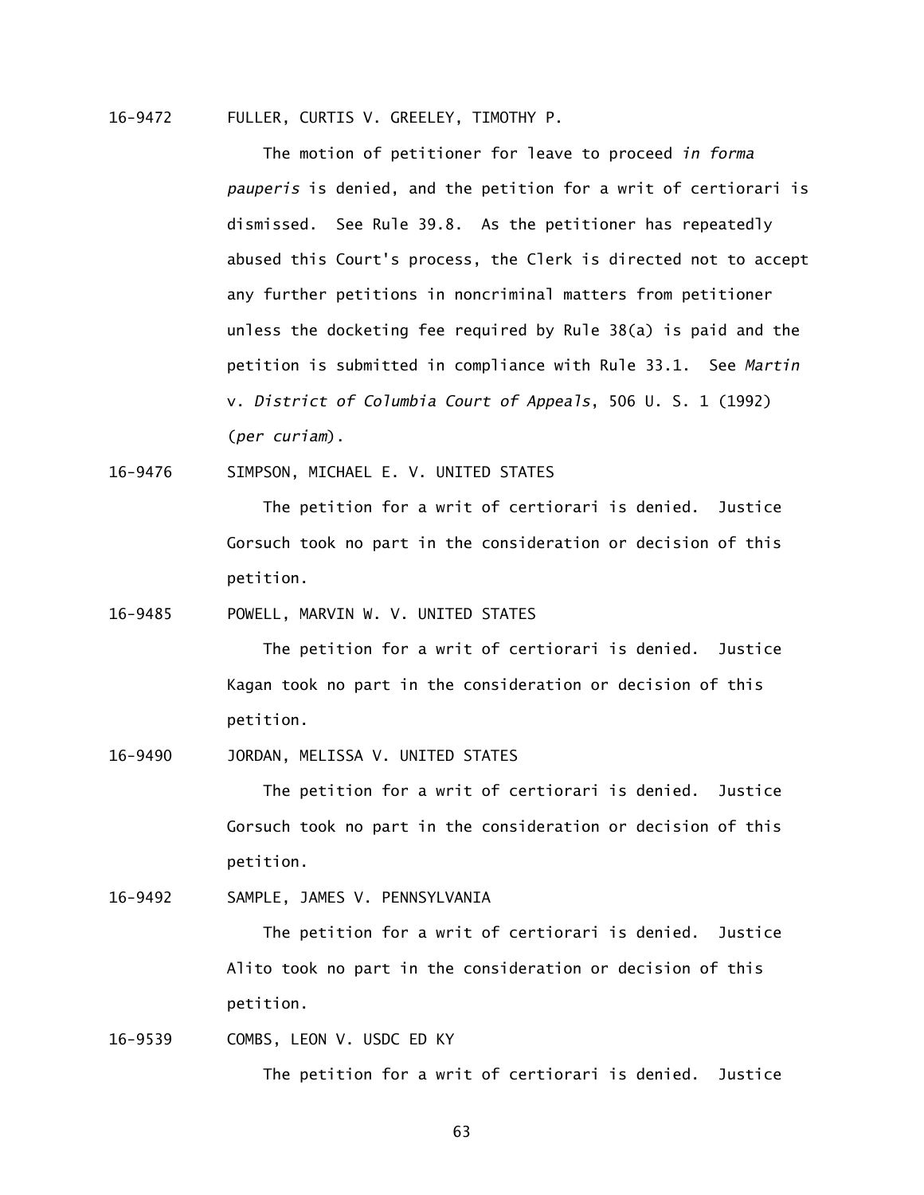16-9472 FULLER, CURTIS V. GREELEY, TIMOTHY P.

The motion of petitioner for leave to proceed *in forma pauperis* is denied, and the petition for a writ of certiorari is dismissed. See Rule 39.8. As the petitioner has repeatedly abused this Court's process, the Clerk is directed not to accept any further petitions in noncriminal matters from petitioner unless the docketing fee required by Rule 38(a) is paid and the petition is submitted in compliance with Rule 33.1. See *Martin* v. *District of Columbia Court of Appeals*, 506 U. S. 1 (1992) (*per curiam*).

16-9476 SIMPSON, MICHAEL E. V. UNITED STATES

The petition for a writ of certiorari is denied. Justice Gorsuch took no part in the consideration or decision of this petition.

16-9485 POWELL, MARVIN W. V. UNITED STATES

The petition for a writ of certiorari is denied. Justice Kagan took no part in the consideration or decision of this petition.

16-9490 JORDAN, MELISSA V. UNITED STATES

The petition for a writ of certiorari is denied. Justice Gorsuch took no part in the consideration or decision of this petition.

16-9492 SAMPLE, JAMES V. PENNSYLVANIA

The petition for a writ of certiorari is denied. Justice Alito took no part in the consideration or decision of this petition.

16-9539 COMBS, LEON V. USDC ED KY

The petition for a writ of certiorari is denied. Justice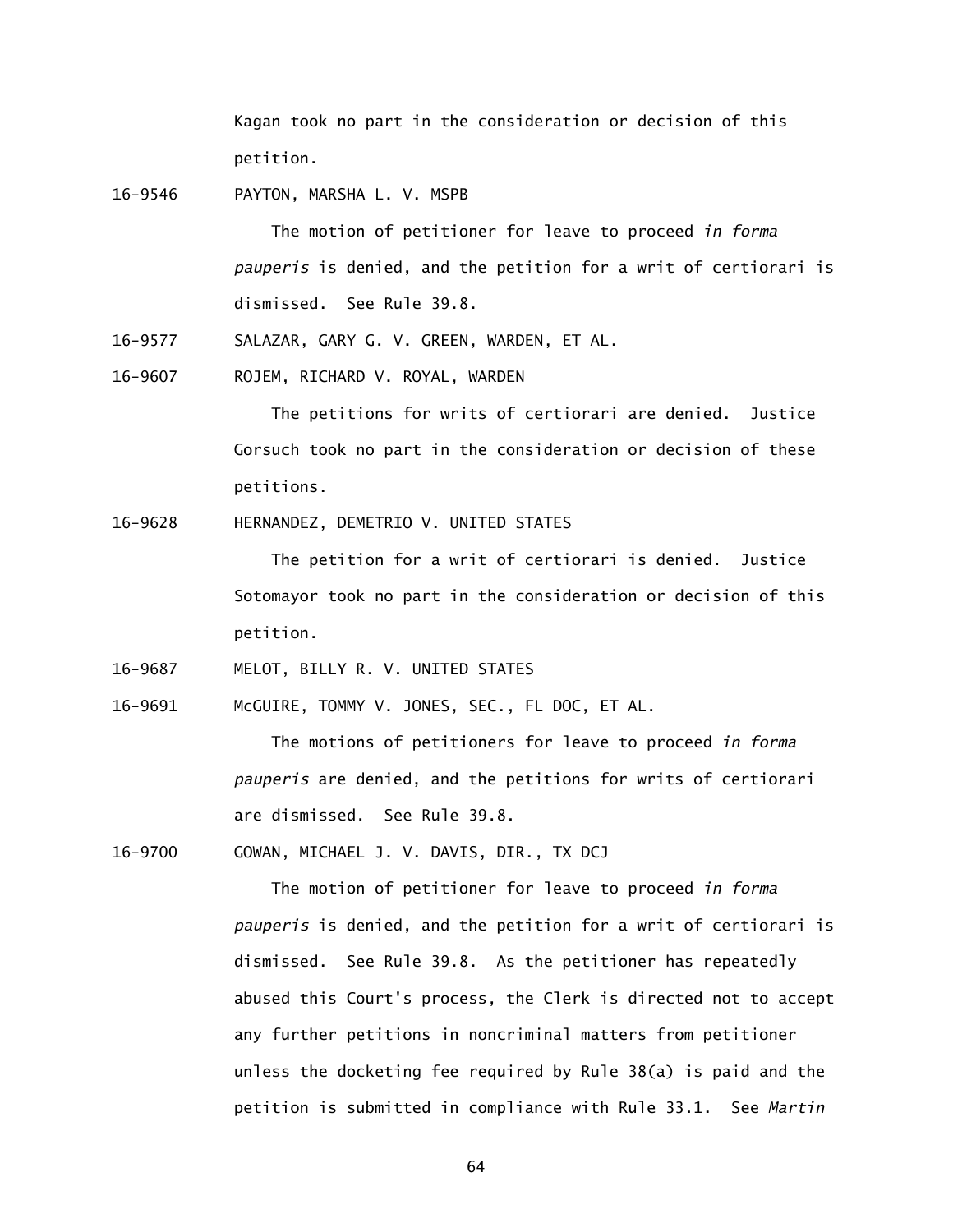Kagan took no part in the consideration or decision of this petition.

16-9546 PAYTON, MARSHA L. V. MSPB

The motion of petitioner for leave to proceed *in forma pauperis* is denied, and the petition for a writ of certiorari is dismissed. See Rule 39.8.

16-9577 SALAZAR, GARY G. V. GREEN, WARDEN, ET AL.

16-9607 ROJEM, RICHARD V. ROYAL, WARDEN

The petitions for writs of certiorari are denied. Justice Gorsuch took no part in the consideration or decision of these petitions.

16-9628 HERNANDEZ, DEMETRIO V. UNITED STATES

The petition for a writ of certiorari is denied. Justice Sotomayor took no part in the consideration or decision of this petition.

16-9687 MELOT, BILLY R. V. UNITED STATES

16-9691 McGUIRE, TOMMY V. JONES, SEC., FL DOC, ET AL.

The motions of petitioners for leave to proceed *in forma pauperis* are denied, and the petitions for writs of certiorari are dismissed. See Rule 39.8.

16-9700 GOWAN, MICHAEL J. V. DAVIS, DIR., TX DCJ

The motion of petitioner for leave to proceed *in forma pauperis* is denied, and the petition for a writ of certiorari is dismissed. See Rule 39.8. As the petitioner has repeatedly abused this Court's process, the Clerk is directed not to accept any further petitions in noncriminal matters from petitioner unless the docketing fee required by Rule 38(a) is paid and the petition is submitted in compliance with Rule 33.1. See *Martin*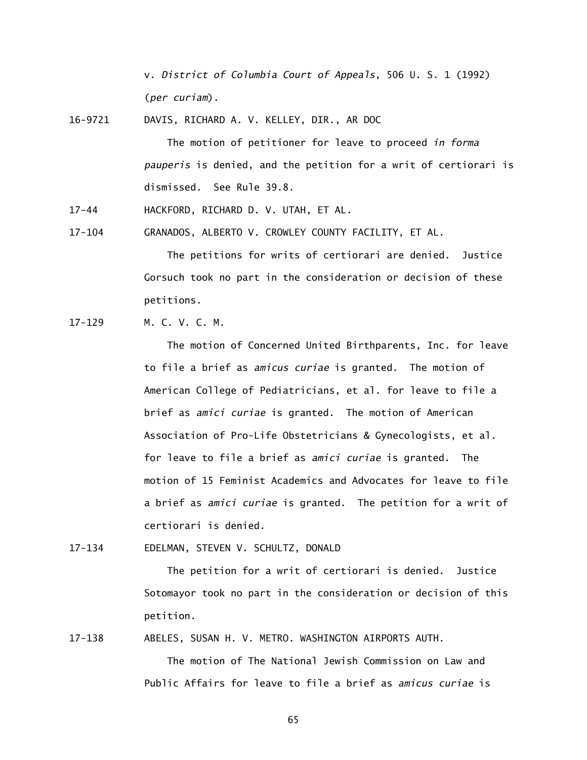v. *District of Columbia Court of Appeals*, 506 U. S. 1 (1992) (*per curiam*).

16-9721 DAVIS, RICHARD A. V. KELLEY, DIR., AR DOC

The motion of petitioner for leave to proceed *in forma pauperis* is denied, and the petition for a writ of certiorari is dismissed. See Rule 39.8.

17-44 HACKFORD, RICHARD D. V. UTAH, ET AL.

17-104 GRANADOS, ALBERTO V. CROWLEY COUNTY FACILITY, ET AL.

The petitions for writs of certiorari are denied. Justice Gorsuch took no part in the consideration or decision of these petitions.

17-129 M. C. V. C. M.

The motion of Concerned United Birthparents, Inc. for leave to file a brief as *amicus curiae* is granted. The motion of American College of Pediatricians, et al. for leave to file a brief as *amici curiae* is granted. The motion of American Association of Pro-Life Obstetricians & Gynecologists, et al. for leave to file a brief as *amici curiae* is granted. The motion of 15 Feminist Academics and Advocates for leave to file a brief as *amici curiae* is granted. The petition for a writ of certiorari is denied.

17-134 EDELMAN, STEVEN V. SCHULTZ, DONALD

The petition for a writ of certiorari is denied. Justice Sotomayor took no part in the consideration or decision of this petition.

17-138 ABELES, SUSAN H. V. METRO. WASHINGTON AIRPORTS AUTH.

The motion of The National Jewish Commission on Law and Public Affairs for leave to file a brief as *amicus curiae* is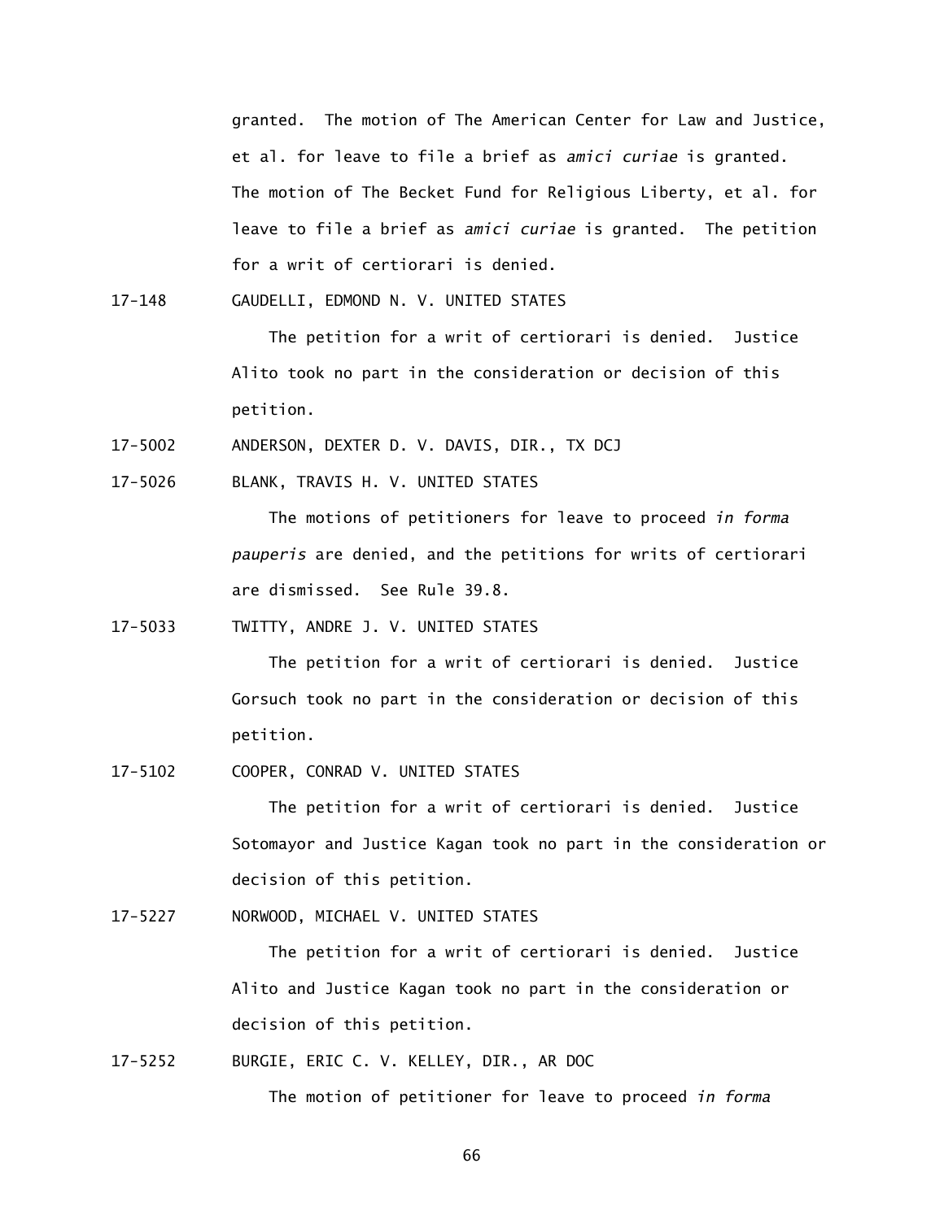granted. The motion of The American Center for Law and Justice, et al. for leave to file a brief as *amici curiae* is granted. The motion of The Becket Fund for Religious Liberty, et al. for leave to file a brief as *amici curiae* is granted. The petition for a writ of certiorari is denied.

17-148 GAUDELLI, EDMOND N. V. UNITED STATES

The petition for a writ of certiorari is denied. Justice Alito took no part in the consideration or decision of this petition.

17-5002 ANDERSON, DEXTER D. V. DAVIS, DIR., TX DCJ

17-5026 BLANK, TRAVIS H. V. UNITED STATES

The motions of petitioners for leave to proceed *in forma pauperis* are denied, and the petitions for writs of certiorari are dismissed. See Rule 39.8.

17-5033 TWITTY, ANDRE J. V. UNITED STATES

The petition for a writ of certiorari is denied. Justice Gorsuch took no part in the consideration or decision of this petition.

17-5102 COOPER, CONRAD V. UNITED STATES

The petition for a writ of certiorari is denied. Justice Sotomayor and Justice Kagan took no part in the consideration or decision of this petition.

17-5227 NORWOOD, MICHAEL V. UNITED STATES

The petition for a writ of certiorari is denied. Justice Alito and Justice Kagan took no part in the consideration or decision of this petition.

17-5252 BURGIE, ERIC C. V. KELLEY, DIR., AR DOC

The motion of petitioner for leave to proceed *in forma*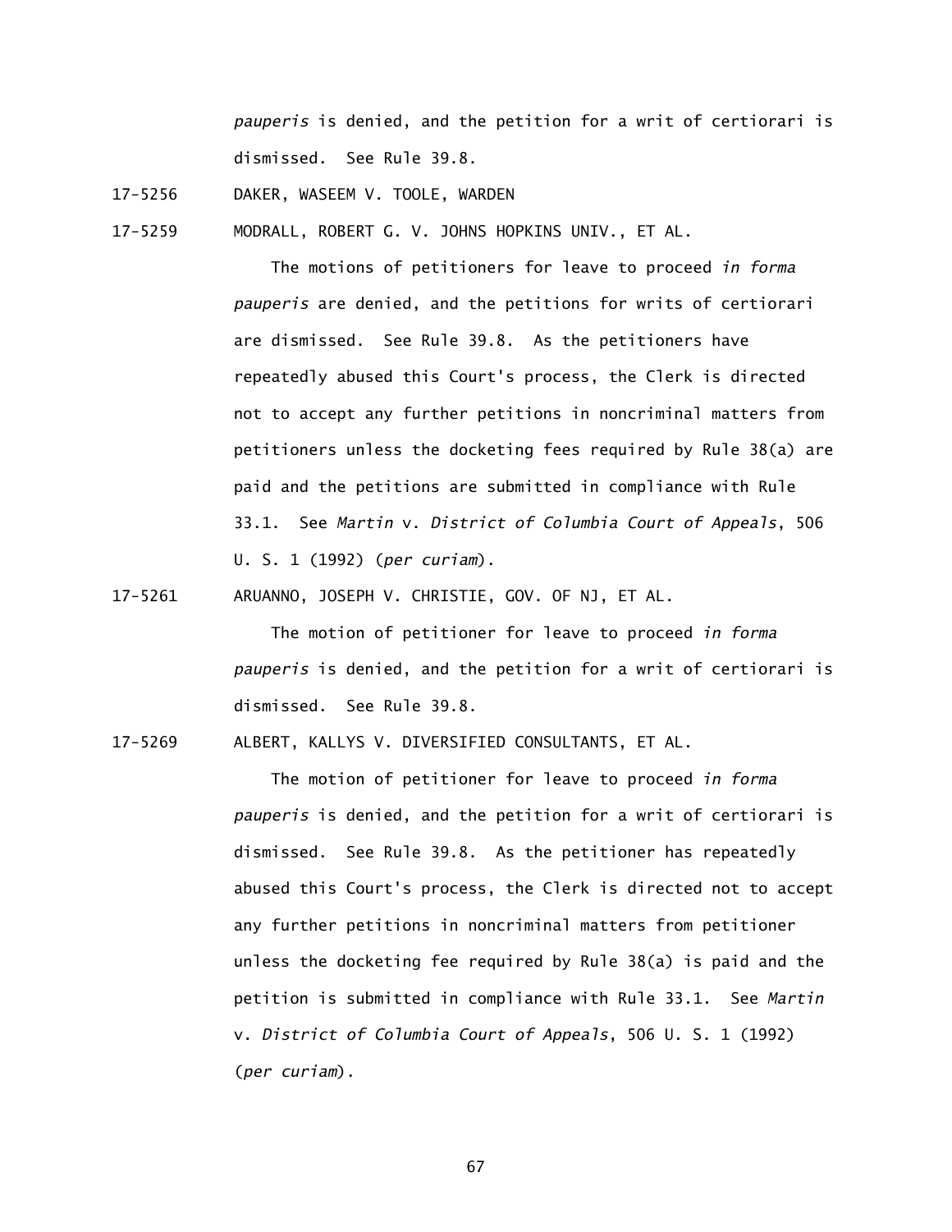*pauperis* is denied, and the petition for a writ of certiorari is dismissed. See Rule 39.8.

17-5256 DAKER, WASEEM V. TOOLE, WARDEN

17-5259 MODRALL, ROBERT G. V. JOHNS HOPKINS UNIV., ET AL.

The motions of petitioners for leave to proceed *in forma pauperis* are denied, and the petitions for writs of certiorari are dismissed. See Rule 39.8. As the petitioners have repeatedly abused this Court's process, the Clerk is directed not to accept any further petitions in noncriminal matters from petitioners unless the docketing fees required by Rule 38(a) are paid and the petitions are submitted in compliance with Rule 33.1. See *Martin* v. *District of Columbia Court of Appeals*, 506 U. S. 1 (1992) (*per curiam*).

17-5261 ARUANNO, JOSEPH V. CHRISTIE, GOV. OF NJ, ET AL.

The motion of petitioner for leave to proceed *in forma pauperis* is denied, and the petition for a writ of certiorari is dismissed. See Rule 39.8.

17-5269 ALBERT, KALLYS V. DIVERSIFIED CONSULTANTS, ET AL.

The motion of petitioner for leave to proceed *in forma pauperis* is denied, and the petition for a writ of certiorari is dismissed. See Rule 39.8. As the petitioner has repeatedly abused this Court's process, the Clerk is directed not to accept any further petitions in noncriminal matters from petitioner unless the docketing fee required by Rule 38(a) is paid and the petition is submitted in compliance with Rule 33.1. See *Martin* v. *District of Columbia Court of Appeals*, 506 U. S. 1 (1992) (*per curiam*).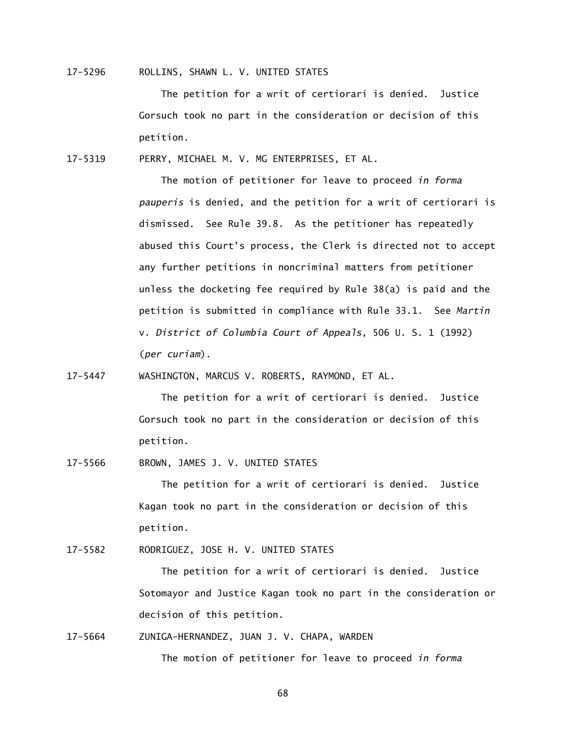17-5296 ROLLINS, SHAWN L. V. UNITED STATES

The petition for a writ of certiorari is denied. Justice Gorsuch took no part in the consideration or decision of this petition.

17-5319 PERRY, MICHAEL M. V. MG ENTERPRISES, ET AL.

The motion of petitioner for leave to proceed *in forma pauperis* is denied, and the petition for a writ of certiorari is dismissed. See Rule 39.8. As the petitioner has repeatedly abused this Court's process, the Clerk is directed not to accept any further petitions in noncriminal matters from petitioner unless the docketing fee required by Rule 38(a) is paid and the petition is submitted in compliance with Rule 33.1. See *Martin* v. *District of Columbia Court of Appeals*, 506 U. S. 1 (1992) (*per curiam*).

17-5447 WASHINGTON, MARCUS V. ROBERTS, RAYMOND, ET AL.

The petition for a writ of certiorari is denied. Justice Gorsuch took no part in the consideration or decision of this petition.

17-5566 BROWN, JAMES J. V. UNITED STATES

The petition for a writ of certiorari is denied. Justice Kagan took no part in the consideration or decision of this petition.

17-5582 RODRIGUEZ, JOSE H. V. UNITED STATES

The petition for a writ of certiorari is denied. Justice Sotomayor and Justice Kagan took no part in the consideration or decision of this petition.

17-5664 ZUNIGA-HERNANDEZ, JUAN J. V. CHAPA, WARDEN

The motion of petitioner for leave to proceed *in forma*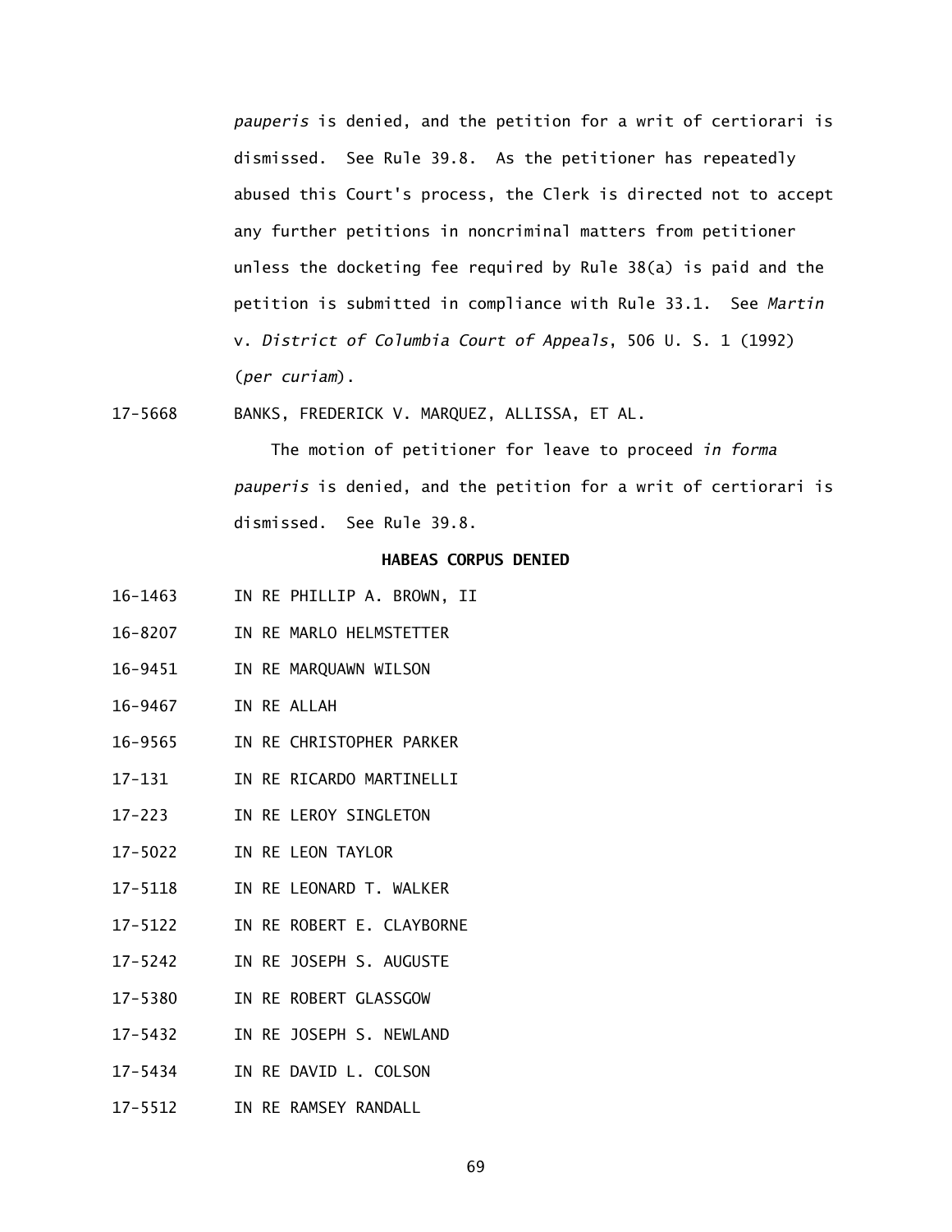*pauperis* is denied, and the petition for a writ of certiorari is dismissed. See Rule 39.8. As the petitioner has repeatedly abused this Court's process, the Clerk is directed not to accept any further petitions in noncriminal matters from petitioner unless the docketing fee required by Rule 38(a) is paid and the petition is submitted in compliance with Rule 33.1. See *Martin* v. *District of Columbia Court of Appeals*, 506 U. S. 1 (1992) (*per curiam*).

17-5668 BANKS, FREDERICK V. MARQUEZ, ALLISSA, ET AL.

The motion of petitioner for leave to proceed *in forma pauperis* is denied, and the petition for a writ of certiorari is dismissed. See Rule 39.8.

**HABEAS CORPUS DENIED**

16-1463 IN RE PHILLIP A. BROWN, II

16-8207 IN RE MARLO HELMSTETTER

16-9451 IN RE MARQUAWN WILSON

16-9467 IN RE ALLAH

16-9565 IN RE CHRISTOPHER PARKER

17-131 IN RE RICARDO MARTINELLI

17-223 IN RE LEROY SINGLETON

17-5022 IN RE LEON TAYLOR

17-5118 IN RE LEONARD T. WALKER

17-5122 IN RE ROBERT E. CLAYBORNE

17-5242 IN RE JOSEPH S. AUGUSTE

17-5380 IN RE ROBERT GLASSGOW

17-5432 IN RE JOSEPH S. NEWLAND

17-5434 IN RE DAVID L. COLSON

17-5512 IN RE RAMSEY RANDALL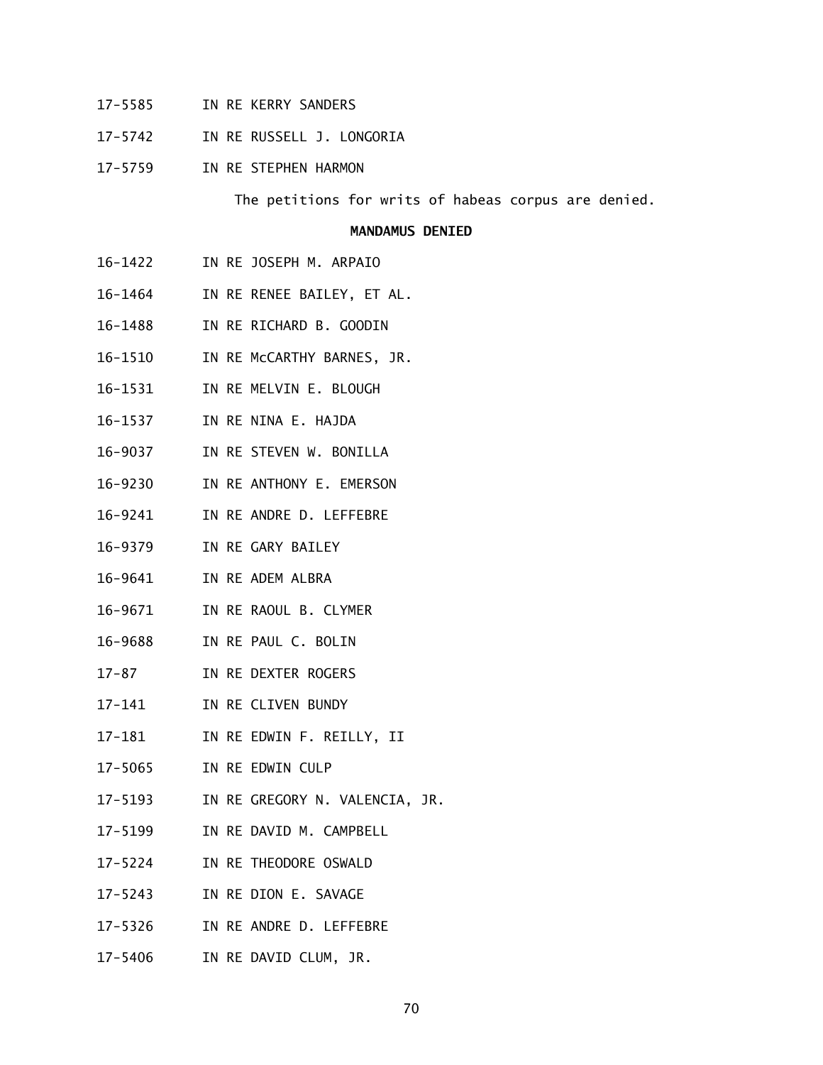17-5585 IN RE KERRY SANDERS

17-5742 IN RE RUSSELL J. LONGORIA

17-5759 IN RE STEPHEN HARMON

The petitions for writs of habeas corpus are denied.

**MANDAMUS DENIED**

16-1422 IN RE JOSEPH M. ARPAIO

16-1464 IN RE RENEE BAILEY, ET AL.

16-1488 IN RE RICHARD B. GOODIN

16-1510 IN RE McCARTHY BARNES, JR.

16-1531 IN RE MELVIN E. BLOUGH

16-1537 IN RE NINA E. HAJDA

16-9037 IN RE STEVEN W. BONILLA

16-9230 IN RE ANTHONY E. EMERSON

16-9241 IN RE ANDRE D. LEFFEBRE

16-9379 IN RE GARY BAILEY

16-9641 IN RE ADEM ALBRA

16-9671 IN RE RAOUL B. CLYMER

16-9688 IN RE PAUL C. BOLIN

17-87 IN RE DEXTER ROGERS

17-141 IN RE CLIVEN BUNDY

17-181 IN RE EDWIN F. REILLY, II

17-5065 IN RE EDWIN CULP

17-5193 IN RE GREGORY N. VALENCIA, JR.

17-5199 IN RE DAVID M. CAMPBELL

17-5224 IN RE THEODORE OSWALD

17-5243 IN RE DION E. SAVAGE

17-5326 IN RE ANDRE D. LEFFEBRE

17-5406 IN RE DAVID CLUM, JR.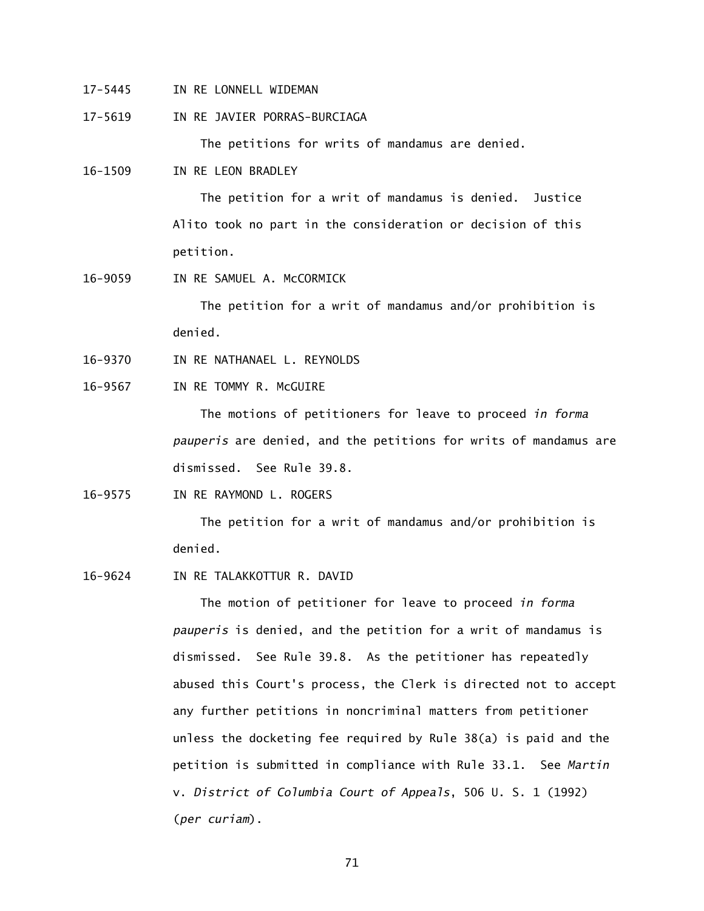17-5445 IN RE LONNELL WIDEMAN

17-5619 IN RE JAVIER PORRAS-BURCIAGA

The petitions for writs of mandamus are denied.

16-1509 IN RE LEON BRADLEY

The petition for a writ of mandamus is denied. Justice Alito took no part in the consideration or decision of this petition.

16-9059 IN RE SAMUEL A. McCORMICK

The petition for a writ of mandamus and/or prohibition is denied.

16-9370 IN RE NATHANAEL L. REYNOLDS

16-9567 IN RE TOMMY R. McGUIRE

The motions of petitioners for leave to proceed *in forma pauperis* are denied, and the petitions for writs of mandamus are dismissed. See Rule 39.8.

16-9575 IN RE RAYMOND L. ROGERS

The petition for a writ of mandamus and/or prohibition is denied.

16-9624 IN RE TALAKKOTTUR R. DAVID

The motion of petitioner for leave to proceed *in forma pauperis* is denied, and the petition for a writ of mandamus is dismissed. See Rule 39.8. As the petitioner has repeatedly abused this Court's process, the Clerk is directed not to accept any further petitions in noncriminal matters from petitioner unless the docketing fee required by Rule 38(a) is paid and the petition is submitted in compliance with Rule 33.1. See *Martin* v. *District of Columbia Court of Appeals*, 506 U. S. 1 (1992) (*per curiam*).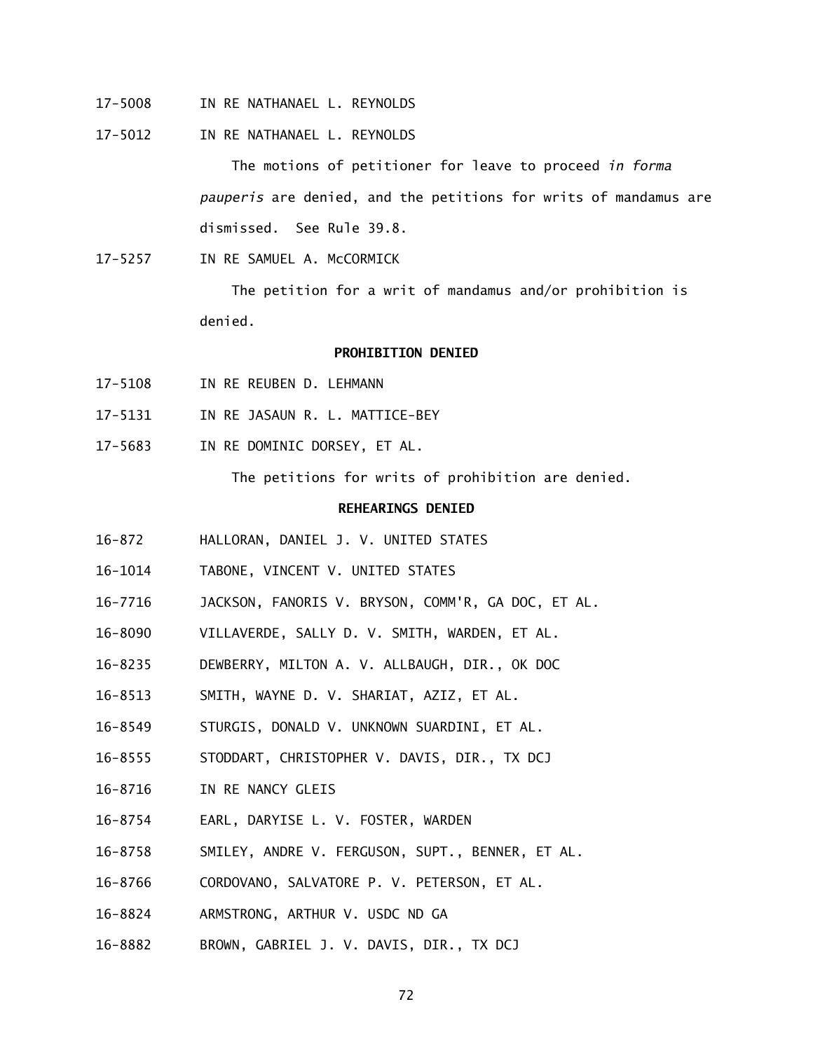17-5008 IN RE NATHANAEL L. REYNOLDS

17-5012 IN RE NATHANAEL L. REYNOLDS

The motions of petitioner for leave to proceed *in forma pauperis* are denied, and the petitions for writs of mandamus are dismissed. See Rule 39.8.

17-5257 IN RE SAMUEL A. McCORMICK

The petition for a writ of mandamus and/or prohibition is denied.

**PROHIBITION DENIED**

17-5108 IN RE REUBEN D. LEHMANN

17-5131 IN RE JASAUN R. L. MATTICE-BEY

17-5683 IN RE DOMINIC DORSEY, ET AL.

The petitions for writs of prohibition are denied.

**REHEARINGS DENIED**

16-872 HALLORAN, DANIEL J. V. UNITED STATES

16-1014 TABONE, VINCENT V. UNITED STATES

16-7716 JACKSON, FANORIS V. BRYSON, COMM'R, GA DOC, ET AL.

16-8090 VILLAVERDE, SALLY D. V. SMITH, WARDEN, ET AL.

16-8235 DEWBERRY, MILTON A. V. ALLBAUGH, DIR., OK DOC

16-8513 SMITH, WAYNE D. V. SHARIAT, AZIZ, ET AL.

16-8549 STURGIS, DONALD V. UNKNOWN SUARDINI, ET AL.

16-8555 STODDART, CHRISTOPHER V. DAVIS, DIR., TX DCJ

16-8716 IN RE NANCY GLEIS

16-8754 EARL, DARYISE L. V. FOSTER, WARDEN

16-8758 SMILEY, ANDRE V. FERGUSON, SUPT., BENNER, ET AL.

16-8766 CORDOVANO, SALVATORE P. V. PETERSON, ET AL.

16-8824 ARMSTRONG, ARTHUR V. USDC ND GA

16-8882 BROWN, GABRIEL J. V. DAVIS, DIR., TX DCJ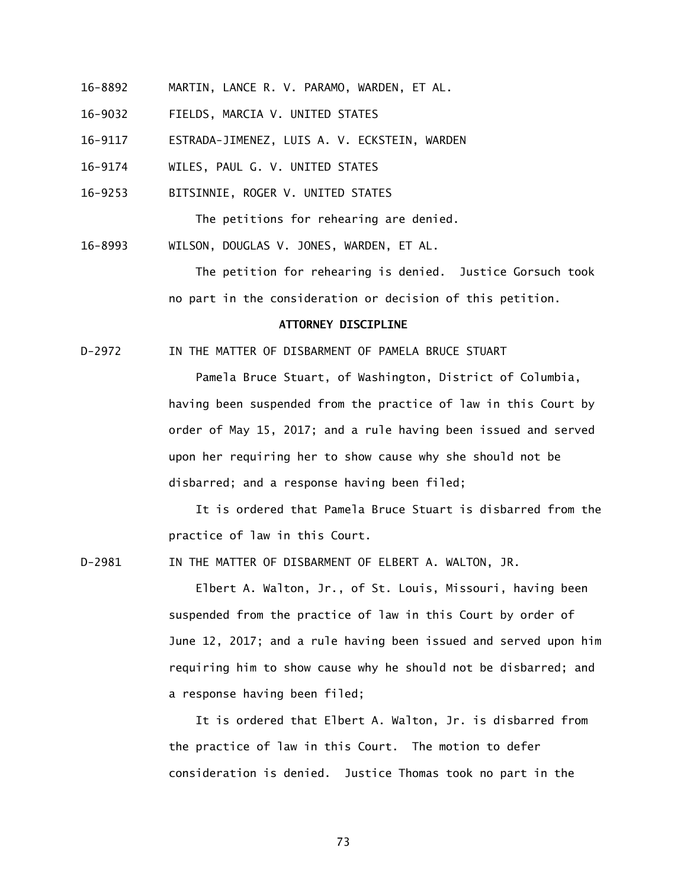16-8892 MARTIN, LANCE R. V. PARAMO, WARDEN, ET AL.

16-9032 FIELDS, MARCIA V. UNITED STATES

16-9117 ESTRADA-JIMENEZ, LUIS A. V. ECKSTEIN, WARDEN

16-9174 WILES, PAUL G. V. UNITED STATES

16-9253 BITSINNIE, ROGER V. UNITED STATES

The petitions for rehearing are denied.

16-8993 WILSON, DOUGLAS V. JONES, WARDEN, ET AL.

The petition for rehearing is denied. Justice Gorsuch took no part in the consideration or decision of this petition.

**ATTORNEY DISCIPLINE**

D-2972 IN THE MATTER OF DISBARMENT OF PAMELA BRUCE STUART

Pamela Bruce Stuart, of Washington, District of Columbia, having been suspended from the practice of law in this Court by order of May 15, 2017; and a rule having been issued and served upon her requiring her to show cause why she should not be disbarred; and a response having been filed;

It is ordered that Pamela Bruce Stuart is disbarred from the practice of law in this Court.

D-2981 IN THE MATTER OF DISBARMENT OF ELBERT A. WALTON, JR.

Elbert A. Walton, Jr., of St. Louis, Missouri, having been suspended from the practice of law in this Court by order of June 12, 2017; and a rule having been issued and served upon him requiring him to show cause why he should not be disbarred; and a response having been filed;

It is ordered that Elbert A. Walton, Jr. is disbarred from the practice of law in this Court. The motion to defer consideration is denied. Justice Thomas took no part in the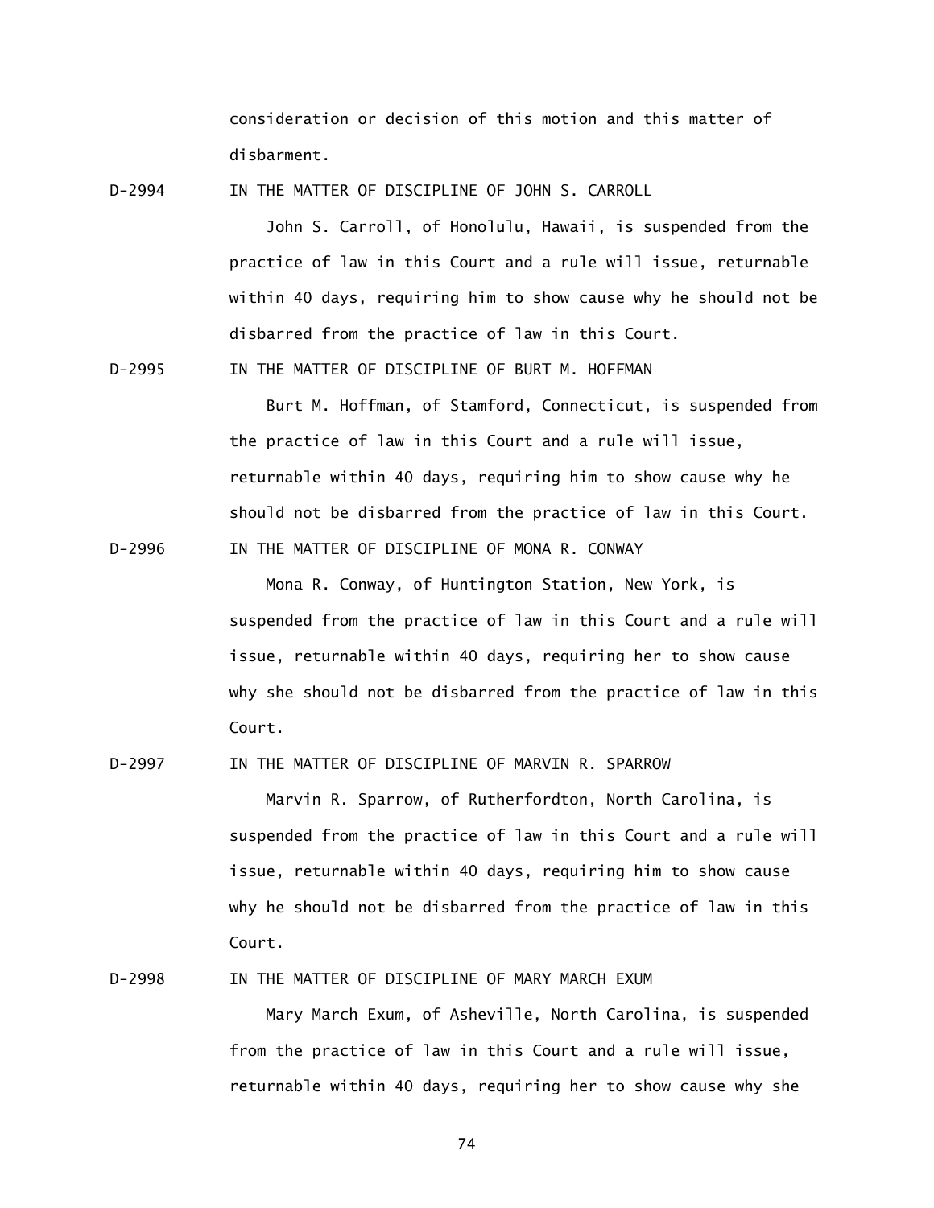consideration or decision of this motion and this matter of disbarment.

D-2994 IN THE MATTER OF DISCIPLINE OF JOHN S. CARROLL

John S. Carroll, of Honolulu, Hawaii, is suspended from the practice of law in this Court and a rule will issue, returnable within 40 days, requiring him to show cause why he should not be disbarred from the practice of law in this Court.

D-2995 IN THE MATTER OF DISCIPLINE OF BURT M. HOFFMAN

Burt M. Hoffman, of Stamford, Connecticut, is suspended from the practice of law in this Court and a rule will issue, returnable within 40 days, requiring him to show cause why he should not be disbarred from the practice of law in this Court.

D-2996 IN THE MATTER OF DISCIPLINE OF MONA R. CONWAY

Mona R. Conway, of Huntington Station, New York, is suspended from the practice of law in this Court and a rule will issue, returnable within 40 days, requiring her to show cause why she should not be disbarred from the practice of law in this Court.

D-2997 IN THE MATTER OF DISCIPLINE OF MARVIN R. SPARROW

Marvin R. Sparrow, of Rutherfordton, North Carolina, is suspended from the practice of law in this Court and a rule will issue, returnable within 40 days, requiring him to show cause why he should not be disbarred from the practice of law in this Court.

D-2998 IN THE MATTER OF DISCIPLINE OF MARY MARCH EXUM

Mary March Exum, of Asheville, North Carolina, is suspended from the practice of law in this Court and a rule will issue, returnable within 40 days, requiring her to show cause why she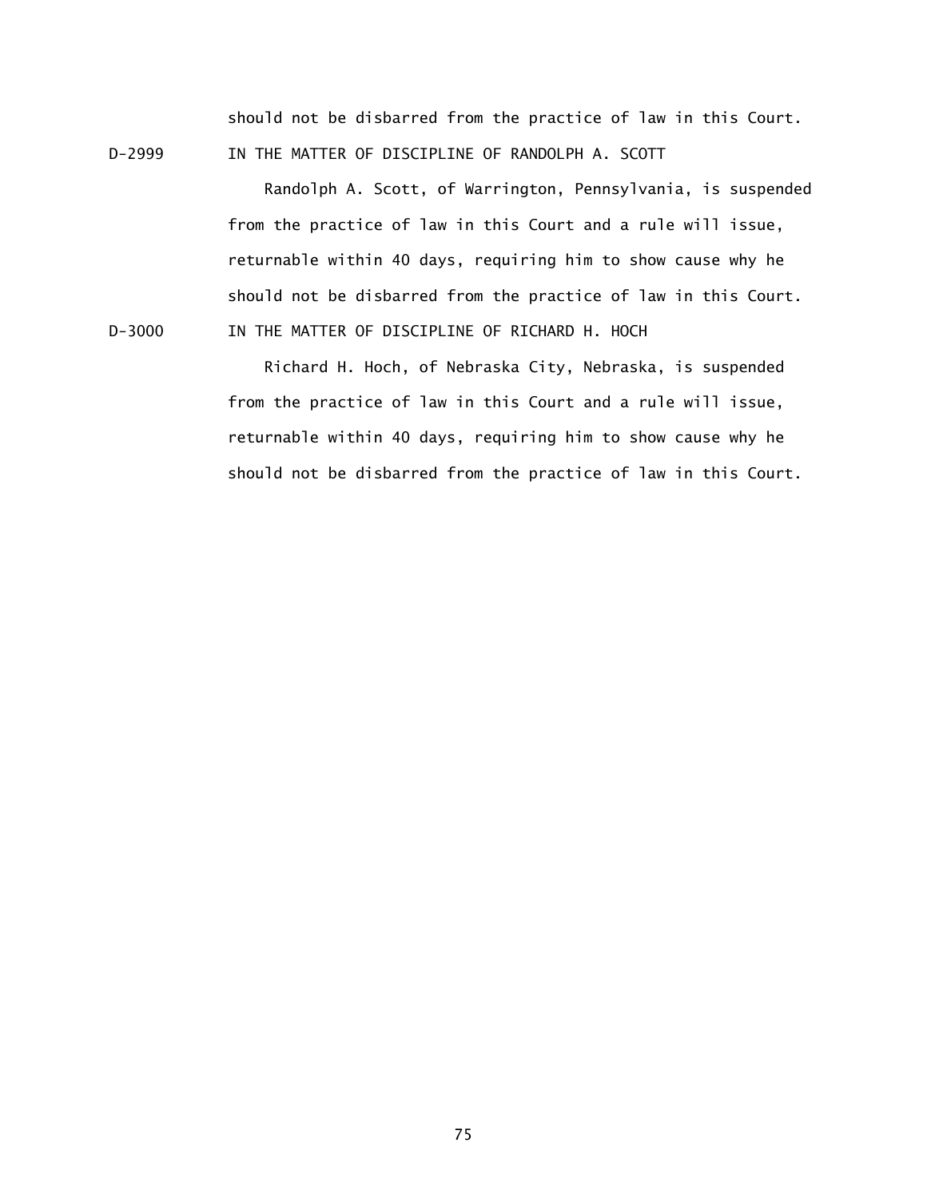should not be disbarred from the practice of law in this Court.

D-2999 IN THE MATTER OF DISCIPLINE OF RANDOLPH A. SCOTT

Randolph A. Scott, of Warrington, Pennsylvania, is suspended from the practice of law in this Court and a rule will issue, returnable within 40 days, requiring him to show cause why he should not be disbarred from the practice of law in this Court.

D-3000 IN THE MATTER OF DISCIPLINE OF RICHARD H. HOCH

Richard H. Hoch, of Nebraska City, Nebraska, is suspended from the practice of law in this Court and a rule will issue, returnable within 40 days, requiring him to show cause why he should not be disbarred from the practice of law in this Court.